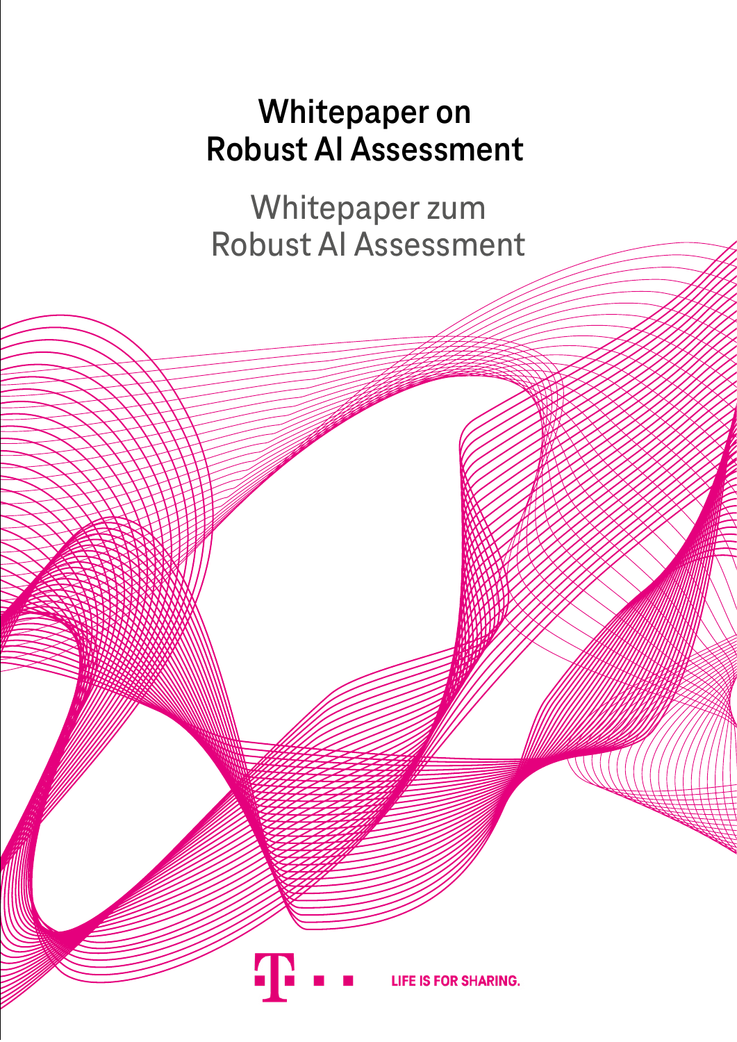# Whitepaper on Robust AI Assessment

# Whitepaper zum Robust AI Assessment

LIFE IS FOR SHARING.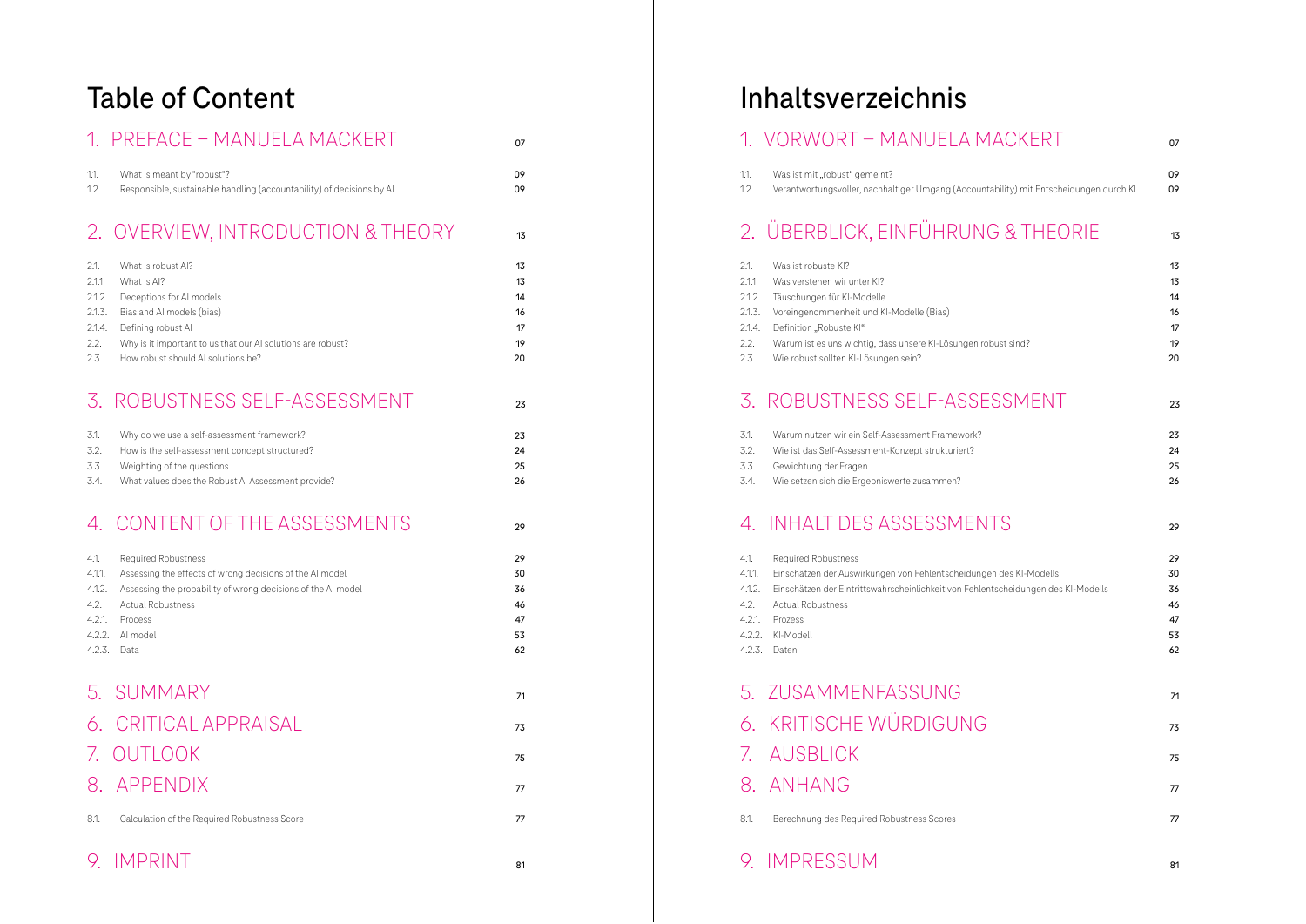# Table of Content

## 1. PREFACE – MANUELA MACKERT 07

| | | |
|---|---|---|
| 1.1. | What is meant by "robust"? | 09 |
| 1.2. | Responsible, sustainable handling (accountability) of decisions by AI | 09 |

## 2. OVERVIEW, INTRODUCTION & THEORY 13

| | | |
|---|---|---|
| 2.1. | What is robust AI? | 13 |
| 2.1.1. | What is AI? | 13 |
| 2.1.2. | Deceptions for AI models | 14 |
| 2.1.3. | Bias and AI models (bias) | 16 |
| 2.1.4. | Defining robust AI | 17 |
| 2.2. | Why is it important to us that our AI solutions are robust? | 19 |
| 2.3. | How robust should AI solutions be? | 20 |

## 3. ROBUSTNESS SELF-ASSESSMENT 23

| | | |
|---|---|---|
| 3.1. | Why do we use a self-assessment framework? | 23 |
| 3.2. | How is the self-assessment concept structured? | 24 |
| 3.3. | Weighting of the questions | 25 |
| 3.4. | What values does the Robust AI Assessment provide? | 26 |

## 4. CONTENT OF THE ASSESSMENTS 29

| | | |
|---|---|---|
| 4.1. | Required Robustness | 29 |
| 4.1.1. | Assessing the effects of wrong decisions of the AI model | 30 |
| 4.1.2. | Assessing the probability of wrong decisions of the AI model | 36 |
| 4.2. | Actual Robustness | 46 |
| 4.2.1. | Process | 47 |
| 4.2.2. | AI model | 53 |
| 4.2.3. | Data | 62 |

## 5. SUMMARY 71

## 6. CRITICAL APPRAISAL 73

## 7. OUTLOOK 75

## 8. APPENDIX 77

| | | |
|---|---|---|
| 8.1. | Calculation of the Required Robustness Score | 77 |

## 9. IMPRINT 81

# Inhaltsverzeichnis

## 1. VORWORT – MANUELA MACKERT 07

| | | |
|---|---|---|
| 1.1. | Was ist mit „robust" gemeint? | 09 |
| 1.2. | Verantwortungsvoller, nachhaltiger Umgang (Accountability) mit Entscheidungen durch KI | 09 |

## 2. ÜBERBLICK, EINFÜHRUNG & THEORIE 13

| | | |
|---|---|---|
| 2.1. | Was ist robuste KI? | 13 |
| 2.1.1. | Was verstehen wir unter KI? | 13 |
| 2.1.2. | Täuschungen für KI-Modelle | 14 |
| 2.1.3. | Voreingenommenheit und KI-Modelle (Bias) | 16 |
| 2.1.4. | Definition „Robuste KI" | 17 |
| 2.2. | Warum ist es uns wichtig, dass unsere KI-Lösungen robust sind? | 19 |
| 2.3. | Wie robust sollten KI-Lösungen sein? | 20 |

## 3. ROBUSTNESS SELF-ASSESSMENT 23

| | | |
|---|---|---|
| 3.1. | Warum nutzen wir ein Self-Assessment Framework? | 23 |
| 3.2. | Wie ist das Self-Assessment-Konzept strukturiert? | 24 |
| 3.3. | Gewichtung der Fragen | 25 |
| 3.4. | Wie setzen sich die Ergebniswerte zusammen? | 26 |

## 4. INHALT DES ASSESSMENTS 29

| | | |
|---|---|---|
| 4.1. | Required Robustness | 29 |
| 4.1.1. | Einschätzen der Auswirkungen von Fehlentscheidungen des KI-Modells | 30 |
| 4.1.2. | Einschätzen der Eintrittswahrscheinlichkeit von Fehlentscheidungen des KI-Modells | 36 |
| 4.2. | Actual Robustness | 46 |
| 4.2.1. | Prozess | 47 |
| 4.2.2. | KI-Modell | 53 |
| 4.2.3. | Daten | 62 |

## 5. ZUSAMMENFASSUNG 71

## 6. KRITISCHE WÜRDIGUNG 73

## 7. AUSBLICK 75

## 8. ANHANG 77

| | | |
|---|---|---|
| 8.1. | Berechnung des Required Robustness Scores | 77 |

## 9. IMPRESSUM 81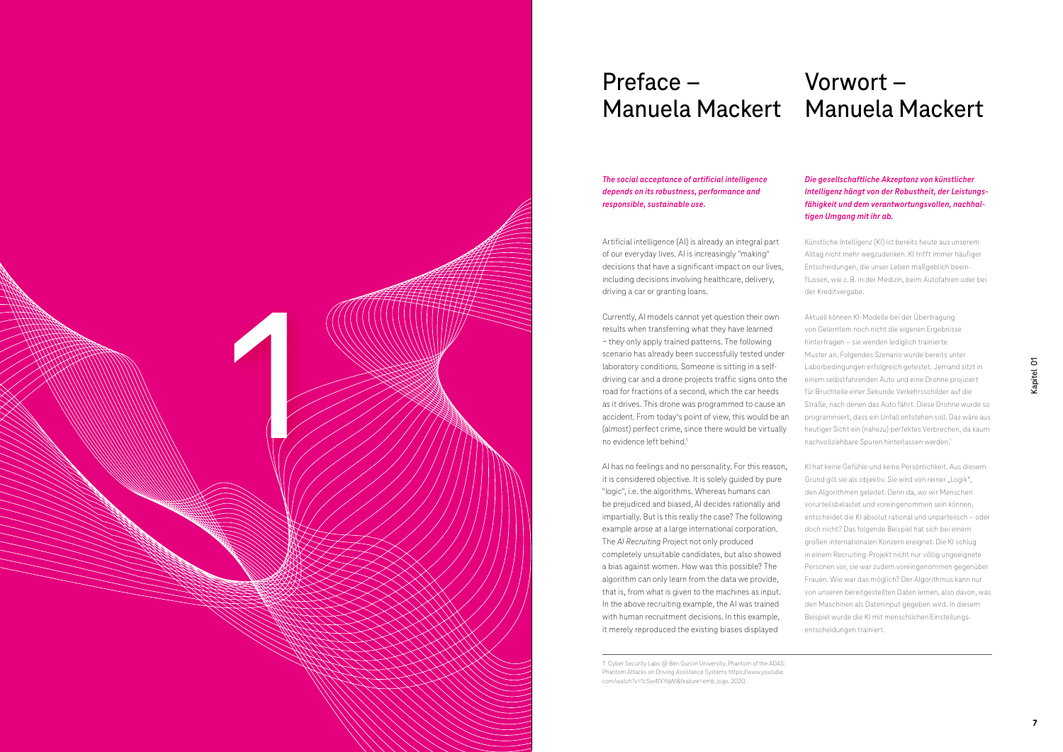# Preface – Manuela Mackert

***The social acceptance of artificial intelligence depends on its robustness, performance and responsible, sustainable use.***

Artificial intelligence (AI) is already an integral part of our everyday lives. AI is increasingly "making" decisions that have a significant impact on our lives, including decisions involving healthcare, delivery, driving a car or granting loans.

Currently, AI models cannot yet question their own results when transferring what they have learned – they only apply trained patterns. The following scenario has already been successfully tested under laboratory conditions. Someone is sitting in a self-driving car and a drone projects traffic signs onto the road for fractions of a second, which the car heeds as it drives. This drone was programmed to cause an accident. From today's point of view, this would be an (almost) perfect crime, since there would be virtually no evidence left behind.[1]

AI has no feelings and no personality. For this reason, it is considered objective. It is solely guided by pure "logic", i.e. the algorithms. Whereas humans can be prejudiced and biased, AI decides rationally and impartially. But is this really the case? The following example arose at a large international corporation. The *AI Recruiting* Project not only produced completely unsuitable candidates, but also showed a bias against women. How was this possible? The algorithm can only learn from the data we provide, that is, from what is given to the machines as input. In the above recruiting example, the AI was trained with human recruitment decisions. In this example, it merely reproduced the existing biases displayed

# Vorwort – Manuela Mackert

***Die gesellschaftliche Akzeptanz von künstlicher Intelligenz hängt von der Robustheit, der Leistungsfähigkeit und dem verantwortungsvollen, nachhaltigen Umgang mit ihr ab.***

Künstliche Intelligenz (KI) ist bereits heute aus unserem Alltag nicht mehr wegzudenken. KI trifft immer häufiger Entscheidungen, die unser Leben maßgeblich beeinflussen, wie z. B. in der Medizin, beim Autofahren oder bei der Kreditvergabe.

Aktuell können KI-Modelle bei der Übertragung von Gelerntem noch nicht die eigenen Ergebnisse hinterfragen – sie wenden lediglich trainierte Muster an. Folgendes Szenario wurde bereits unter Laborbedingungen erfolgreich getestet. Jemand sitzt in einem selbstfahrenden Auto und eine Drohne projiziert für Bruchteile einer Sekunde Verkehrsschilder auf die Straße, nach denen das Auto fährt. Diese Drohne wurde so programmiert, dass ein Unfall entstehen soll. Das wäre aus heutiger Sicht ein (nahezu) perfektes Verbrechen, da kaum nachvollziehbare Spuren hinterlassen werden.[1]

KI hat keine Gefühle und keine Persönlichkeit. Aus diesem Grund gilt sie als objektiv. Sie wird von reiner „Logik", den Algorithmen geleitet. Denn da, wo wir Menschen vorurteilsbelastet und voreingenommen sein können, entscheidet die KI absolut rational und unparteiisch – oder doch nicht? Das folgende Beispiel hat sich bei einem großen internationalen Konzern ereignet. Die KI schlug in einem Recruiting-Projekt nicht nur völlig ungeeignete Personen vor, sie war zudem voreingenommen gegenüber Frauen. Wie war das möglich? Der Algorithmus kann nur von unseren bereitgestellten Daten lernen, also davon, was den Maschinen als Dateninput gegeben wird. In diesem Beispiel wurde die KI mit menschlichen Einstellungsentscheidungen trainiert.

---

1 Cyber Security Labs @ Ben Gurion University, Phantom of the ADAS: Phantom Attacks on Driving Assistance Systems https://www.youtube.com/watch?v=1cSw4fXYqWI&feature=emb_logo. 2020.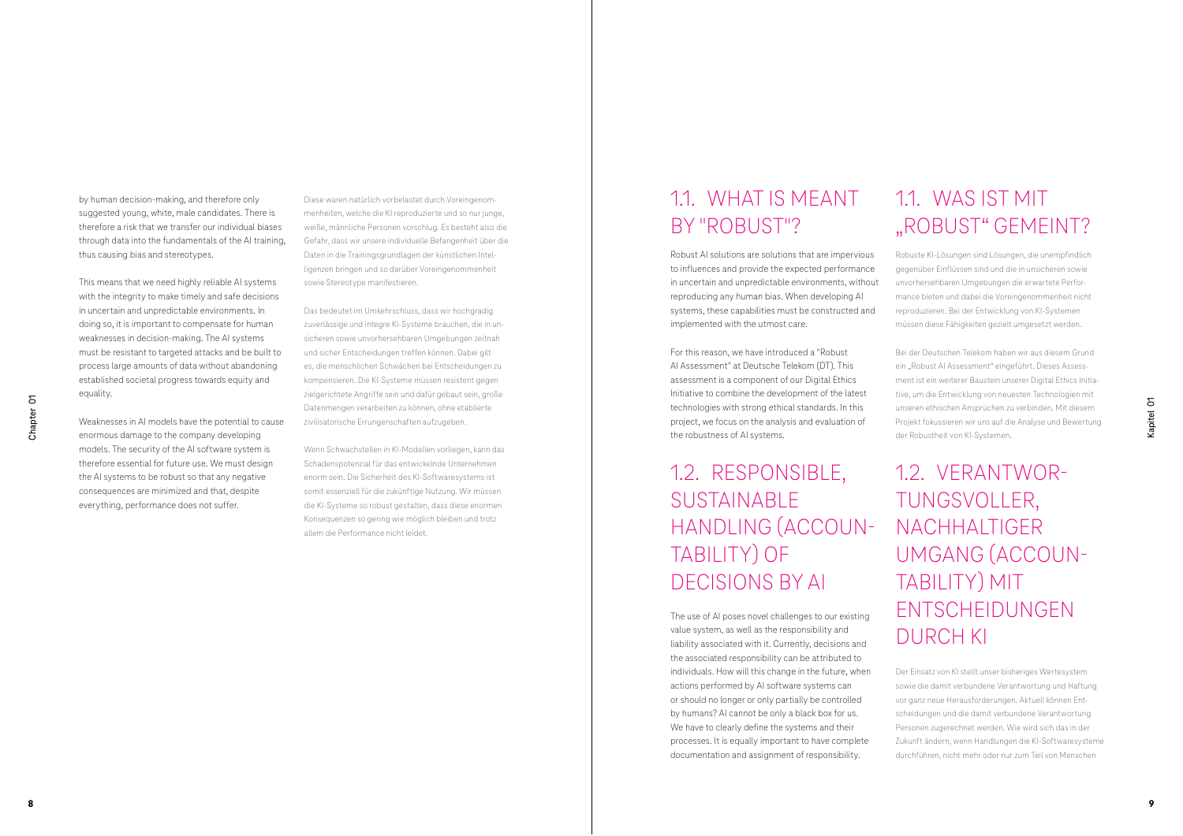by human decision-making, and therefore only suggested young, white, male candidates. There is therefore a risk that we transfer our individual biases through data into the fundamentals of the AI training, thus causing bias and stereotypes.

This means that we need highly reliable AI systems with the integrity to make timely and safe decisions in uncertain and unpredictable environments. In doing so, it is important to compensate for human weaknesses in decision-making. The AI systems must be resistant to targeted attacks and be built to process large amounts of data without abandoning established societal progress towards equity and equality.

Weaknesses in AI models have the potential to cause enormous damage to the company developing models. The security of the AI software system is therefore essential for future use. We must design the AI systems to be robust so that any negative consequences are minimized and that, despite everything, performance does not suffer.

Diese waren natürlich vorbelastet durch Voreingenommenheiten, welche die KI reproduzierte und so nur junge, weiße, männliche Personen vorschlug. Es besteht also die Gefahr, dass wir unsere individuelle Befangenheit über die Daten in die Trainingsgrundlagen der künstlichen Intelligenzen bringen und so darüber Voreingenommenheit sowie Stereotype manifestieren.

Das bedeutet im Umkehrschluss, dass wir hochgradig zuverlässige und integre KI-Systeme brauchen, die in unsicheren sowie unvorhersehbaren Umgebungen zeitnah und sicher Entscheidungen treffen können. Dabei gilt es, die menschlichen Schwächen bei Entscheidungen zu kompensieren. Die KI-Systeme müssen resistent gegen zielgerichtete Angriffe sein und dafür gebaut sein, große Datenmengen verarbeiten zu können, ohne etablierte zivilisatorische Errungenschaften aufzugeben.

Wenn Schwachstellen in KI-Modellen vorliegen, kann das Schadenspotenzial für das entwickelnde Unternehmen enorm sein. Die Sicherheit des KI-Softwaresystems ist somit essenziell für die zukünftige Nutzung. Wir müssen die KI-Systeme so robust gestalten, dass diese enormen Konsequenzen so gering wie möglich bleiben und trotz allem die Performance nicht leidet.

## 1.1. WHAT IS MEANT BY "ROBUST"?

Robust AI solutions are solutions that are impervious to influences and provide the expected performance in uncertain and unpredictable environments, without reproducing any human bias. When developing AI systems, these capabilities must be constructed and implemented with the utmost care.

For this reason, we have introduced a "Robust AI Assessment" at Deutsche Telekom (DT). This assessment is a component of our Digital Ethics Initiative to combine the development of the latest technologies with strong ethical standards. In this project, we focus on the analysis and evaluation of the robustness of AI systems.

## 1.1. WAS IST MIT „ROBUST" GEMEINT?

Robuste KI-Lösungen sind Lösungen, die unempfindlich gegenüber Einflüssen sind und die in unsicheren sowie unvorhersehbaren Umgebungen die erwartete Performance bieten und dabei die Voreingenommenheit nicht reproduzieren. Bei der Entwicklung von KI-Systemen müssen diese Fähigkeiten gezielt umgesetzt werden.

Bei der Deutschen Telekom haben wir aus diesem Grund ein „Robust AI Assessment" eingeführt. Dieses Assessment ist ein weiterer Baustein unserer Digital Ethics Initiative, um die Entwicklung von neuesten Technologien mit unseren ethischen Ansprüchen zu verbinden. Mit diesem Projekt fokussieren wir uns auf die Analyse und Bewertung der Robustheit von KI-Systemen.

## 1.2. RESPONSIBLE, SUSTAINABLE HANDLING (ACCOUNTABILITY) OF DECISIONS BY AI

The use of AI poses novel challenges to our existing value system, as well as the responsibility and liability associated with it. Currently, decisions and the associated responsibility can be attributed to individuals. How will this change in the future, when actions performed by AI software systems can or should no longer or only partially be controlled by humans? AI cannot be only a black box for us. We have to clearly define the systems and their processes. It is equally important to have complete documentation and assignment of responsibility.

## 1.2. VERANTWORTUNGSVOLLER, NACHHALTIGER UMGANG (ACCOUNTABILITY) MIT ENTSCHEIDUNGEN DURCH KI

Der Einsatz von KI stellt unser bisheriges Wertesystem sowie die damit verbundene Verantwortung und Haftung vor ganz neue Herausforderungen. Aktuell können Entscheidungen und die damit verbundene Verantwortung Personen zugerechnet werden. Wie wird sich das in der Zukunft ändern, wenn Handlungen die KI-Softwaresysteme durchführen, nicht mehr oder nur zum Teil von Menschen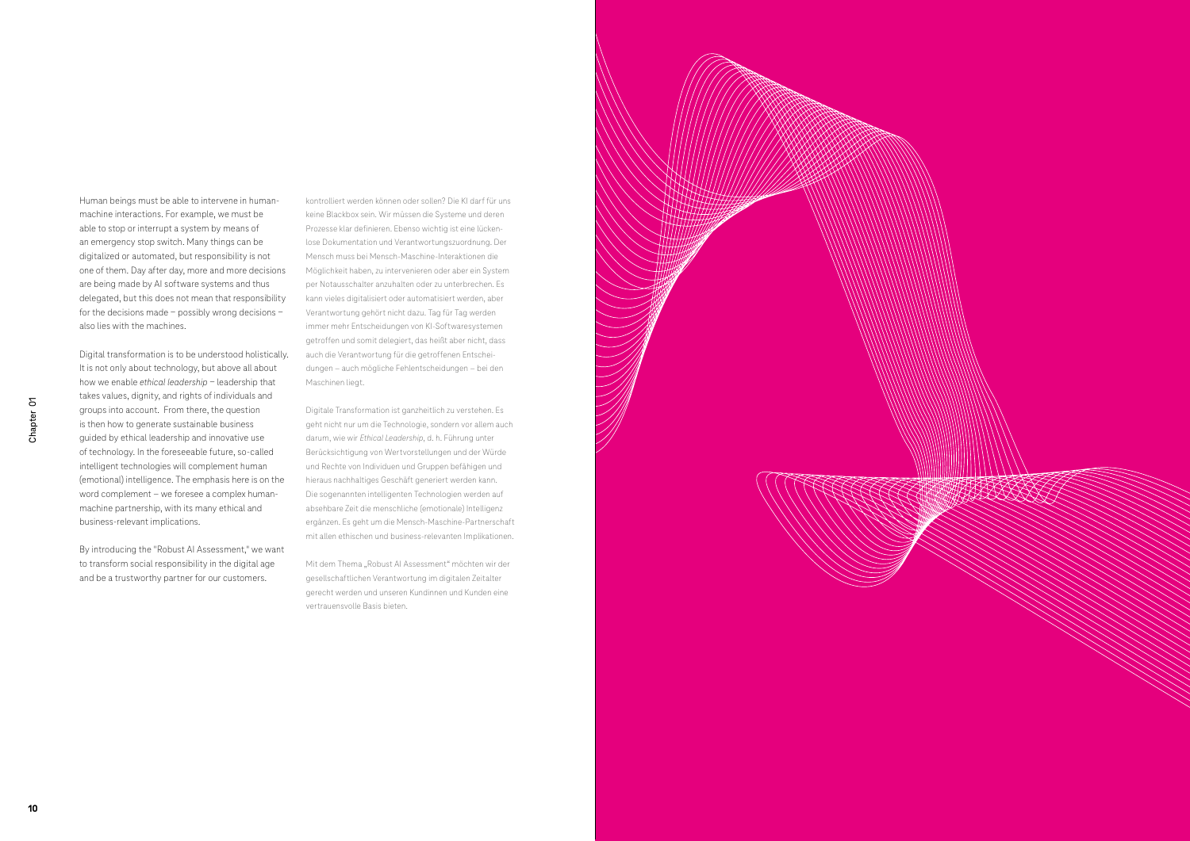Human beings must be able to intervene in human-machine interactions. For example, we must be able to stop or interrupt a system by means of an emergency stop switch. Many things can be digitalized or automated, but responsibility is not one of them. Day after day, more and more decisions are being made by AI software systems and thus delegated, but this does not mean that responsibility for the decisions made – possibly wrong decisions – also lies with the machines.

Digital transformation is to be understood holistically. It is not only about technology, but above all about how we enable *ethical leadership* – leadership that takes values, dignity, and rights of individuals and groups into account. From there, the question is then how to generate sustainable business guided by ethical leadership and innovative use of technology. In the foreseeable future, so-called intelligent technologies will complement human (emotional) intelligence. The emphasis here is on the word complement – we foresee a complex human-machine partnership, with its many ethical and business-relevant implications.

By introducing the "Robust AI Assessment," we want to transform social responsibility in the digital age and be a trustworthy partner for our customers.

kontrolliert werden können oder sollen? Die KI darf für uns keine Blackbox sein. Wir müssen die Systeme und deren Prozesse klar definieren. Ebenso wichtig ist eine lückenlose Dokumentation und Verantwortungszuordnung. Der Mensch muss bei Mensch-Maschine-Interaktionen die Möglichkeit haben, zu intervenieren oder aber ein System per Notausschalter anzuhalten oder zu unterbrechen. Es kann vieles digitalisiert oder automatisiert werden, aber Verantwortung gehört nicht dazu. Tag für Tag werden immer mehr Entscheidungen von KI-Softwaresystemen getroffen und somit delegiert, das heißt aber nicht, dass auch die Verantwortung für die getroffenen Entscheidungen – auch mögliche Fehlentscheidungen – bei den Maschinen liegt.

Digitale Transformation ist ganzheitlich zu verstehen. Es geht nicht nur um die Technologie, sondern vor allem auch darum, wie wir *Ethical Leadership*, d. h. Führung unter Berücksichtigung von Wertvorstellungen und der Würde und Rechte von Individuen und Gruppen befähigen und hieraus nachhaltiges Geschäft generiert werden kann. Die sogenannten intelligenten Technologien werden auf absehbare Zeit die menschliche (emotionale) Intelligenz ergänzen. Es geht um die Mensch-Maschine-Partnerschaft mit allen ethischen und business-relevanten Implikationen.

Mit dem Thema „Robust AI Assessment" möchten wir der gesellschaftlichen Verantwortung im digitalen Zeitalter gerecht werden und unseren Kundinnen und Kunden eine vertrauensvolle Basis bieten.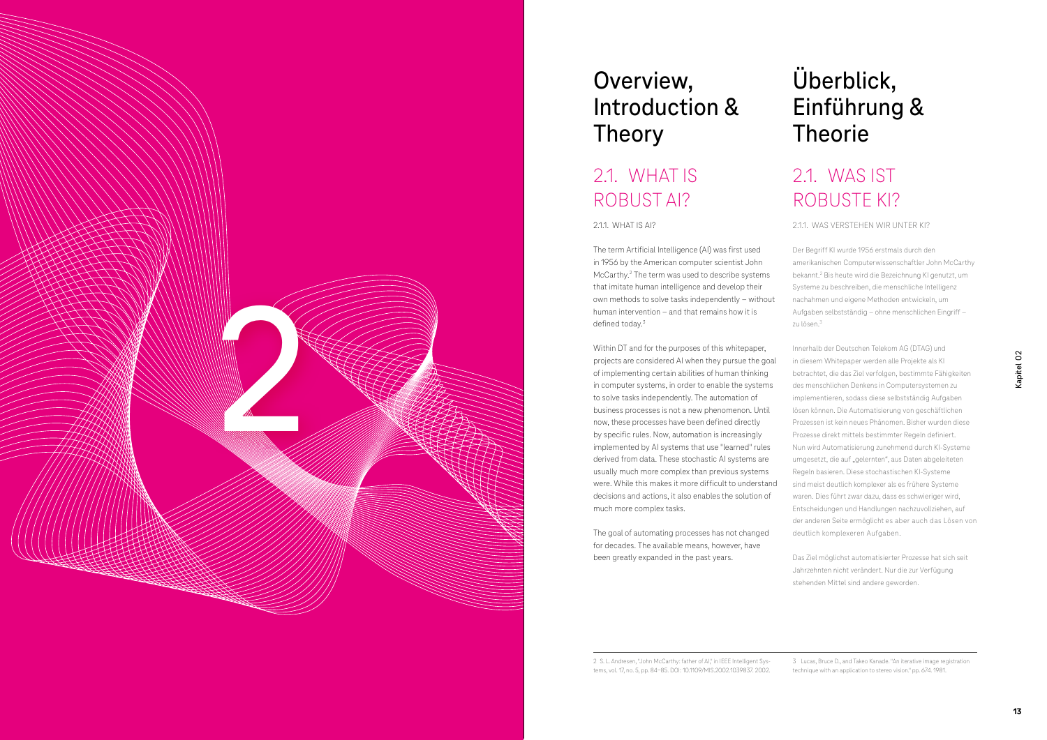# Overview, Introduction & Theory

## 2.1. WHAT IS ROBUST AI?

### 2.1.1. WHAT IS AI?

The term Artificial Intelligence (AI) was first used in 1956 by the American computer scientist John McCarthy.[2] The term was used to describe systems that imitate human intelligence and develop their own methods to solve tasks independently – without human intervention – and that remains how it is defined today.[3]

Within DT and for the purposes of this whitepaper, projects are considered AI when they pursue the goal of implementing certain abilities of human thinking in computer systems, in order to enable the systems to solve tasks independently. The automation of business processes is not a new phenomenon. Until now, these processes have been defined directly by specific rules. Now, automation is increasingly implemented by AI systems that use "learned" rules derived from data. These stochastic AI systems are usually much more complex than previous systems were. While this makes it more difficult to understand decisions and actions, it also enables the solution of much more complex tasks.

The goal of automating processes has not changed for decades. The available means, however, have been greatly expanded in the past years.

# Überblick, Einführung & Theorie

## 2.1. WAS IST ROBUSTE KI?

### 2.1.1. WAS VERSTEHEN WIR UNTER KI?

Der Begriff KI wurde 1956 erstmals durch den amerikanischen Computerwissenschaftler John McCarthy bekannt.[2] Bis heute wird die Bezeichnung KI genutzt, um Systeme zu beschreiben, die menschliche Intelligenz nachahmen und eigene Methoden entwickeln, um Aufgaben selbstständig – ohne menschlichen Eingriff – zu lösen.[3]

Innerhalb der Deutschen Telekom AG (DTAG) und in diesem Whitepaper werden alle Projekte als KI betrachtet, die das Ziel verfolgen, bestimmte Fähigkeiten des menschlichen Denkens in Computersystemen zu implementieren, sodass diese selbstständig Aufgaben lösen können. Die Automatisierung von geschäftlichen Prozessen ist kein neues Phänomen. Bisher wurden diese Prozesse direkt mittels bestimmter Regeln definiert. Nun wird Automatisierung zunehmend durch KI-Systeme umgesetzt, die auf „gelernten", aus Daten abgeleiteten Regeln basieren. Diese stochastischen KI-Systeme sind meist deutlich komplexer als es frühere Systeme waren. Dies führt zwar dazu, dass es schwieriger wird, Entscheidungen und Handlungen nachzuvollziehen, auf der anderen Seite ermöglicht es aber auch das Lösen von deutlich komplexeren Aufgaben.

Das Ziel möglichst automatisierter Prozesse hat sich seit Jahrzehnten nicht verändert. Nur die zur Verfügung stehenden Mittel sind andere geworden.

---

2 S. L. Andresen, "John McCarthy: father of AI," in IEEE Intelligent Systems, vol. 17, no. 5, pp. 84–85. DOI: 10.1109/MIS.2002.1039837. 2002.

3 Lucas, Bruce D., and Takeo Kanade. "An iterative image registration technique with an application to stereo vision." pp. 674. 1981.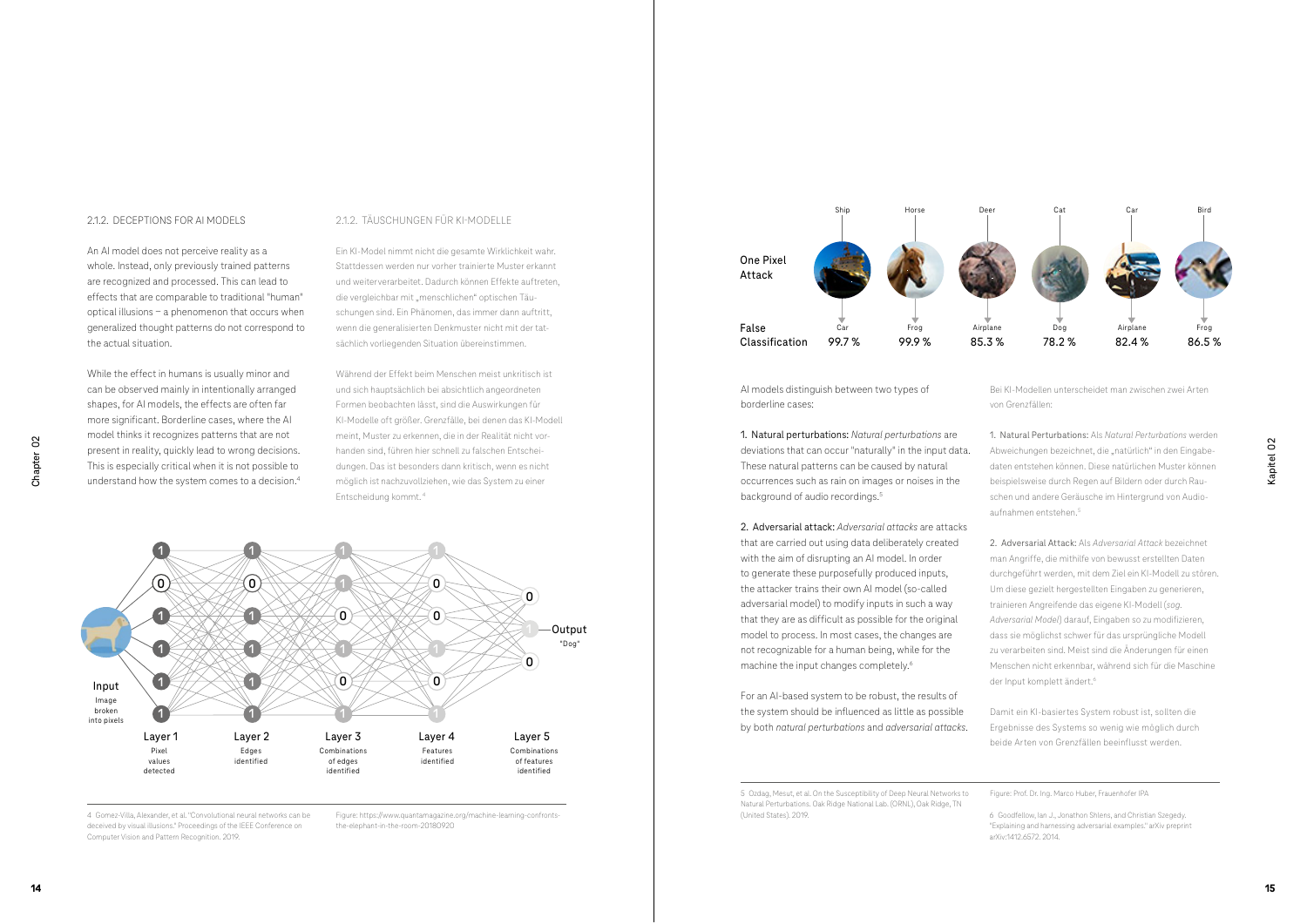## 2.1.2. DECEPTIONS FOR AI MODELS

An AI model does not perceive reality as a whole. Instead, only previously trained patterns are recognized and processed. This can lead to effects that are comparable to traditional "human" optical illusions – a phenomenon that occurs when generalized thought patterns do not correspond to the actual situation.

While the effect in humans is usually minor and can be observed mainly in intentionally arranged shapes, for AI models, the effects are often far more significant. Borderline cases, where the AI model thinks it recognizes patterns that are not present in reality, quickly lead to wrong decisions. This is especially critical when it is not possible to understand how the system comes to a decision.[4]

## 2.1.2. TÄUSCHUNGEN FÜR KI-MODELLE

Ein KI-Model nimmt nicht die gesamte Wirklichkeit wahr. Stattdessen werden nur vorher trainierte Muster erkannt und weiterverarbeitet. Dadurch können Effekte auftreten, die vergleichbar mit „menschlichen" optischen Täuschungen sind. Ein Phänomen, das immer dann auftritt, wenn die generalisierten Denkmuster nicht mit der tatsächlich vorliegenden Situation übereinstimmen.

Während der Effekt beim Menschen meist unkritisch ist und sich hauptsächlich bei absichtlich angeordneten Formen beobachten lässt, sind die Auswirkungen für KI-Modelle oft größer. Grenzfälle, bei denen das KI-Modell meint, Muster zu erkennen, die in der Realität nicht vorhanden sind, führen hier schnell zu falschen Entscheidungen. Das ist besonders dann kritisch, wenn es nicht möglich ist nachzuvollziehen, wie das System zu einer Entscheidung kommt.[4]

Input: Image broken into pixels — Layer 1: Pixel values detected — Layer 2: Edges identified — Layer 3: Combinations of edges identified — Layer 4: Features identified — Layer 5: Combinations of features identified — Output "Dog"

| One Pixel Attack | Ship | Horse | Deer | Cat | Car | Bird |
|---|---|---|---|---|---|---|
| False Classification | Car 99.7 % | Frog 99.9 % | Airplane 85.3 % | Dog 78.2 % | Airplane 82.4 % | Frog 86.5 % |

AI models distinguish between two types of borderline cases:

1. Natural perturbations: *Natural perturbations* are deviations that can occur "naturally" in the input data. These natural patterns can be caused by natural occurrences such as rain on images or noises in the background of audio recordings.[5]

2. Adversarial attack: *Adversarial attacks* are attacks that are carried out using data deliberately created with the aim of disrupting an AI model. In order to generate these purposefully produced inputs, the attacker trains their own AI model (so-called adversarial model) to modify inputs in such a way that they are as difficult as possible for the original model to process. In most cases, the changes are not recognizable for a human being, while for the machine the input changes completely.[6]

For an AI-based system to be robust, the results of the system should be influenced as little as possible by both *natural perturbations* and *adversarial attacks*.

Bei KI-Modellen unterscheidet man zwischen zwei Arten von Grenzfällen:

1. Natural Perturbations: Als *Natural Perturbations* werden Abweichungen bezeichnet, die „natürlich" in den Eingabedaten entstehen können. Diese natürlichen Muster können beispielsweise durch Regen auf Bildern oder durch Rauschen und andere Geräusche im Hintergrund von Audioaufnahmen entstehen.[5]

2. Adversarial Attack: Als *Adversarial Attack* bezeichnet man Angriffe, die mithilfe von bewusst erstellten Daten durchgeführt werden, mit dem Ziel ein KI-Modell zu stören. Um diese gezielt hergestellten Eingaben zu generieren, trainieren Angreifende das eigene KI-Modell (*sog. Adversarial Model*) darauf, Eingaben so zu modifizieren, dass sie möglichst schwer für das ursprüngliche Modell zu verarbeiten sind. Meist sind die Änderungen für einen Menschen nicht erkennbar, während sich für die Maschine der Input komplett ändert.[6]

Damit ein KI-basiertes System robust ist, sollten die Ergebnisse des Systems so wenig wie möglich durch beide Arten von Grenzfällen beeinflusst werden.

---

4 Gomez-Villa, Alexander, et al. "Convolutional neural networks can be deceived by visual illusions." Proceedings of the IEEE Conference on Computer Vision and Pattern Recognition. 2019.

Figure: https://www.quantamagazine.org/machine-learning-confronts-the-elephant-in-the-room-20180920

5 Ozdag, Mesut, et al. On the Susceptibility of Deep Neural Networks to Natural Perturbations. Oak Ridge National Lab. (ORNL), Oak Ridge, TN (United States). 2019.

Figure: Prof. Dr. Ing. Marco Huber, Frauenhofer IPA

6 Goodfellow, Ian J., Jonathon Shlens, and Christian Szegedy. "Explaining and harnessing adversarial examples." arXiv preprint arXiv:1412.6572. 2014.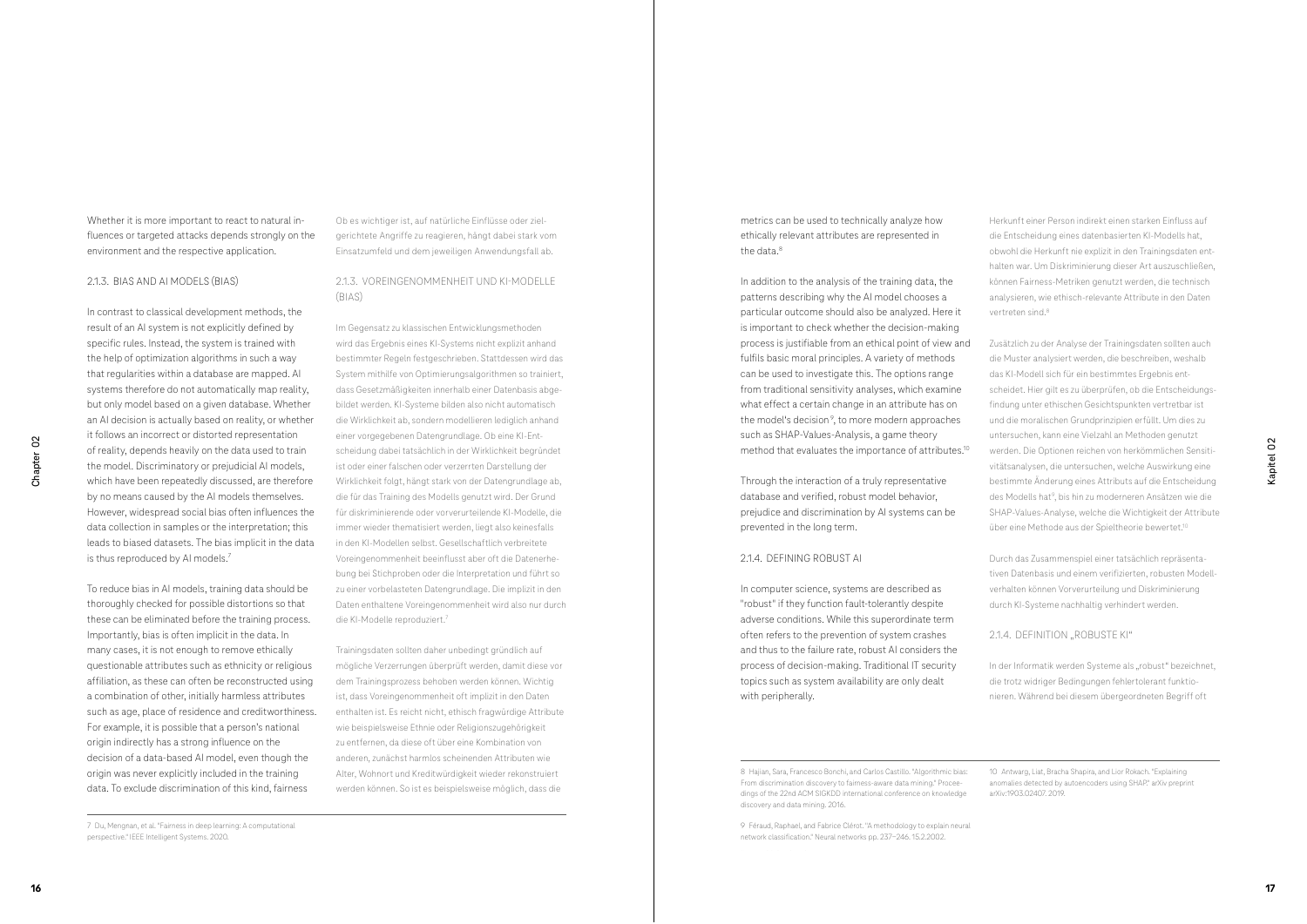Whether it is more important to react to natural influences or targeted attacks depends strongly on the environment and the respective application.

### 2.1.3. BIAS AND AI MODELS (BIAS)

In contrast to classical development methods, the result of an AI system is not explicitly defined by specific rules. Instead, the system is trained with the help of optimization algorithms in such a way that regularities within a database are mapped. AI systems therefore do not automatically map reality, but only model based on a given database. Whether an AI decision is actually based on reality, or whether it follows an incorrect or distorted representation of reality, depends heavily on the data used to train the model. Discriminatory or prejudicial AI models, which have been repeatedly discussed, are therefore by no means caused by the AI models themselves. However, widespread social bias often influences the data collection in samples or the interpretation; this leads to biased datasets. The bias implicit in the data is thus reproduced by AI models.[7]

To reduce bias in AI models, training data should be thoroughly checked for possible distortions so that these can be eliminated before the training process. Importantly, bias is often implicit in the data. In many cases, it is not enough to remove ethically questionable attributes such as ethnicity or religious affiliation, as these can often be reconstructed using a combination of other, initially harmless attributes such as age, place of residence and creditworthiness. For example, it is possible that a person's national origin indirectly has a strong influence on the decision of a data-based AI model, even though the origin was never explicitly included in the training data. To exclude discrimination of this kind, fairness metrics can be used to technically analyze how ethically relevant attributes are represented in the data.[8]

In addition to the analysis of the training data, the patterns describing why the AI model chooses a particular outcome should also be analyzed. Here it is important to check whether the decision-making process is justifiable from an ethical point of view and fulfils basic moral principles. A variety of methods can be used to investigate this. The options range from traditional sensitivity analyses, which examine what effect a certain change in an attribute has on the model's decision[9], to more modern approaches such as SHAP-Values-Analysis, a game theory method that evaluates the importance of attributes.[10]

Through the interaction of a truly representative database and verified, robust model behavior, prejudice and discrimination by AI systems can be prevented in the long term.

### 2.1.4. DEFINING ROBUST AI

In computer science, systems are described as "robust" if they function fault-tolerantly despite adverse conditions. While this superordinate term often refers to the prevention of system crashes and thus to the failure rate, robust AI considers the process of decision-making. Traditional IT security topics such as system availability are only dealt with peripherally.

---

Ob es wichtiger ist, auf natürliche Einflüsse oder zielgerichtete Angriffe zu reagieren, hängt dabei stark vom Einsatzumfeld und dem jeweiligen Anwendungsfall ab.

### 2.1.3. VOREINGENOMMENHEIT UND KI-MODELLE (BIAS)

Im Gegensatz zu klassischen Entwicklungsmethoden wird das Ergebnis eines KI-Systems nicht explizit anhand bestimmter Regeln festgeschrieben. Stattdessen wird das System mithilfe von Optimierungsalgorithmen so trainiert, dass Gesetzmäßigkeiten innerhalb einer Datenbasis abgebildet werden. KI-Systeme bilden also nicht automatisch die Wirklichkeit ab, sondern modellieren lediglich anhand einer vorgegebenen Datengrundlage. Ob eine KI-Entscheidung dabei tatsächlich in der Wirklichkeit begründet ist oder einer falschen oder verzerrten Darstellung der Wirklichkeit folgt, hängt stark von der Datengrundlage ab, die für das Training des Modells genutzt wird. Der Grund für diskriminierende oder vorverurteilende KI-Modelle, die immer wieder thematisiert werden, liegt also keinesfalls in den KI-Modellen selbst. Gesellschaftlich verbreitete Voreingenommenheit beeinflusst aber oft die Datenerhebung bei Stichproben oder die Interpretation und führt so zu einer vorbelasteten Datengrundlage. Die implizit in den Daten enthaltene Voreingenommenheit wird also nur durch die KI-Modelle reproduziert.[7]

Trainingsdaten sollten daher unbedingt gründlich auf mögliche Verzerrungen überprüft werden, damit diese vor dem Trainingsprozess behoben werden können. Wichtig ist, dass Voreingenommenheit oft implizit in den Daten enthalten ist. Es reicht nicht, ethisch fragwürdige Attribute wie beispielsweise Ethnie oder Religionszugehörigkeit zu entfernen, da diese oft über eine Kombination von anderen, zunächst harmlos scheinenden Attributen wie Alter, Wohnort und Kreditwürdigkeit wieder rekonstruiert werden können. So ist es beispielsweise möglich, dass die Herkunft einer Person indirekt einen starken Einfluss auf die Entscheidung eines datenbasierten KI-Modells hat, obwohl die Herkunft nie explizit in den Trainingsdaten enthalten war. Um Diskriminierung dieser Art auszuschließen, können Fairness-Metriken genutzt werden, die technisch analysieren, wie ethisch-relevante Attribute in den Daten vertreten sind.[8]

Zusätzlich zu der Analyse der Trainingsdaten sollten auch die Muster analysiert werden, die beschreiben, weshalb das KI-Modell sich für ein bestimmtes Ergebnis entscheidet. Hier gilt es zu überprüfen, ob die Entscheidungsfindung unter ethischen Gesichtspunkten vertretbar ist und die moralischen Grundprinzipien erfüllt. Um dies zu untersuchen, kann eine Vielzahl an Methoden genutzt werden. Die Optionen reichen von herkömmlichen Sensitivitätsanalysen, die untersuchen, welche Auswirkung eine bestimmte Änderung eines Attributs auf die Entscheidung des Modells hat[9], bis hin zu moderneren Ansätzen wie die SHAP-Values-Analyse, welche die Wichtigkeit der Attribute über eine Methode aus der Spieltheorie bewertet.[10]

Durch das Zusammenspiel einer tatsächlich repräsentativen Datenbasis und einem verifizierten, robusten Modellverhalten können Vorverurteilung und Diskriminierung durch KI-Systeme nachhaltig verhindert werden.

### 2.1.4. DEFINITION „ROBUSTE KI"

In der Informatik werden Systeme als „robust" bezeichnet, die trotz widriger Bedingungen fehlertolerant funktionieren. Während bei diesem übergeordneten Begriff oft

---

7 Du, Mengnan, et al. "Fairness in deep learning: A computational perspective." IEEE Intelligent Systems. 2020.

8 Hajian, Sara, Francesco Bonchi, and Carlos Castillo. "Algorithmic bias: From discrimination discovery to fairness-aware data mining." Proceedings of the 22nd ACM SIGKDD international conference on knowledge discovery and data mining. 2016.

9 Féraud, Raphael, and Fabrice Clérot. "A methodology to explain neural network classification." Neural networks pp. 237–246. 15.2.2002.

10 Antwarg, Liat, Bracha Shapira, and Lior Rokach. "Explaining anomalies detected by autoencoders using SHAP." arXiv preprint arXiv:1903.02407. 2019.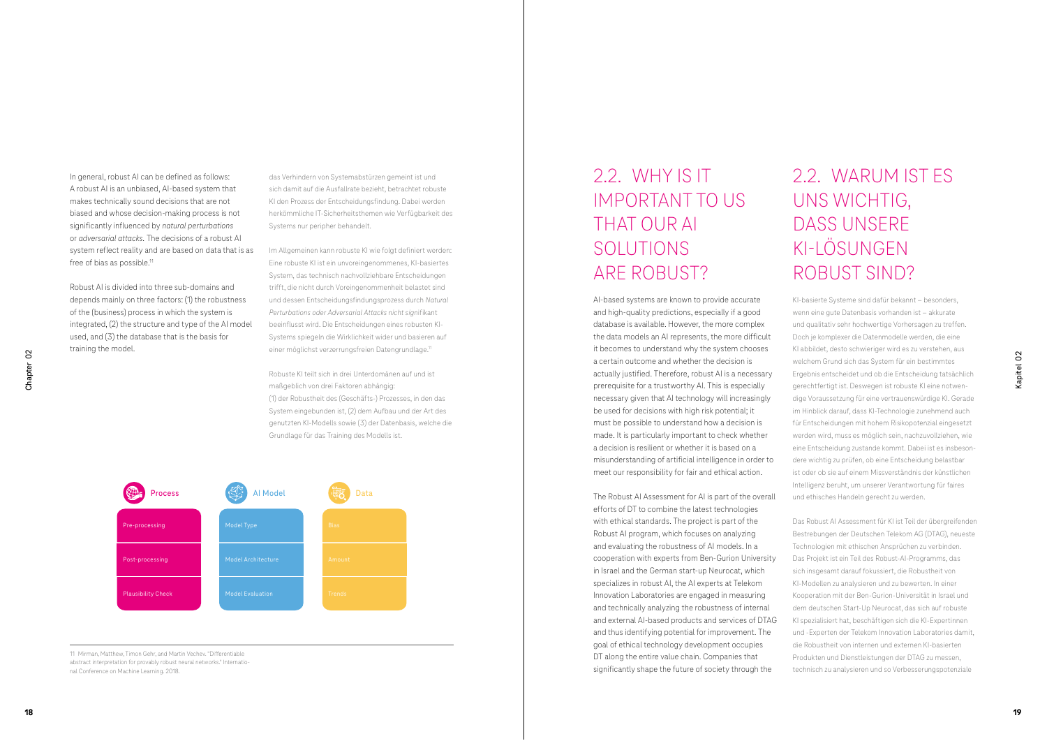In general, robust AI can be defined as follows: A robust AI is an unbiased, AI-based system that makes technically sound decisions that are not biased and whose decision-making process is not significantly influenced by *natural perturbations* or *adversarial attacks*. The decisions of a robust AI system reflect reality and are based on data that is as free of bias as possible.[11]

Robust AI is divided into three sub-domains and depends mainly on three factors: (1) the robustness of the (business) process in which the system is integrated, (2) the structure and type of the AI model used, and (3) the database that is the basis for training the model.

das Verhindern von Systemabstürzen gemeint ist und sich damit auf die Ausfallrate bezieht, betrachtet robuste KI den Prozess der Entscheidungsfindung. Dabei werden herkömmliche IT-Sicherheitsthemen wie Verfügbarkeit des Systems nur peripher behandelt.

Im Allgemeinen kann robuste KI wie folgt definiert werden: Eine robuste KI ist ein unvoreingenommenes, KI-basiertes System, das technisch nachvollziehbare Entscheidungen trifft, die nicht durch Voreingenommenheit belastet sind und dessen Entscheidungsfindungsprozess durch *Natural Perturbations oder Adversarial Attacks nicht* signifikant beeinflusst wird. Die Entscheidungen eines robusten KI-Systems spiegeln die Wirklichkeit wider und basieren auf einer möglichst verzerrungsfreien Datengrundlage.[11]

Robuste KI teilt sich in drei Unterdomänen auf und ist maßgeblich von drei Faktoren abhängig:
(1) der Robustheit des (Geschäfts-) Prozesses, in den das System eingebunden ist, (2) dem Aufbau und der Art des genutzten KI-Modells sowie (3) der Datenbasis, welche die Grundlage für das Training des Modells ist.

| Process | AI Model | Data |
|---|---|---|
| Pre-processing | Model Type | Bias |
| Post-processing | Model Architecture | Amount |
| Plausibility Check | Model Evaluation | Trends |

11 Mirman, Matthew, Timon Gehr, and Martin Vechev. "Differentiable abstract interpretation for provably robust neural networks." International Conference on Machine Learning. 2018.

## 2.2. WHY IS IT IMPORTANT TO US THAT OUR AI SOLUTIONS ARE ROBUST?

AI-based systems are known to provide accurate and high-quality predictions, especially if a good database is available. However, the more complex the data models an AI represents, the more difficult it becomes to understand why the system chooses a certain outcome and whether the decision is actually justified. Therefore, robust AI is a necessary prerequisite for a trustworthy AI. This is especially necessary given that AI technology will increasingly be used for decisions with high risk potential; it must be possible to understand how a decision is made. It is particularly important to check whether a decision is resilient or whether it is based on a misunderstanding of artificial intelligence in order to meet our responsibility for fair and ethical action.

The Robust AI Assessment for AI is part of the overall efforts of DT to combine the latest technologies with ethical standards. The project is part of the Robust AI program, which focuses on analyzing and evaluating the robustness of AI models. In a cooperation with experts from Ben-Gurion University in Israel and the German start-up Neurocat, which specializes in robust AI, the AI experts at Telekom Innovation Laboratories are engaged in measuring and technically analyzing the robustness of internal and external AI-based products and services of DTAG and thus identifying potential for improvement. The goal of ethical technology development occupies DT along the entire value chain. Companies that significantly shape the future of society through the

## 2.2. WARUM IST ES UNS WICHTIG, DASS UNSERE KI-LÖSUNGEN ROBUST SIND?

KI-basierte Systeme sind dafür bekannt – besonders, wenn eine gute Datenbasis vorhanden ist – akkurate und qualitativ sehr hochwertige Vorhersagen zu treffen. Doch je komplexer die Datenmodelle werden, die eine KI abbildet, desto schwieriger wird es zu verstehen, aus welchem Grund sich das System für ein bestimmtes Ergebnis entscheidet und ob die Entscheidung tatsächlich gerechtfertigt ist. Deswegen ist robuste KI eine notwendige Voraussetzung für eine vertrauenswürdige KI. Gerade im Hinblick darauf, dass KI-Technologie zunehmend auch für Entscheidungen mit hohem Risikopotenzial eingesetzt werden wird, muss es möglich sein, nachzuvollziehen, wie eine Entscheidung zustande kommt. Dabei ist es insbesondere wichtig zu prüfen, ob eine Entscheidung belastbar ist oder ob sie auf einem Missverständnis der künstlichen Intelligenz beruht, um unserer Verantwortung für faires und ethisches Handeln gerecht zu werden.

Das Robust AI Assessment für KI ist Teil der übergreifenden Bestrebungen der Deutschen Telekom AG (DTAG), neueste Technologien mit ethischen Ansprüchen zu verbinden. Das Projekt ist ein Teil des Robust-AI-Programms, das sich insgesamt darauf fokussiert, die Robustheit von KI-Modellen zu analysieren und zu bewerten. In einer Kooperation mit der Ben-Gurion-Universität in Israel und dem deutschen Start-Up Neurocat, das sich auf robuste KI spezialisiert hat, beschäftigen sich die KI-Expertinnen und -Experten der Telekom Innovation Laboratories damit, die Robustheit von internen und externen KI-basierten Produkten und Dienstleistungen der DTAG zu messen, technisch zu analysieren und so Verbesserungspotenziale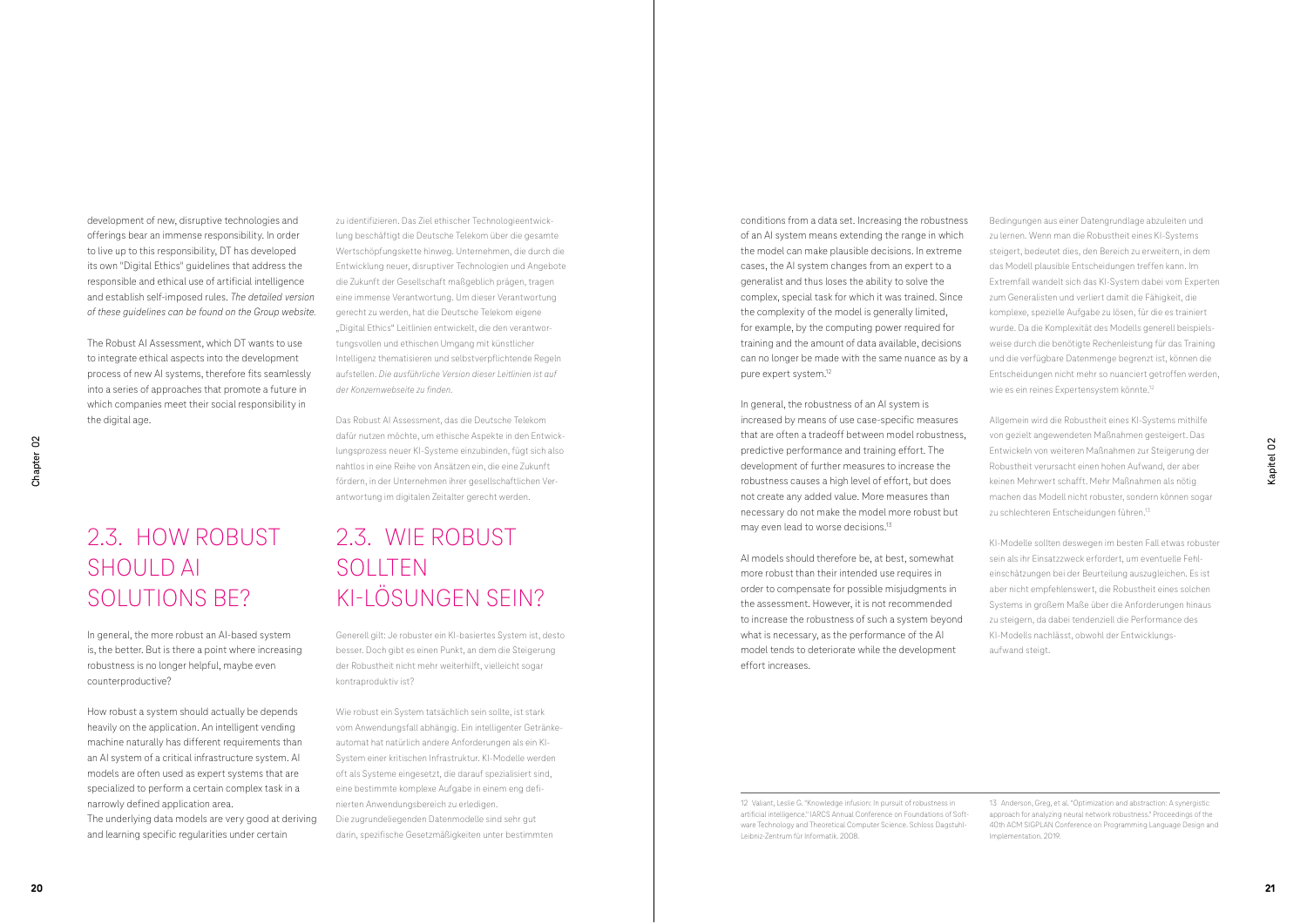development of new, disruptive technologies and offerings bear an immense responsibility. In order to live up to this responsibility, DT has developed its own "Digital Ethics" guidelines that address the responsible and ethical use of artificial intelligence and establish self-imposed rules. *The detailed version of these guidelines can be found on the Group website.*

The Robust AI Assessment, which DT wants to use to integrate ethical aspects into the development process of new AI systems, therefore fits seamlessly into a series of approaches that promote a future in which companies meet their social responsibility in the digital age.

zu identifizieren. Das Ziel ethischer Technologieentwicklung beschäftigt die Deutsche Telekom über die gesamte Wertschöpfungskette hinweg. Unternehmen, die durch die Entwicklung neuer, disruptiver Technologien und Angebote die Zukunft der Gesellschaft maßgeblich prägen, tragen eine immense Verantwortung. Um dieser Verantwortung gerecht zu werden, hat die Deutsche Telekom eigene „Digital Ethics" Leitlinien entwickelt, die den verantwortungsvollen und ethischen Umgang mit künstlicher Intelligenz thematisieren und selbstverpflichtende Regeln aufstellen. *Die ausführliche Version dieser Leitlinien ist auf der Konzernwebseite zu finden.*

Das Robust AI Assessment, das die Deutsche Telekom dafür nutzen möchte, um ethische Aspekte in den Entwicklungsprozess neuer KI-Systeme einzubinden, fügt sich also nahtlos in eine Reihe von Ansätzen ein, die eine Zukunft fördern, in der Unternehmen ihrer gesellschaftlichen Verantwortung im digitalen Zeitalter gerecht werden.

## 2.3. HOW ROBUST SHOULD AI SOLUTIONS BE?

In general, the more robust an AI-based system is, the better. But is there a point where increasing robustness is no longer helpful, maybe even counterproductive?

How robust a system should actually be depends heavily on the application. An intelligent vending machine naturally has different requirements than an AI system of a critical infrastructure system. AI models are often used as expert systems that are specialized to perform a certain complex task in a narrowly defined application area.
The underlying data models are very good at deriving and learning specific regularities under certain conditions from a data set. Increasing the robustness of an AI system means extending the range in which the model can make plausible decisions. In extreme cases, the AI system changes from an expert to a generalist and thus loses the ability to solve the complex, special task for which it was trained. Since the complexity of the model is generally limited, for example, by the computing power required for training and the amount of data available, decisions can no longer be made with the same nuance as by a pure expert system.[12]

In general, the robustness of an AI system is increased by means of use case-specific measures that are often a tradeoff between model robustness, predictive performance and training effort. The development of further measures to increase the robustness causes a high level of effort, but does not create any added value. More measures than necessary do not make the model more robust but may even lead to worse decisions.[13]

AI models should therefore be, at best, somewhat more robust than their intended use requires in order to compensate for possible misjudgments in the assessment. However, it is not recommended to increase the robustness of such a system beyond what is necessary, as the performance of the AI model tends to deteriorate while the development effort increases.

## 2.3. WIE ROBUST SOLLTEN KI-LÖSUNGEN SEIN?

Generell gilt: Je robuster ein KI-basiertes System ist, desto besser. Doch gibt es einen Punkt, an dem die Steigerung der Robustheit nicht mehr weiterhilft, vielleicht sogar kontraproduktiv ist?

Wie robust ein System tatsächlich sein sollte, ist stark vom Anwendungsfall abhängig. Ein intelligenter Getränkeautomat hat natürlich andere Anforderungen als ein KI-System einer kritischen Infrastruktur. KI-Modelle werden oft als Systeme eingesetzt, die darauf spezialisiert sind, eine bestimmte komplexe Aufgabe in einem eng definierten Anwendungsbereich zu erledigen.
Die zugrundeliegenden Datenmodelle sind sehr gut darin, spezifische Gesetzmäßigkeiten unter bestimmten Bedingungen aus einer Datengrundlage abzuleiten und zu lernen. Wenn man die Robustheit eines KI-Systems steigert, bedeutet dies, den Bereich zu erweitern, in dem das Modell plausible Entscheidungen treffen kann. Im Extremfall wandelt sich das KI-System dabei vom Experten zum Generalisten und verliert damit die Fähigkeit, die komplexe, spezielle Aufgabe zu lösen, für die es trainiert wurde. Da die Komplexität des Modells generell beispielsweise durch die benötigte Rechenleistung für das Training und die verfügbare Datenmenge begrenzt ist, können die Entscheidungen nicht mehr so nuanciert getroffen werden, wie es ein reines Expertensystem könnte.[12]

Allgemein wird die Robustheit eines KI-Systems mithilfe von gezielt angewendeten Maßnahmen gesteigert. Das Entwickeln von weiteren Maßnahmen zur Steigerung der Robustheit verursacht einen hohen Aufwand, der aber keinen Mehrwert schafft. Mehr Maßnahmen als nötig machen das Modell nicht robuster, sondern können sogar zu schlechteren Entscheidungen führen.[13]

KI-Modelle sollten deswegen im besten Fall etwas robuster sein als ihr Einsatzzweck erfordert, um eventuelle Fehleinschätzungen bei der Beurteilung auszugleichen. Es ist aber nicht empfehlenswert, die Robustheit eines solchen Systems in großem Maße über die Anforderungen hinaus zu steigern, da dabei tendenziell die Performance des KI-Modells nachlässt, obwohl der Entwicklungsaufwand steigt.

---

12 Valiant, Leslie G. "Knowledge infusion: In pursuit of robustness in artificial intelligence." IARCS Annual Conference on Foundations of Software Technology and Theoretical Computer Science. Schloss Dagstuhl-Leibniz-Zentrum für Informatik. 2008.

13 Anderson, Greg, et al. "Optimization and abstraction: A synergistic approach for analyzing neural network robustness." Proceedings of the 40th ACM SIGPLAN Conference on Programming Language Design and Implementation. 2019.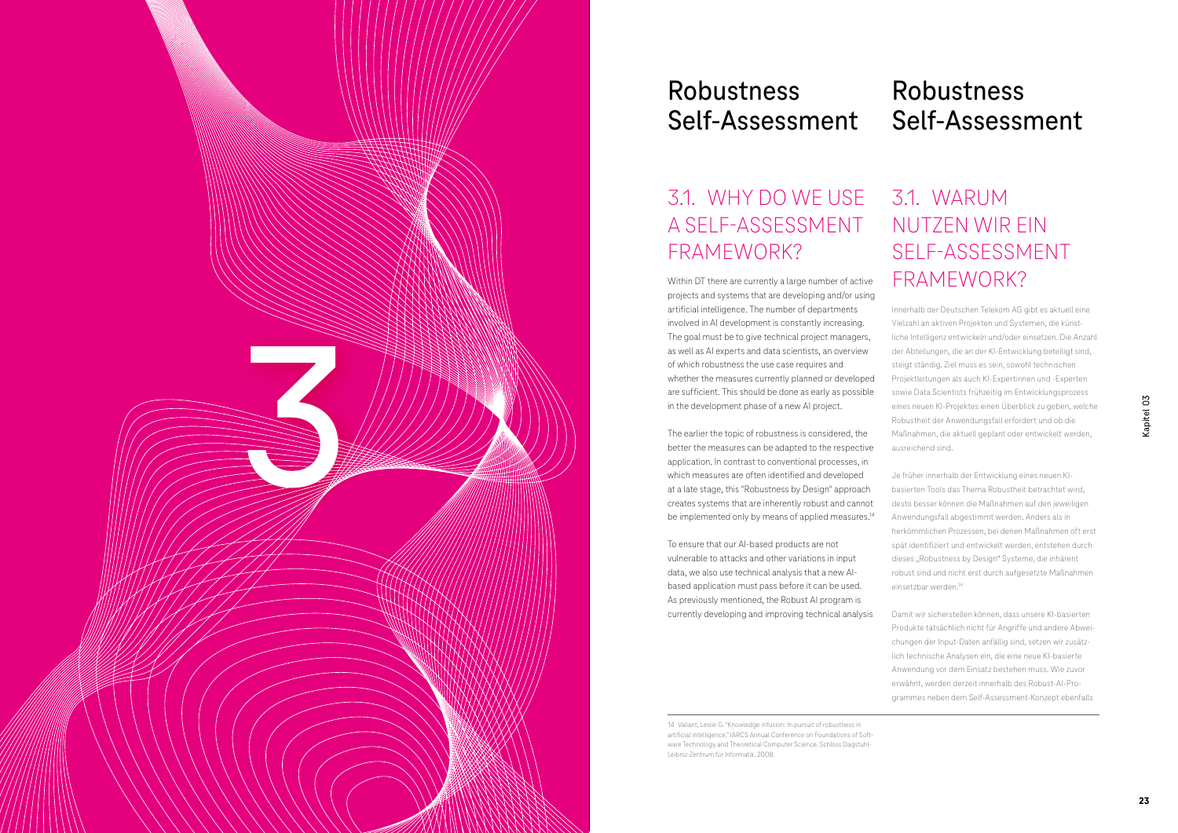# Robustness Self-Assessment

## 3.1. WHY DO WE USE A SELF-ASSESSMENT FRAMEWORK?

Within DT there are currently a large number of active projects and systems that are developing and/or using artificial intelligence. The number of departments involved in AI development is constantly increasing. The goal must be to give technical project managers, as well as AI experts and data scientists, an overview of which robustness the use case requires and whether the measures currently planned or developed are sufficient. This should be done as early as possible in the development phase of a new AI project.

The earlier the topic of robustness is considered, the better the measures can be adapted to the respective application. In contrast to conventional processes, in which measures are often identified and developed at a late stage, this "Robustness by Design" approach creates systems that are inherently robust and cannot be implemented only by means of applied measures.[14]

To ensure that our AI-based products are not vulnerable to attacks and other variations in input data, we also use technical analysis that a new AI-based application must pass before it can be used. As previously mentioned, the Robust AI program is currently developing and improving technical analysis

# Robustness Self-Assessment

## 3.1. WARUM NUTZEN WIR EIN SELF-ASSESSMENT FRAMEWORK?

Innerhalb der Deutschen Telekom AG gibt es aktuell eine Vielzahl an aktiven Projekten und Systemen, die künstliche Intelligenz entwickeln und/oder einsetzen. Die Anzahl der Abteilungen, die an der KI-Entwicklung beteiligt sind, steigt ständig. Ziel muss es sein, sowohl technischen Projektleitungen als auch KI-Expertinnen und -Experten sowie Data Scientists frühzeitig im Entwicklungsprozess eines neuen KI-Projektes einen Überblick zu geben, welche Robustheit der Anwendungsfall erfordert und ob die Maßnahmen, die aktuell geplant oder entwickelt werden, ausreichend sind.

Je früher innerhalb der Entwicklung eines neuen KI-basierten Tools das Thema Robustheit betrachtet wird, desto besser können die Maßnahmen auf den jeweiligen Anwendungsfall abgestimmt werden. Anders als in herkömmlichen Prozessen, bei denen Maßnahmen oft erst spät identifiziert und entwickelt werden, entstehen durch dieses „Robustness by Design" Systeme, die inhärent robust sind und nicht erst durch aufgesetzte Maßnahmen einsetzbar werden.[14]

Damit wir sicherstellen können, dass unsere KI-basierten Produkte tatsächlich nicht für Angriffe und andere Abweichungen der Input-Daten anfällig sind, setzen wir zusätzlich technische Analysen ein, die eine neue KI-basierte Anwendung vor dem Einsatz bestehen muss. Wie zuvor erwähnt, werden derzeit innerhalb des Robust-AI-Programmes neben dem Self-Assessment-Konzept ebenfalls

---

14 Valiant, Leslie G. "Knowledge infusion: In pursuit of robustness in artificial intelligence." IARCS Annual Conference on Foundations of Software Technology and Theoretical Computer Science. Schloss Dagstuhl-Leibniz-Zentrum für Informatik. 2008.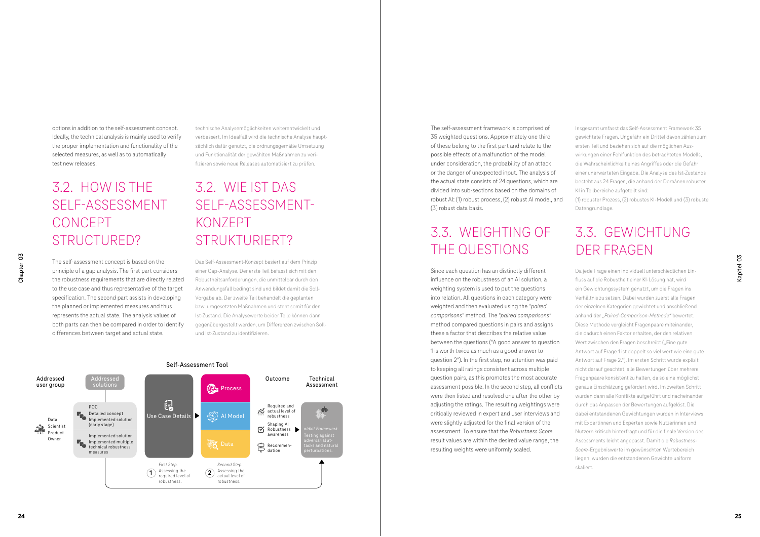options in addition to the self-assessment concept. Ideally, the technical analysis is mainly used to verify the proper implementation and functionality of the selected measures, as well as to automatically test new releases.

technische Analysemöglichkeiten weiterentwickelt und verbessert. Im Idealfall wird die technische Analyse hauptsächlich dafür genutzt, die ordnungsgemäße Umsetzung und Funktionalität der gewählten Maßnahmen zu verifizieren sowie neue Releases automatisiert zu prüfen.

## 3.2. HOW IS THE SELF-ASSESSMENT CONCEPT STRUCTURED?

The self-assessment concept is based on the principle of a gap analysis. The first part considers the robustness requirements that are directly related to the use case and thus representative of the target specification. The second part assists in developing the planned or implemented measures and thus represents the actual state. The analysis values of both parts can then be compared in order to identify differences between target and actual state.

## 3.2. WIE IST DAS SELF-ASSESSMENT-KONZEPT STRUKTURIERT?

Das Self-Assessment-Konzept basiert auf dem Prinzip einer Gap-Analyse. Der erste Teil befasst sich mit den Robustheitsanforderungen, die unmittelbar durch den Anwendungsfall bedingt sind und bildet damit die Soll-Vorgabe ab. Der zweite Teil behandelt die geplanten bzw. umgesetzten Maßnahmen und steht somit für den Ist-Zustand. Die Analysewerte beider Teile können dann gegenübergestellt werden, um Differenzen zwischen Soll- und Ist-Zustand zu identifizieren.

Self-Assessment Tool

Addressed user group: Data Scientist, Product Owner

Addressed solutions: POC – Detailed concept, Implemented solution (early stage); Implemented solution – Implemented multiple technical robustness measures

Use Case Details → Process / AI Model / Data

1 First Step. Assessing the required level of robustness.

2 Second Step. Assessing the actual level of robustness.

Outcome: Required and actual level of robustness; Shaping AI Robustness awareness; Recommendation

Technical Assessment: aidkit Framework. Testing against adversarial attacks and natural perturbations.

The self-assessment framework is comprised of 35 weighted questions. Approximately one third of these belong to the first part and relate to the possible effects of a malfunction of the model under consideration, the probability of an attack or the danger of unexpected input. The analysis of the actual state consists of 24 questions, which are divided into sub-sections based on the domains of robust AI: (1) robust process, (2) robust AI model, and (3) robust data basis.

Insgesamt umfasst das Self-Assessment Framework 35 gewichtete Fragen. Ungefähr ein Drittel davon zählen zum ersten Teil und beziehen sich auf die möglichen Auswirkungen einer Fehlfunktion des betrachteten Modells, die Wahrscheinlichkeit eines Angriffes oder die Gefahr einer unerwarteten Eingabe. Die Analyse des Ist-Zustands besteht aus 24 Fragen, die anhand der Domänen robuster KI in Teilbereiche aufgeteilt sind:
(1) robuster Prozess, (2) robustes KI-Modell und (3) robuste Datengrundlage.

## 3.3. WEIGHTING OF THE QUESTIONS

Since each question has an distinctly different influence on the robustness of an AI solution, a weighting system is used to put the questions into relation. All questions in each category were weighted and then evaluated using the "*paired comparisons*" method. The "*paired comparisons*" method compared questions in pairs and assigns these a factor that describes the relative value between the questions ("A good answer to question 1 is worth twice as much as a good answer to question 2"). In the first step, no attention was paid to keeping all ratings consistent across multiple question pairs, as this promotes the most accurate assessment possible. In the second step, all conflicts were then listed and resolved one after the other by adjusting the ratings. The resulting weightings were critically reviewed in expert and user interviews and were slightly adjusted for the final version of the assessment. To ensure that the *Robustness Score* result values are within the desired value range, the resulting weights were uniformly scaled.

## 3.3. GEWICHTUNG DER FRAGEN

Da jede Frage einen individuell unterschiedlichen Einfluss auf die Robustheit einer KI-Lösung hat, wird ein Gewichtungssystem genutzt, um die Fragen ins Verhältnis zu setzen. Dabei wurden zuerst alle Fragen der einzelnen Kategorien gewichtet und anschließend anhand der „*Paired-Comparison-Methode*" bewertet. Diese Methode vergleicht Fragenpaare miteinander, die dadurch einen Faktor erhalten, der den relativen Wert zwischen den Fragen beschreibt („Eine gute Antwort auf Frage 1 ist doppelt so viel wert wie eine gute Antwort auf Frage 2."). Im ersten Schritt wurde explizit nicht darauf geachtet, alle Bewertungen über mehrere Fragenpaare konsistent zu halten, da so eine möglichst genaue Einschätzung gefördert wird. Im zweiten Schritt wurden dann alle Konflikte aufgeführt und nacheinander durch das Anpassen der Bewertungen aufgelöst. Die dabei entstandenen Gewichtungen wurden in Interviews mit Expertinnen und Experten sowie Nutzerinnen und Nutzern kritisch hinterfragt und für die finale Version des Assessments leicht angepasst. Damit die *Robustness-Score*-Ergebniswerte im gewünschten Wertebereich liegen, wurden die entstandenen Gewichte uniform skaliert.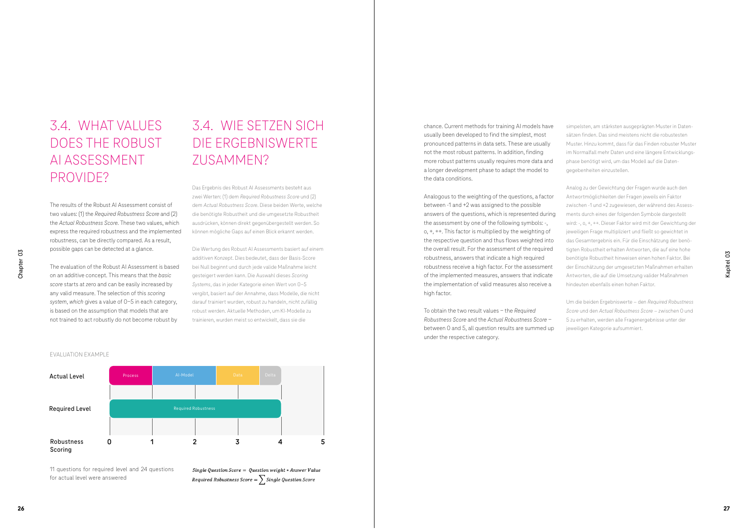# 3.4. WHAT VALUES DOES THE ROBUST AI ASSESSMENT PROVIDE?

The results of the Robust AI Assessment consist of two values: (1) the *Required Robustness Score* and (2) the *Actual Robustness Score*. These two values, which express the required robustness and the implemented robustness, can be directly compared. As a result, possible gaps can be detected at a glance.

The evaluation of the Robust AI Assessment is based on an additive concept. This means that the *basic score* starts at zero and can be easily increased by any valid measure. The selection of this *scoring system*, *which* gives a value of 0–5 in each category, is based on the assumption that models that are not trained to act robustly do not become robust by chance. Current methods for training AI models have usually been developed to find the simplest, most pronounced patterns in data sets. These are usually not the most robust patterns. In addition, finding more robust patterns usually requires more data and a longer development phase to adapt the model to the data conditions.

Analogous to the weighting of the questions, a factor between -1 and +2 was assigned to the possible answers of the questions, which is represented during the assessment by one of the following symbols: -, o, +, ++. This factor is multiplied by the weighting of the respective question and thus flows weighted into the overall result. For the assessment of the required robustness, answers that indicate a high required robustness receive a high factor. For the assessment of the implemented measures, answers that indicate the implementation of valid measures also receive a high factor.

To obtain the two result values – the *Required Robustness Score* and the *Actual Robustness Score* – between 0 and 5, all question results are summed up under the respective category.

# 3.4. WIE SETZEN SICH DIE ERGEBNISWERTE ZUSAMMEN?

Das Ergebnis des Robust AI Assessments besteht aus zwei Werten: (1) dem *Required Robustness Score* und (2) dem *Actual Robustness Score*. Diese beiden Werte, welche die benötigte Robustheit und die umgesetzte Robustheit ausdrücken, können direkt gegenübergestellt werden. So können mögliche Gaps auf einen Blick erkannt werden.

Die Wertung des Robust AI Assessments basiert auf einem additiven Konzept. Dies bedeutet, dass der Basis-Score bei Null beginnt und durch jede valide Maßnahme leicht gesteigert werden kann. Die Auswahl dieses *Scoring Systems*, das in jeder Kategorie einen Wert von 0–5 vergibt, basiert auf der Annahme, dass Modelle, die nicht darauf trainiert wurden, robust zu handeln, nicht zufällig robust werden. Aktuelle Methoden, um KI-Modelle zu trainieren, wurden meist so entwickelt, dass sie die simpelsten, am stärksten ausgeprägten Muster in Datensätzen finden. Das sind meistens nicht die robustesten Muster. Hinzu kommt, dass für das Finden robuster Muster im Normalfall mehr Daten und eine längere Entwicklungsphase benötigt wird, um das Modell auf die Datengegebenheiten einzustellen.

Analog zu der Gewichtung der Fragen wurde auch den Antwortmöglichkeiten der Fragen jeweils ein Faktor zwischen -1 und +2 zugewiesen, der während des Assessments durch eines der folgenden Symbole dargestellt wird: -, o, +, ++. Dieser Faktor wird mit der Gewichtung der jeweiligen Frage multipliziert und fließt so gewichtet in das Gesamtergebnis ein. Für die Einschätzung der benötigten Robustheit erhalten Antworten, die auf eine hohe benötigte Robustheit hinweisen einen hohen Faktor. Bei der Einschätzung der umgesetzten Maßnahmen erhalten Antworten, die auf die Umsetzung valider Maßnahmen hindeuten ebenfalls einen hohen Faktor.

Um die beiden Ergebniswerte – den *Required Robustness Score* und den *Actual Robustness Score* – zwischen 0 und 5 zu erhalten, werden alle Fragenergebnisse unter der jeweiligen Kategorie aufsummiert.

EVALUATION EXAMPLE

| | | | | |
|---|---|---|---|---|
| Actual Level | Process | AI-Model | Data | Delta |
| Required Level | Required Robustness | | | |

Robustness Scoring: 0 1 2 3 4 5

11 questions for required level and 24 questions for actual level were answered

$$\textit{Single Question Score} = \textit{Question weight} * \textit{Answer Value}$$

$$\textit{Required Robustness Score} = \sum \textit{Single Question Score}$$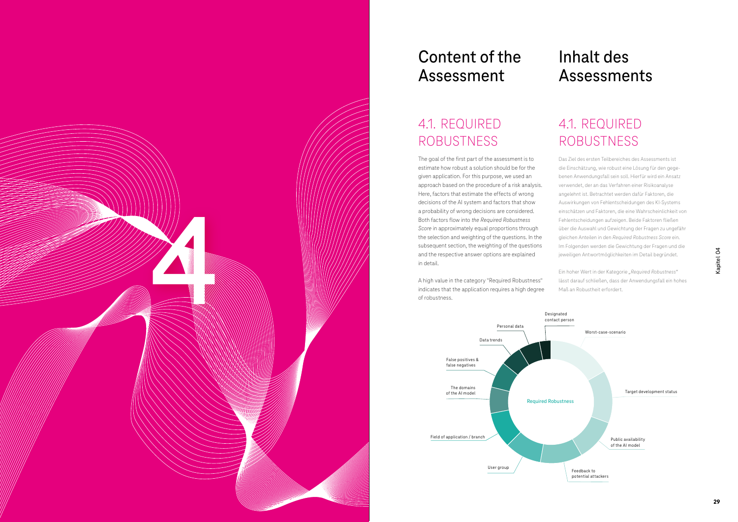# Content of the Assessment

## 4.1. REQUIRED ROBUSTNESS

The goal of the first part of the assessment is to estimate how robust a solution should be for the given application. For this purpose, we used an approach based on the procedure of a risk analysis. Here, factors that estimate the effects of wrong decisions of the AI system and factors that show a probability of wrong decisions are considered. Both factors flow into *the Required Robustness Score* in approximately equal proportions through the selection and weighting of the questions. In the subsequent section, the weighting of the questions and the respective answer options are explained in detail.

A high value in the category "Required Robustness" indicates that the application requires a high degree of robustness.

# Inhalt des Assessments

## 4.1. REQUIRED ROBUSTNESS

Das Ziel des ersten Teilbereiches des Assessments ist die Einschätzung, wie robust eine Lösung für den gegebenen Anwendungsfall sein soll. Hierfür wird ein Ansatz verwendet, der an das Verfahren einer Risikoanalyse angelehnt ist. Betrachtet werden dafür Faktoren, die Auswirkungen von Fehlentscheidungen des KI-Systems einschätzen und Faktoren, die eine Wahrscheinlichkeit von Fehlentscheidungen aufzeigen. Beide Faktoren fließen über die Auswahl und Gewichtung der Fragen zu ungefähr gleichen Anteilen in den *Required Robustness Score* ein. Im Folgenden werden die Gewichtung der Fragen und die jeweiligen Antwortmöglichkeiten im Detail begründet.

Ein hoher Wert in der Kategorie „*Required Robustness*" lässt darauf schließen, dass der Anwendungsfall ein hohes Maß an Robustheit erfordert.

Required Robustness

- Worst-case-scenario
- Target development status
- Public availability of the AI model
- Feedback to potential attackers
- User group
- Field of application / branch
- The domains of the AI model
- False positives & false negatives
- Data trends
- Personal data
- Designated contact person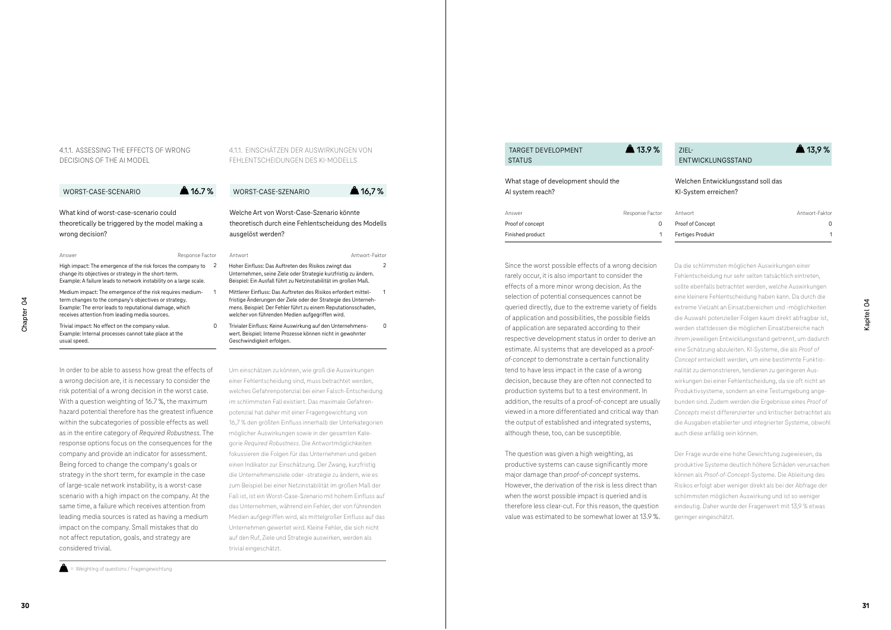### 4.1.1. ASSESSING THE EFFECTS OF WRONG DECISIONS OF THE AI MODEL

#### WORST-CASE-SCENARIO — 16.7 %

What kind of worst-case-scenario could theoretically be triggered by the model making a wrong decision?

| Answer | Response Factor |
|---|---|
| High impact: The emergence of the risk forces the company to change its objectives or strategy in the short-term. Example: A failure leads to network instability on a large scale. | 2 |
| Medium impact: The emergence of the risk requires medium-term changes to the company's objectives or strategy. Example: The error leads to reputational damage, which receives attention from leading media sources. | 1 |
| Trivial impact: No effect on the company value. Example: Internal processes cannot take place at the usual speed. | 0 |

In order to be able to assess how great the effects of a wrong decision are, it is necessary to consider the risk potential of a wrong decision in the worst case. With a question weighting of 16.7 %, the maximum hazard potential therefore has the greatest influence within the subcategories of possible effects as well as in the entire category of *Required Robustness*. The response options focus on the consequences for the company and provide an indicator for assessment. Being forced to change the company's goals or strategy in the short term, for example in the case of large-scale network instability, is a worst-case scenario with a high impact on the company. At the same time, a failure which receives attention from leading media sources is rated as having a medium impact on the company. Small mistakes that do not affect reputation, goals, and strategy are considered trivial.

### 4.1.1. EINSCHÄTZEN DER AUSWIRKUNGEN VON FEHLENTSCHEIDUNGEN DES KI-MODELLS

#### WORST-CASE-SZENARIO — 16,7 %

Welche Art von Worst-Case-Szenario könnte theoretisch durch eine Fehlentscheidung des Modells ausgelöst werden?

| Antwort | Antwort-Faktor |
|---|---|
| Hoher Einfluss: Das Auftreten des Risikos zwingt das Unternehmen, seine Ziele oder Strategie kurzfristig zu ändern. Beispiel: Ein Ausfall führt zu Netzinstabilität im großen Maß. | 2 |
| Mittlerer Einfluss: Das Auftreten des Risikos erfordert mittelfristige Änderungen der Ziele oder der Strategie des Unternehmens. Beispiel: Der Fehler führt zu einem Reputationsschaden, welcher von führenden Medien aufgegriffen wird. | 1 |
| Trivialer Einfluss: Keine Auswirkung auf den Unternehmenswert. Beispiel: Interne Prozesse können nicht in gewohnter Geschwindigkeit erfolgen. | 0 |

Um einschätzen zu können, wie groß die Auswirkungen einer Fehlentscheidung sind, muss betrachtet werden, welches Gefahrenpotenzial bei einer Falsch-Entscheidung im schlimmsten Fall existiert. Das maximale Gefahrenpotenzial hat daher mit einer Fragengewichtung von 16,7 % den größten Einfluss innerhalb der Unterkategorien möglicher Auswirkungen sowie in der gesamten Kategorie *Required Robustness*. Die Antwortmöglichkeiten fokussieren die Folgen für das Unternehmen und geben einen Indikator zur Einschätzung. Der Zwang, kurzfristig die Unternehmensziele oder -strategie zu ändern, wie es zum Beispiel bei einer Netzinstabilität im großen Maß der Fall ist, ist ein Worst-Case-Szenario mit hohem Einfluss auf das Unternehmen, während ein Fehler, der von führenden Medien aufgegriffen wird, als mittelgroßer Einfluss auf das Unternehmen gewertet wird. Kleine Fehler, die sich nicht auf den Ruf, Ziele und Strategie auswirken, werden als trivial eingeschätzt.

= Weighting of questions / Fragengewichtung

#### TARGET DEVELOPMENT STATUS — 13.9 %

What stage of development should the AI system reach?

| Answer | Response Factor |
|---|---|
| Proof of concept | 0 |
| Finished product | 1 |

Since the worst possible effects of a wrong decision rarely occur, it is also important to consider the effects of a more minor wrong decision. As the selection of potential consequences cannot be queried directly, due to the extreme variety of fields of application and possibilities, the possible fields of application are separated according to their respective development status in order to derive an estimate. AI systems that are developed as a *proof-of-concept* to demonstrate a certain functionality tend to have less impact in the case of a wrong decision, because they are often not connected to production systems but to a test environment. In addition, the results of a proof-of-concept are usually viewed in a more differentiated and critical way than the output of established and integrated systems, although these, too, can be susceptible.

The question was given a high weighting, as productive systems can cause significantly more major damage than *proof-of-concept* systems. However, the derivation of the risk is less direct than when the worst possible impact is queried and is therefore less clear-cut. For this reason, the question value was estimated to be somewhat lower at 13.9 %.

#### ZIEL-ENTWICKLUNGSSTAND — 13,9 %

Welchen Entwicklungsstand soll das KI-System erreichen?

| Antwort | Antwort-Faktor |
|---|---|
| Proof of Concept | 0 |
| Fertiges Produkt | 1 |

Da die schlimmsten möglichen Auswirkungen einer Fehlentscheidung nur sehr selten tatsächlich eintreten, sollte ebenfalls betrachtet werden, welche Auswirkungen eine kleinere Fehlentscheidung haben kann. Da durch die extreme Vielzahl an Einsatzbereichen und -möglichkeiten die Auswahl potenzieller Folgen kaum direkt abfragbar ist, werden stattdessen die möglichen Einsatzbereiche nach ihrem jeweiligen Entwicklungsstand getrennt, um dadurch eine Schätzung abzuleiten. KI-Systeme, die als *Proof of Concept* entwickelt werden, um eine bestimmte Funktionalität zu demonstrieren, tendieren zu geringeren Auswirkungen bei einer Fehlentscheidung, da sie oft nicht an Produktivsysteme, sondern an eine Testumgebung angebunden sind. Zudem werden die Ergebnisse eines *Proof of Concepts* meist differenzierter und kritischer betrachtet als die Ausgaben etablierter und integrierter Systeme, obwohl auch diese anfällig sein können.

Der Frage wurde eine hohe Gewichtung zugewiesen, da produktive Systeme deutlich höhere Schäden verursachen können als *Proof-of-Concept*-Systeme. Die Ableitung des Risikos erfolgt aber weniger direkt als bei der Abfrage der schlimmsten möglichen Auswirkung und ist so weniger eindeutig. Daher wurde der Fragenwert mit 13,9 % etwas geringer eingeschätzt.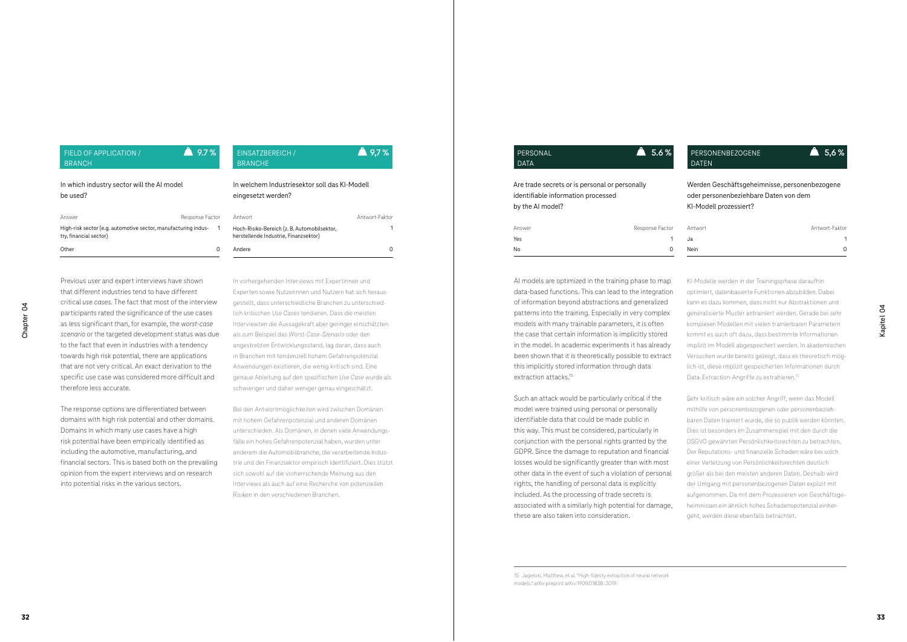## FIELD OF APPLICATION / BRANCH — 9.7 %

In which industry sector will the AI model be used?

| Answer | Response Factor |
|---|---|
| High-risk sector (e.g. automotive sector, manufacturing industry, financial sector) | 1 |
| Other | 0 |

Previous user and expert interviews have shown that different industries tend to have different critical *use cases*. The fact that most of the interview participants rated the significance of the use cases as less significant than, for example, the *worst-case scenario* or the targeted development status was due to the fact that even in industries with a tendency towards high risk potential, there are applications that are not very critical. An exact derivation to the specific use case was considered more difficult and therefore less accurate.

The response options are differentiated between domains with high risk potential and other domains. Domains in which many use cases have a high risk potential have been empirically identified as including the automotive, manufacturing, and financial sectors. This is based both on the prevailing opinion from the expert interviews and on research into potential risks in the various sectors.

## EINSATZBEREICH / BRANCHE — 9,7 %

In welchem Industriesektor soll das KI-Modell eingesetzt werden?

| Antwort | Antwort-Faktor |
|---|---|
| Hoch-Risiko-Bereich (z. B. Automobilsektor, herstellende Industrie, Finanzsektor) | 1 |
| Andere | 0 |

In vorhergehenden Interviews mit Expertinnen und Experten sowie Nutzerinnen und Nutzern hat sich herausgestellt, dass unterschiedliche Branchen zu unterschiedlich kritischen *Use Cases* tendieren. Dass die meisten Interviewten die Aussagekraft aber geringer einschätzten als zum Beispiel das *Worst-Case-Szenario* oder den angestrebten Entwicklungsstand, lag daran, dass auch in Branchen mit tendenziell hohem Gefahrenpotenzial Anwendungen existieren, die wenig kritisch sind. Eine genaue Ableitung auf den spezifischen *Use Case* wurde als schwieriger und daher weniger genau eingeschätzt.

Bei den Antwortmöglichkeiten wird zwischen Domänen mit hohem Gefahrenpotenzial und anderen Domänen unterschieden. Als Domänen, in denen viele Anwendungsfälle ein hohes Gefahrenpotenzial haben, wurden unter anderem die Automobilbranche, die verarbeitende Industrie und der Finanzsektor empirisch identifiziert. Dies stützt sich sowohl auf die vorherrschende Meinung aus den Interviews als auch auf eine Recherche von potenziellen Risiken in den verschiedenen Branchen.

## PERSONAL DATA — 5.6 %

Are trade secrets or is personal or personally identifiable information processed by the AI model?

| Answer | Response Factor |
|---|---|
| Yes | 1 |
| No | 0 |

AI models are optimized in the training phase to map data-based functions. This can lead to the integration of information beyond abstractions and generalized patterns into the training. Especially in very complex models with many trainable parameters, it is often the case that certain information is implicitly stored in the model. In academic experiments it has already been shown that it is theoretically possible to extract this implicitly stored information through data extraction attacks.[15]

Such an attack would be particularly critical if the model were trained using personal or personally identifiable data that could be made public in this way. This must be considered, particularly in conjunction with the personal rights granted by the GDPR. Since the damage to reputation and financial losses would be significantly greater than with most other data in the event of such a violation of personal rights, the handling of personal data is explicitly included. As the processing of trade secrets is associated with a similarly high potential for damage, these are also taken into consideration.

## PERSONENBEZOGENE DATEN — 5,6 %

Werden Geschäftsgeheimnisse, personenbezogene oder personenbeziehbare Daten von dem KI-Modell prozessiert?

| Antwort | Antwort-Faktor |
|---|---|
| Ja | 1 |
| Nein | 0 |

KI-Modelle werden in der Trainingsphase daraufhin optimiert, datenbasierte Funktionen abzubilden. Dabei kann es dazu kommen, dass nicht nur Abstraktionen und generalisierte Muster antrainiert werden. Gerade bei sehr komplexen Modellen mit vielen trainierbaren Parametern kommt es auch oft dazu, dass bestimmte Informationen implizit im Modell abgespeichert werden. In akademischen Versuchen wurde bereits gezeigt, dass es theoretisch möglich ist, diese implizit gespeicherten Informationen durch Data-Extraction-Angriffe zu extrahieren.[15]

Sehr kritisch wäre ein solcher Angriff, wenn das Modell mithilfe von personenbezogenen oder personenbeziehbaren Daten trainiert wurde, die so publik werden könnten. Dies ist besonders im Zusammenspiel mit den durch die DSGVO gewährten Persönlichkeitsrechten zu betrachten. Der Reputations- und finanzielle Schaden wäre bei solch einer Verletzung von Persönlichkeitsrechten deutlich größer als bei den meisten anderen Daten. Deshalb wird der Umgang mit personenbezogenen Daten explizit mit aufgenommen. Da mit dem Prozessieren von Geschäftsgeheimnissen ein ähnlich hohes Schadenspotenzial einhergeht, werden diese ebenfalls betrachtet.

---

15 Jagielski, Matthew, et al. "High-fidelity extraction of neural network models." arXiv preprint arXiv:1909.01838. 2019.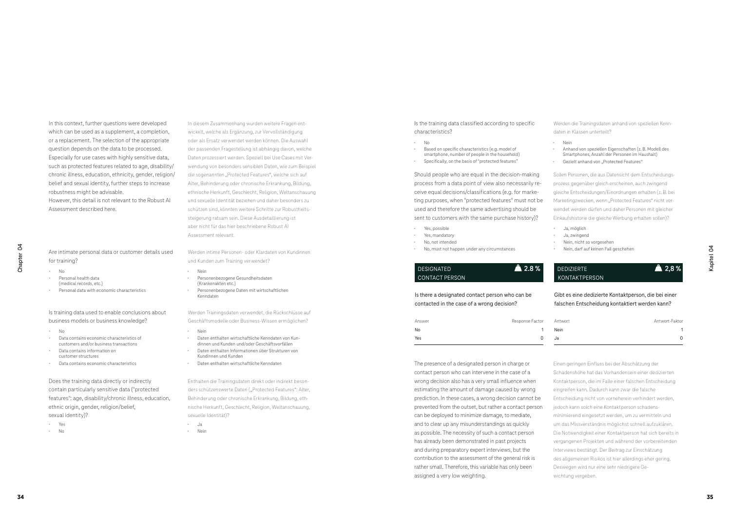In this context, further questions were developed which can be used as a supplement, a completion, or a replacement. The selection of the appropriate question depends on the data to be processed. Especially for use cases with highly sensitive data, such as protected features related to age, disability/chronic illness, education, ethnicity, gender, religion/belief and sexual identity, further steps to increase robustness might be advisable.
However, this detail is not relevant to the Robust AI Assessment described here.

In diesem Zusammenhang wurden weitere Fragen entwickelt, welche als Ergänzung, zur Vervollständigung oder als Ersatz verwendet werden können. Die Auswahl der passenden Fragestellung ist abhängig davon, welche Daten prozessiert werden. Speziell bei Use Cases mit Verwendung von besonders sensiblen Daten, wie zum Beispiel die sogenannten „Protected Features", welche sich auf Alter, Behinderung oder chronische Erkrankung, Bildung, ethnische Herkunft, Geschlecht, Religion, Weltanschauung und sexuelle Identität beziehen und daher besonders zu schützen sind, könnten weitere Schritte zur Robustheitssteigerung ratsam sein. Diese Ausdetaillierung ist aber nicht für das hier beschriebene Robust AI Assessment relevant.

Are intimate personal data or customer details used for training?

- No
- Personal health data (medical records, etc.)
- Personal data with economic characteristics

Werden intime Personen- oder Klardaten von Kundinnen und Kunden zum Training verwendet?

- Nein
- Personenbezogene Gesundheitsdaten (Krankenakten etc.)
- Personenbezogene Daten mit wirtschaftlichen Kenndaten

Is training data used to enable conclusions about business models or business knowledge?

- No
- Data contains economic characteristics of customers and/or business transactions
- Data contains information on customer structures
- Data contains economic characteristics

Werden Trainingsdaten verwendet, die Rückschlüsse auf Geschäftsmodelle oder Business-Wissen ermöglichen?

- Nein
- Daten enthalten wirtschaftliche Kenndaten von Kundinnen und Kunden und/oder Geschäftsvorfällen
- Daten enthalten Informationen über Strukturen von Kundinnen und Kunden
- Daten enthalten wirtschaftliche Kenndaten

Does the training data directly or indirectly contain particularly sensitive data ("protected features": age, disability/chronic illness, education, ethnic origin, gender, religion/belief, sexual identity)?

- Yes
- No

Enthalten die Trainingsdaten direkt oder indirekt besonders schützenswerte Daten („Protected Features": Alter, Behinderung oder chronische Erkrankung, Bildung, ethnische Herkunft, Geschlecht, Religion, Weltanschauung, sexuelle Identität)?

- Ja
- Nein

Is the training data classified according to specific characteristics?

- No
- Based on specific characteristics (e.g. model of smartphone, number of people in the household)
- Specifically, on the basis of "protected features"

Werden die Trainingsdaten anhand von speziellen Kenndaten in Klassen unterteilt?

- Nein
- Anhand von speziellen Eigenschaften (z. B. Modell des Smartphones, Anzahl der Personen im Haushalt)
- Gezielt anhand von „Protected Features"

Should people who are equal in the decision-making process from a data point of view also necessarily receive equal decisions/classifications (e.g. for marketing purposes, when "protected features" must not be used and therefore the same advertising should be sent to customers with the same purchase history)?

- Yes, possible
- Yes, mandatory
- No, not intended
- No, must not happen under any circumstances

Sollen Personen, die aus Datensicht dem Entscheidungsprozess gegenüber gleich erscheinen, auch zwingend gleiche Entscheidungen/Einordnungen erhalten (z. B. bei Marketingzwecken, wenn „Protected Features" nicht verwendet werden dürfen und daher Personen mit gleicher Einkaufshistorie die gleiche Werbung erhalten sollen)?

- Ja, möglich
- Ja, zwingend
- Nein, nicht so vorgesehen
- Nein, darf auf keinen Fall geschehen

## DESIGNATED CONTACT PERSON — 2.8 %

Is there a designated contact person who can be contacted in the case of a wrong decision?

| Answer | Response Factor |
|---|---|
| No | 1 |
| Yes | 0 |

The presence of a designated person in charge or contact person who can intervene in the case of a wrong decision also has a very small influence when estimating the amount of damage caused by wrong prediction. In these cases, a wrong decision cannot be prevented from the outset, but rather a contact person can be deployed to minimize damage, to mediate, and to clear up any misunderstandings as quickly as possible. The necessity of such a contact person has already been demonstrated in past projects and during preparatory expert interviews, but the contribution to the assessment of the general risk is rather small. Therefore, this variable has only been assigned a very low weighting.

## DEDIZIERTE KONTAKTPERSON — 2,8 %

Gibt es eine dedizierte Kontaktperson, die bei einer falschen Entscheidung kontaktiert werden kann?

| Antwort | Antwort-Faktor |
|---|---|
| Nein | 1 |
| Ja | 0 |

Einen geringen Einfluss bei der Abschätzung der Schadenshöhe hat das Vorhandensein einer dedizierten Kontaktperson, die im Falle einer falschen Entscheidung eingreifen kann. Dadurch kann zwar die falsche Entscheidung nicht von vorneherein verhindert werden, jedoch kann solch eine Kontaktperson schadensminimierend eingesetzt werden, um zu vermitteln und um das Missverständnis möglichst schnell aufzuklären. Die Notwendigkeit einer Kontaktperson hat sich bereits in vergangenen Projekten und während der vorbereitenden Interviews bestätigt. Der Beitrag zur Einschätzung des allgemeinen Risikos ist hier allerdings eher gering. Deswegen wird nur eine sehr niedrigere Gewichtung vergeben.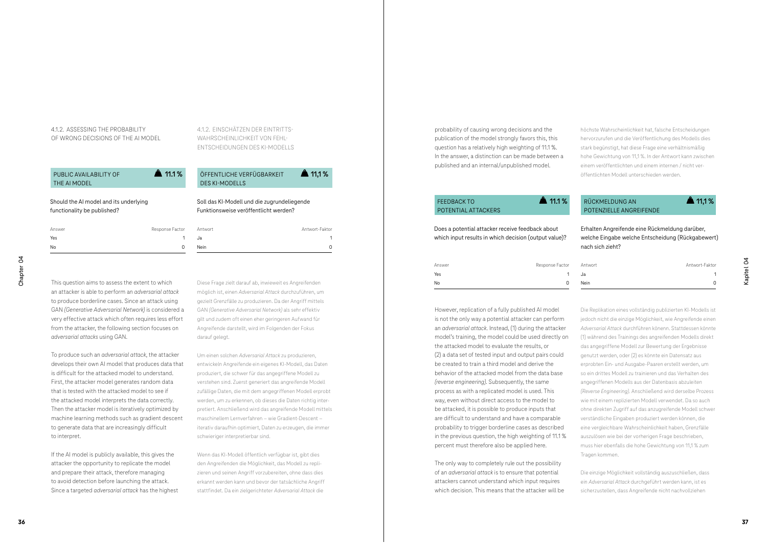### 4.1.2. ASSESSING THE PROBABILITY OF WRONG DECISIONS OF THE AI MODEL

### 4.1.2. EINSCHÄTZEN DER EINTRITTSWAHRSCHEINLICHKEIT VON FEHLENTSCHEIDUNGEN DES KI-MODELLS

#### PUBLIC AVAILABILITY OF THE AI MODEL — 11.1 %

Should the AI model and its underlying functionality be published?

| Answer | Response Factor |
|---|---|
| Yes | 1 |
| No | 0 |

#### ÖFFENTLICHE VERFÜGBARKEIT DES KI-MODELLS — 11,1 %

Soll das KI-Modell und die zugrundeliegende Funktionsweise veröffentlicht werden?

| Antwort | Antwort-Faktor |
|---|---|
| Ja | 1 |
| Nein | 0 |

This question aims to assess the extent to which an attacker is able to perform an *adversarial attack* to produce borderline cases. Since an attack using GAN *(Generative Adversarial Network)* is considered a very effective attack which often requires less effort from the attacker, the following section focuses on *adversarial attacks* using GAN.

To produce such an *adversarial attack*, the attacker develops their own AI model that produces data that is difficult for the attacked model to understand. First, the attacker model generates random data that is tested with the attacked model to see if the attacked model interprets the data correctly. Then the attacker model is iteratively optimized by machine learning methods such as gradient descent to generate data that are increasingly difficult to interpret.

If the AI model is publicly available, this gives the attacker the opportunity to replicate the model and prepare their attack, therefore managing to avoid detection before launching the attack. Since a targeted *adversarial attack* has the highest probability of causing wrong decisions and the publication of the model strongly favors this, this question has a relatively high weighting of 11.1 %. In the answer, a distinction can be made between a published and an internal/unpublished model.

Diese Frage zielt darauf ab, inwieweit es Angreifenden möglich ist, einen *Adversarial Attack* durchzuführen, um gezielt Grenzfälle zu produzieren. Da der Angriff mittels GAN *(Generative Adversarial Network)* als sehr effektiv gilt und zudem oft einen eher geringeren Aufwand für Angreifende darstellt, wird im Folgenden der Fokus darauf gelegt.

Um einen solchen *Adversarial Attack* zu produzieren, entwickeln Angreifende ein eigenes KI-Modell, das Daten produziert, die schwer für das angegriffene Modell zu verstehen sind. Zuerst generiert das angreifende Modell zufällige Daten, die mit dem angegriffenen Modell erprobt werden, um zu erkennen, ob dieses die Daten richtig interpretiert. Anschließend wird das angreifende Modell mittels maschinellem Lernverfahren – wie Gradient-Descent – iterativ daraufhin optimiert, Daten zu erzeugen, die immer schwieriger interpretierbar sind.

Wenn das KI-Modell öffentlich verfügbar ist, gibt dies den Angreifenden die Möglichkeit, das Modell zu replizieren und seinen Angriff vorzubereiten, ohne dass dies erkannt werden kann und bevor der tatsächliche Angriff stattfindet. Da ein zielgerichteter *Adversarial Attack* die höchste Wahrscheinlichkeit hat, falsche Entscheidungen hervorzurufen und die Veröffentlichung des Modells dies stark begünstigt, hat diese Frage eine verhältnismäßig hohe Gewichtung von 11,1 %. In der Antwort kann zwischen einem veröffentlichten und einem internen / nicht veröffentlichten Modell unterschieden werden.

#### FEEDBACK TO POTENTIAL ATTACKERS — 11.1 %

Does a potential attacker receive feedback about which input results in which decision (output value)?

| Answer | Response Factor |
|---|---|
| Yes | 1 |
| No | 0 |

#### RÜCKMELDUNG AN POTENZIELLE ANGREIFENDE — 11,1 %

Erhalten Angreifende eine Rückmeldung darüber, welche Eingabe welche Entscheidung (Rückgabewert) nach sich zieht?

| Antwort | Antwort-Faktor |
|---|---|
| Ja | 1 |
| Nein | 0 |

However, replication of a fully published AI model is not the only way a potential attacker can perform an *adversarial attack*. Instead, (1) during the attacker model's training, the model could be used directly on the attacked model to evaluate the results, or (2) a data set of tested input and output pairs could be created to train a third model and derive the behavior of the attacked model from the data base *(reverse engineering)*. Subsequently, the same process as with a replicated model is used. This way, even without direct access to the model to be attacked, it is possible to produce inputs that are difficult to understand and have a comparable probability to trigger borderline cases as described in the previous question, the high weighting of 11.1 % percent must therefore also be applied here.

The only way to completely rule out the possibility of an *adversarial attack* is to ensure that potential attackers cannot understand which input requires which decision. This means that the attacker will be

Die Replikation eines vollständig publizierten KI-Modells ist jedoch nicht die einzige Möglichkeit, wie Angreifende einen *Adversarial Attack* durchführen können. Stattdessen könnte (1) während des Trainings des angreifenden Modells direkt das angegriffene Modell zur Bewertung der Ergebnisse genutzt werden, oder (2) es könnte ein Datensatz aus erprobten Ein- und Ausgabe-Paaren erstellt werden, um so ein drittes Modell zu trainieren und das Verhalten des angegriffenen Modells aus der Datenbasis abzuleiten *(Reverse Engineering)*. Anschließend wird derselbe Prozess wie mit einem replizierten Modell verwendet. Da so auch ohne direkten Zugriff auf das anzugreifende Modell schwer verständliche Eingaben produziert werden können, die eine vergleichbare Wahrscheinlichkeit haben, Grenzfälle auszulösen wie bei der vorherigen Frage beschrieben, muss hier ebenfalls die hohe Gewichtung von 11,1 % zum Tragen kommen.

Die einzige Möglichkeit vollständig auszuschließen, dass ein *Adversarial Attack* durchgeführt werden kann, ist es sicherzustellen, dass Angreifende nicht nachvollziehen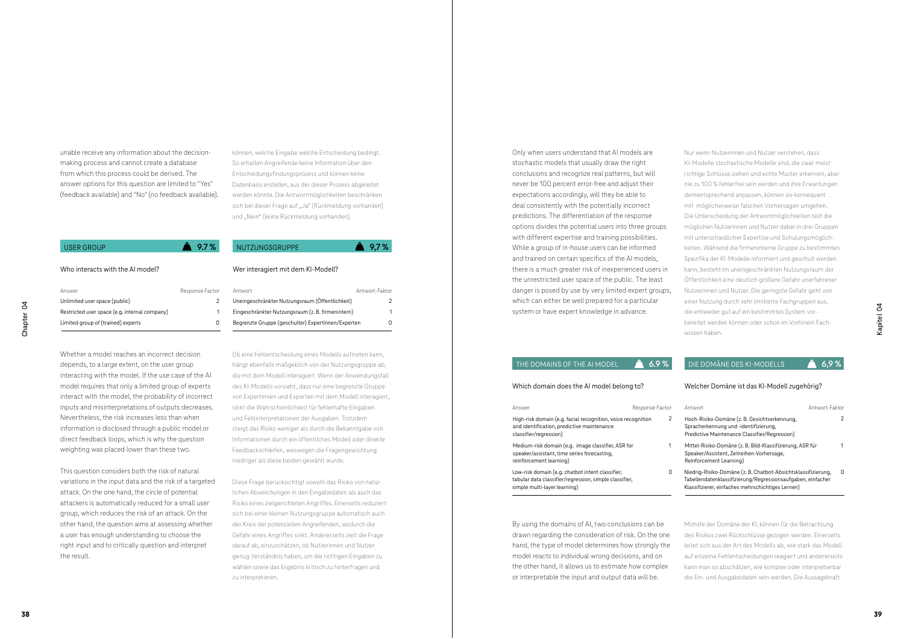unable receive any information about the decision-making process and cannot create a database from which this process could be derived. The answer options for this question are limited to "Yes" (feedback available) and "No" (no feedback available).

können, welche Eingabe welche Entscheidung bedingt. So erhalten Angreifende keine Information über den Entscheidungsfindungsprozess und können keine Datenbasis erstellen, aus der dieser Prozess abgeleitet werden könnte. Die Antwortmöglichkeiten beschränken sich bei dieser Frage auf „Ja" (Rückmeldung vorhanden) und „Nein" (keine Rückmeldung vorhanden).

### USER GROUP — 9.7 %

Who interacts with the AI model?

| Answer | Response Factor |
|---|---|
| Unlimited user space (public) | 2 |
| Restricted user space (e.g. internal company) | 1 |
| Limited group of (trained) experts | 0 |

### NUTZUNGSGRUPPE — 9,7 %

Wer interagiert mit dem KI-Modell?

| Antwort | Antwort-Faktor |
|---|---|
| Uneingeschränkter Nutzungsraum (Öffentlichkeit) | 2 |
| Eingeschränkter Nutzungsraum (z. B. firmenintern) | 1 |
| Begrenzte Gruppe (geschulter) Expertinnen/Experten | 0 |

Whether a model reaches an incorrect decision depends, to a large extent, on the user group interacting with the model. If the use case of the AI model requires that only a limited group of experts interact with the model, the probability of incorrect inputs and misinterpretations of outputs decreases. Nevertheless, the risk increases less than when information is disclosed through a public model or direct feedback loops, which is why the question weighting was placed lower than these two.

This question considers both the risk of natural variations in the input data and the risk of a targeted attack. On the one hand, the circle of potential attackers is automatically reduced for a small user group, which reduces the risk of an attack. On the other hand, the question aims at assessing whether a user has enough understanding to choose the right input and to critically question and interpret the result.

Ob eine Fehlentscheidung eines Modells auftreten kann, hängt ebenfalls maßgeblich von der Nutzungsgruppe ab, die mit dem Modell interagiert. Wenn der Anwendungsfall des KI-Modells vorsieht, dass nur eine begrenzte Gruppe von Expertinnen und Experten mit dem Modell interagiert, sinkt die Wahrscheinlichkeit für fehlerhafte Eingaben und Fehlinterpretationen der Ausgaben. Trotzdem steigt das Risiko weniger als durch die Bekanntgabe von Informationen durch ein öffentliches Modell oder direkte Feedbackschleifen, weswegen die Fragengewichtung niedriger als diese beiden gewählt wurde.

Diese Frage berücksichtigt sowohl das Risiko von natürlichen Abweichungen in den Eingabedaten als auch das Risiko eines zielgerichteten Angriffes. Einerseits reduziert sich bei einer kleinen Nutzungsgruppe automatisch auch der Kreis der potenziellen Angreifenden, wodurch die Gefahr eines Angriffes sinkt. Andererseits zielt die Frage darauf ab, einzuschätzen, ob Nutzerinnen und Nutzer genug Verständnis haben, um die richtigen Eingaben zu wählen sowie das Ergebnis kritisch zu hinterfragen und zu interpretieren.

Only when users understand that AI models are stochastic models that usually draw the right conclusions and recognize real patterns, but will never be 100 percent error-free and adjust their expectations accordingly, will they be able to deal consistently with the potentially incorrect predictions. The differentiation of the response options divides the potential users into three groups with different expertise and training possibilities. While a group of in-house users can be informed and trained on certain specifics of the AI models, there is a much greater risk of inexperienced users in the unrestricted user space of the public. The least danger is posed by use by very limited expert groups, which can either be well prepared for a particular system or have expert knowledge in advance.

Nur wenn Nutzerinnen und Nutzer verstehen, dass KI-Modelle stochastische Modelle sind, die zwar meist richtige Schlüsse ziehen und echte Muster erkennen, aber nie zu 100 % fehlerfrei sein werden und ihre Erwartungen dementsprechend anpassen, können sie konsequent mit möglicherweise falschen Vorhersagen umgehen. Die Unterscheidung der Antwortmöglichkeiten teilt die möglichen Nutzerinnen und Nutzer dabei in drei Gruppen mit unterschiedlicher Expertise und Schulungsmöglichkeiten. Während die firmeninterne Gruppe zu bestimmten Spezifika der KI-Modelle informiert und geschult werden kann, besteht im uneingeschränkten Nutzungsraum der Öffentlichkeit eine deutlich größere Gefahr unerfahrener Nutzerinnen und Nutzer. Die geringste Gefahr geht von einer Nutzung durch sehr limitierte Fachgruppen aus, die entweder gut auf ein bestimmtes System vorbereitet werden können oder schon im Vorhinein Fachwissen haben.

### THE DOMAINS OF THE AI MODEL — 6.9 %

Which domain does the AI model belong to?

| Answer | Response Factor |
|---|---|
| High-risk domain (e.g. facial recognition, voice recognition and identification, predictive maintenance classifier/regression) | 2 |
| Medium-risk domain (e.g. image classifier, ASR for speaker/assistant, time series forecasting, reinforcement learning) | 1 |
| Low-risk domain (e.g. chatbot intent classifier, tabular data classifier/regression, simple classifier, simple multi-layer learning) | 0 |

### DIE DOMÄNE DES KI-MODELLS — 6,9 %

Welcher Domäne ist das KI-Modell zugehörig?

| Antwort | Antwort-Faktor |
|---|---|
| Hoch-Risiko-Domäne (z. B. Gesichtserkennung, Spracherkennung und -identifizierung, Predictive Maintenance Classifier/Regression) | 2 |
| Mittel-Risiko-Domäne (z. B. Bild-Klassifizierung, ASR für Speaker/Assistent, Zeitreihen-Vorhersage, Reinforcement Learning) | 1 |
| Niedrig-Risiko-Domäne (z. B. Chatbot-Absichtsklassifizierung, Tabellendatenklassifizierung/Regressionsaufgaben, einfacher Klassifizierer, einfaches mehrschichtiges Lernen) | 0 |

By using the domains of AI, two conclusions can be drawn regarding the consideration of risk. On the one hand, the type of model determines how strongly the model reacts to individual wrong decisions, and on the other hand, it allows us to estimate how complex or interpretable the input and output data will be.

Mithilfe der Domäne der KI, können für die Betrachtung des Risikos zwei Rückschlüsse gezogen werden. Einerseits leitet sich aus der Art des Modells ab, wie stark das Modell auf einzelne Fehlentscheidungen reagiert und andererseits kann man so abschätzen, wie komplex oder interpretierbar die Ein- und Ausgabedaten sein werden. Die Aussagekraft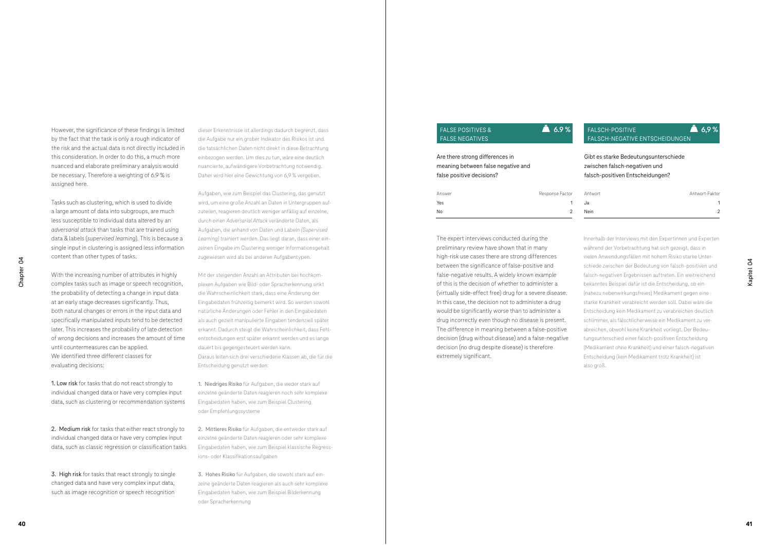However, the significance of these findings is limited by the fact that the task is only a rough indicator of the risk and the actual data is not directly included in this consideration. In order to do this, a much more nuanced and elaborate preliminary analysis would be necessary. Therefore a weighting of 6.9 % is assigned here.

Tasks such as clustering, which is used to divide a large amount of data into subgroups, are much less susceptible to individual data altered by an *adversarial attack* than tasks that are trained using data & labels (*supervised learning*). This is because a single input in clustering is assigned less information content than other types of tasks.

With the increasing number of attributes in highly complex tasks such as image or speech recognition, the probability of detecting a change in input data at an early stage decreases significantly. Thus, both natural changes or errors in the input data and specifically manipulated inputs tend to be detected later. This increases the probability of late detection of wrong decisions and increases the amount of time until countermeasures can be applied.
We identified three different classes for evaluating decisions:

1. Low risk for tasks that do not react strongly to individual changed data or have very complex input data, such as clustering or recommendation systems

2. Medium risk for tasks that either react strongly to individual changed data or have very complex input data, such as classic regression or classification tasks

3. High risk for tasks that react strongly to single changed data and have very complex input data, such as image recognition or speech recognition

dieser Erkenntnisse ist allerdings dadurch begrenzt, dass die Aufgabe nur ein grober Indikator des Risikos ist und die tatsächlichen Daten nicht direkt in diese Betrachtung einbezogen werden. Um dies zu tun, wäre eine deutlich nuanciertere, aufwändigere Vorbetrachtung notwendig. Daher wird hier eine Gewichtung von 6,9 % vergeben.

Aufgaben, wie zum Beispiel das Clustering, das genutzt wird, um eine große Anzahl an Daten in Untergruppen aufzuteilen, reagieren deutlich weniger anfällig auf einzelne, durch einen *Adversarial Attack* veränderte Daten, als Aufgaben, die anhand von Daten und Labeln *(Supervised Learning)* trainiert werden. Das liegt daran, dass einer einzelnen Eingabe im Clustering weniger Informationsgehalt zugewiesen wird als bei anderen Aufgabentypen.

Mit der steigenden Anzahl an Attributen bei hochkomplexen Aufgaben wie Bild- oder Spracherkennung sinkt die Wahrscheinlichkeit stark, dass eine Änderung der Eingabedaten frühzeitig bemerkt wird. So werden sowohl natürliche Änderungen oder Fehler in den Eingabedaten als auch gezielt manipulierte Eingaben tendenziell später erkannt. Dadurch steigt die Wahrscheinlichkeit, dass Fehlentscheidungen erst später erkannt werden und es so lange dauert bis gegengesteuert werden kann.
Daraus leiten sich drei verschiedene Klassen ab, die für die Entscheidung genutzt werden:

1. Niedriges Risiko für Aufgaben, die weder stark auf einzelne geänderte Daten reagieren noch sehr komplexe Eingabedaten haben, wie zum Beispiel Clustering oder Empfehlungssysteme

2. Mittleres Risiko für Aufgaben, die entweder stark auf einzelne geänderte Daten reagieren oder sehr komplexe Eingabedaten haben, wie zum Beispiel klassische Regressions- oder Klassifikationsaufgaben

3. Hohes Risiko für Aufgaben, die sowohl stark auf einzelne geänderte Daten reagieren als auch sehr komplexe Eingabedaten haben, wie zum Beispiel Bilderkennung oder Spracherkennung

## FALSE POSITIVES & FALSE NEGATIVES — 6.9 %

Are there strong differences in meaning between false negative and false positive decisions?

| Answer | Response Factor |
|---|---|
| Yes | 1 |
| No | 2 |

The expert interviews conducted during the preliminary review have shown that in many high-risk use cases there are strong differences between the significance of false-positive and false-negative results. A widely known example of this is the decision of whether to administer a (virtually side-effect free) drug for a severe disease. In this case, the decision not to administer a drug would be significantly worse than to administer a drug incorrectly even though no disease is present. The difference in meaning between a false-positive decision (drug without disease) and a false-negative decision (no drug despite disease) is therefore extremely significant.

## FALSCH-POSITIVE FALSCH-NEGATIVE ENTSCHEIDUNGEN — 6,9 %

Gibt es starke Bedeutungsunterschiede zwischen falsch-negativen und falsch-positiven Entscheidungen?

| Antwort | Antwort-Faktor |
|---|---|
| Ja | 1 |
| Nein | 2 |

Innerhalb der Interviews mit den Expertinnen und Experten während der Vorbetrachtung hat sich gezeigt, dass in vielen Anwendungsfällen mit hohem Risiko starke Unterschiede zwischen der Bedeutung von falsch-positiven und falsch-negativen Ergebnissen auftreten. Ein weitreichend bekanntes Beispiel dafür ist die Entscheidung, ob ein (nahezu nebenwirkungsfreies) Medikament gegen eine starke Krankheit verabreicht werden soll. Dabei wäre die Entscheidung kein Medikament zu verabreichen deutlich schlimmer, als fälschlicherweise ein Medikament zu verabreichen, obwohl keine Krankheit vorliegt. Der Bedeutungsunterschied einer falsch-positiven Entscheidung (Medikament ohne Krankheit) und einer falsch-negativen Entscheidung (kein Medikament trotz Krankheit) ist also groß.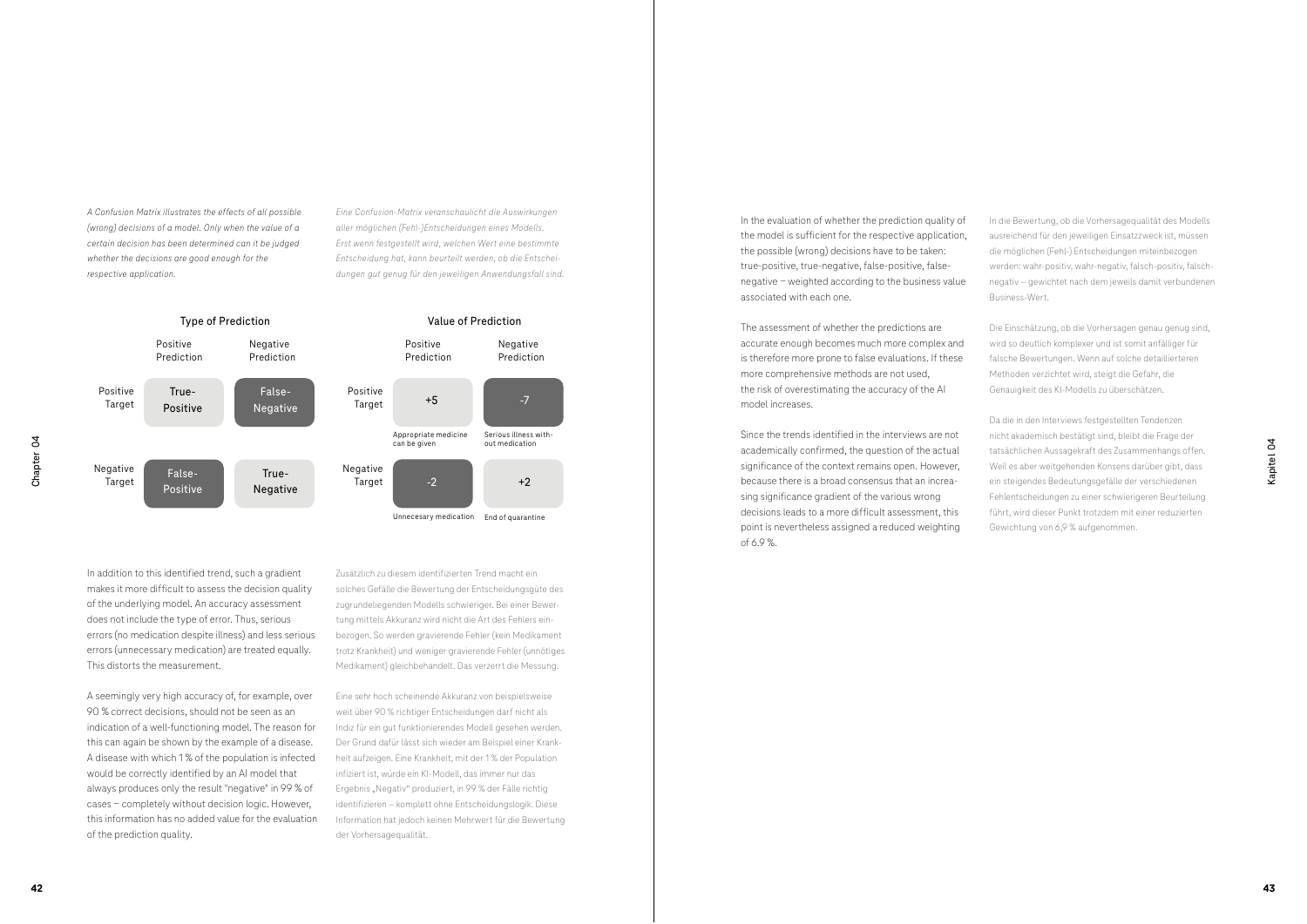*A Confusion Matrix illustrates the effects of all possible (wrong) decisions of a model. Only when the value of a certain decision has been determined can it be judged whether the decisions are good enough for the respective application.*

*Eine Confusion-Matrix veranschaulicht die Auswirkungen aller möglichen (Fehl-)Entscheidungen eines Modells. Erst wenn festgestellt wird, welchen Wert eine bestimmte Entscheidung hat, kann beurteilt werden, ob die Entscheidungen gut genug für den jeweiligen Anwendungsfall sind.*

**Type of Prediction**

| | Positive Prediction | Negative Prediction |
|---|---|---|
| Positive Target | True-Positive | False-Negative |
| Negative Target | False-Positive | True-Negative |

**Value of Prediction**

| | Positive Prediction | Negative Prediction |
|---|---|---|
| Positive Target | +5 (Appropriate medicine can be given) | -7 (Serious illness without medication) |
| Negative Target | -2 (Unnecesary medication) | +2 (End of quarantine) |

In addition to this identified trend, such a gradient makes it more difficult to assess the decision quality of the underlying model. An accuracy assessment does not include the type of error. Thus, serious errors (no medication despite illness) and less serious errors (unnecessary medication) are treated equally. This distorts the measurement.

Zusätzlich zu diesem identifizierten Trend macht ein solches Gefälle die Bewertung der Entscheidungsgüte des zugrundeliegenden Modells schwieriger. Bei einer Bewertung mittels Akkuranz wird nicht die Art des Fehlers einbezogen. So werden gravierende Fehler (kein Medikament trotz Krankheit) und weniger gravierende Fehler (unnötiges Medikament) gleichbehandelt. Das verzerrt die Messung.

A seemingly very high accuracy of, for example, over 90 % correct decisions, should not be seen as an indication of a well-functioning model. The reason for this can again be shown by the example of a disease. A disease with which 1 % of the population is infected would be correctly identified by an AI model that always produces only the result "negative" in 99 % of cases – completely without decision logic. However, this information has no added value for the evaluation of the prediction quality.

Eine sehr hoch scheinende Akkuranz von beispielsweise weit über 90 % richtiger Entscheidungen darf nicht als Indiz für ein gut funktionierendes Modell gesehen werden. Der Grund dafür lässt sich wieder am Beispiel einer Krankheit aufzeigen. Eine Krankheit, mit der 1 % der Population infiziert ist, würde ein KI-Modell, das immer nur das Ergebnis „Negativ" produziert, in 99 % der Fälle richtig identifizieren – komplett ohne Entscheidungslogik. Diese Information hat jedoch keinen Mehrwert für die Bewertung der Vorhersagequalität.

In the evaluation of whether the prediction quality of the model is sufficient for the respective application, the possible (wrong) decisions have to be taken: true-positive, true-negative, false-positive, false-negative – weighted according to the business value associated with each one.

In die Bewertung, ob die Vorhersagequalität des Modells ausreichend für den jeweiligen Einsatzzweck ist, müssen die möglichen (Fehl-) Entscheidungen miteinbezogen werden: wahr-positiv, wahr-negativ, falsch-positiv, falsch-negativ – gewichtet nach dem jeweils damit verbundenen Business-Wert.

The assessment of whether the predictions are accurate enough becomes much more complex and is therefore more prone to false evaluations. If these more comprehensive methods are not used, the risk of overestimating the accuracy of the AI model increases.

Die Einschätzung, ob die Vorhersagen genau genug sind, wird so deutlich komplexer und ist somit anfälliger für falsche Bewertungen. Wenn auf solche detaillierteren Methoden verzichtet wird, steigt die Gefahr, die Genauigkeit des KI-Modells zu überschätzen.

Since the trends identified in the interviews are not academically confirmed, the question of the actual significance of the context remains open. However, because there is a broad consensus that an increasing significance gradient of the various wrong decisions leads to a more difficult assessment, this point is nevertheless assigned a reduced weighting of 6.9 %.

Da die in den Interviews festgestellten Tendenzen nicht akademisch bestätigt sind, bleibt die Frage der tatsächlichen Aussagekraft des Zusammenhangs offen. Weil es aber weitgehenden Konsens darüber gibt, dass ein steigendes Bedeutungsgefälle der verschiedenen Fehlentscheidungen zu einer schwierigeren Beurteilung führt, wird dieser Punkt trotzdem mit einer reduzierten Gewichtung von 6,9 % aufgenommen.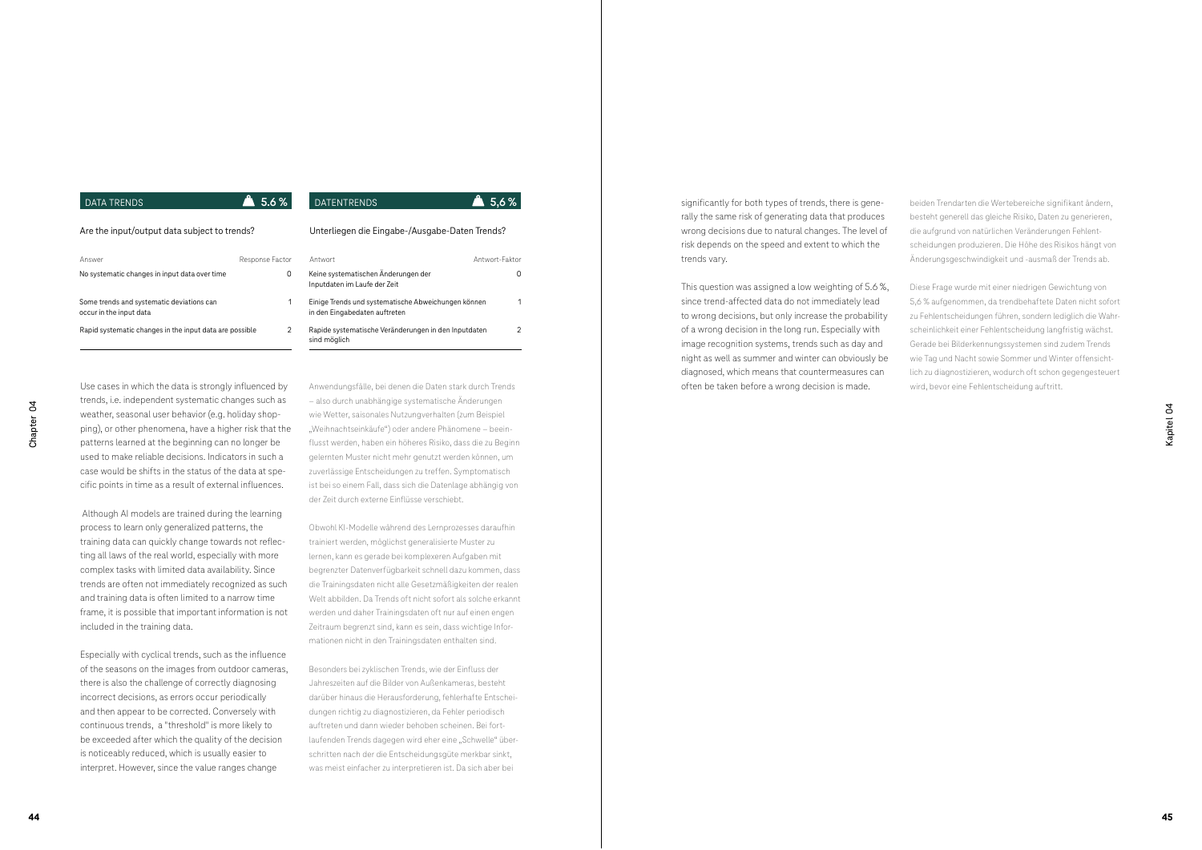## DATA TRENDS — 5.6 %

Are the input/output data subject to trends?

| Answer | Response Factor |
|---|---|
| No systematic changes in input data over time | 0 |
| Some trends and systematic deviations can occur in the input data | 1 |
| Rapid systematic changes in the input data are possible | 2 |

Use cases in which the data is strongly influenced by trends, i.e. independent systematic changes such as weather, seasonal user behavior (e.g. holiday shopping), or other phenomena, have a higher risk that the patterns learned at the beginning can no longer be used to make reliable decisions. Indicators in such a case would be shifts in the status of the data at specific points in time as a result of external influences.

Although AI models are trained during the learning process to learn only generalized patterns, the training data can quickly change towards not reflecting all laws of the real world, especially with more complex tasks with limited data availability. Since trends are often not immediately recognized as such and training data is often limited to a narrow time frame, it is possible that important information is not included in the training data.

Especially with cyclical trends, such as the influence of the seasons on the images from outdoor cameras, there is also the challenge of correctly diagnosing incorrect decisions, as errors occur periodically and then appear to be corrected. Conversely with continuous trends, a "threshold" is more likely to be exceeded after which the quality of the decision is noticeably reduced, which is usually easier to interpret. However, since the value ranges change significantly for both types of trends, there is generally the same risk of generating data that produces wrong decisions due to natural changes. The level of risk depends on the speed and extent to which the trends vary.

This question was assigned a low weighting of 5.6 %, since trend-affected data do not immediately lead to wrong decisions, but only increase the probability of a wrong decision in the long run. Especially with image recognition systems, trends such as day and night as well as summer and winter can obviously be diagnosed, which means that countermeasures can often be taken before a wrong decision is made.

## DATENTRENDS — 5,6 %

Unterliegen die Eingabe-/Ausgabe-Daten Trends?

| Antwort | Antwort-Faktor |
|---|---|
| Keine systematischen Änderungen der Inputdaten im Laufe der Zeit | 0 |
| Einige Trends und systematische Abweichungen können in den Eingabedaten auftreten | 1 |
| Rapide systematische Veränderungen in den Inputdaten sind möglich | 2 |

Anwendungsfälle, bei denen die Daten stark durch Trends – also durch unabhängige systematische Änderungen wie Wetter, saisonales Nutzungsverhalten (zum Beispiel „Weihnachtseinkäufe") oder andere Phänomene – beeinflusst werden, haben ein höheres Risiko, dass die zu Beginn gelernten Muster nicht mehr genutzt werden können, um zuverlässige Entscheidungen zu treffen. Symptomatisch ist bei so einem Fall, dass sich die Datenlage abhängig von der Zeit durch externe Einflüsse verschiebt.

Obwohl KI-Modelle während des Lernprozesses daraufhin trainiert werden, möglichst generalisierte Muster zu lernen, kann es gerade bei komplexeren Aufgaben mit begrenzter Datenverfügbarkeit schnell dazu kommen, dass die Trainingsdaten nicht alle Gesetzmäßigkeiten der realen Welt abbilden. Da Trends oft nicht sofort als solche erkannt werden und daher Trainingsdaten oft nur auf einen engen Zeitraum begrenzt sind, kann es sein, dass wichtige Informationen nicht in den Trainingsdaten enthalten sind.

Besonders bei zyklischen Trends, wie der Einfluss der Jahreszeiten auf die Bilder von Außenkameras, besteht darüber hinaus die Herausforderung, fehlerhafte Entscheidungen richtig zu diagnostizieren, da Fehler periodisch auftreten und dann wieder behoben scheinen. Bei fortlaufenden Trends dagegen wird eher eine „Schwelle" überschritten nach der die Entscheidungsgüte merkbar sinkt, was meist einfacher zu interpretieren ist. Da sich aber bei beiden Trendarten die Wertebereiche signifikant ändern, besteht generell das gleiche Risiko, Daten zu generieren, die aufgrund von natürlichen Veränderungen Fehlentscheidungen produzieren. Die Höhe des Risikos hängt von Änderungsgeschwindigkeit und -ausmaß der Trends ab.

Diese Frage wurde mit einer niedrigen Gewichtung von 5,6 % aufgenommen, da trendbehaftete Daten nicht sofort zu Fehlentscheidungen führen, sondern lediglich die Wahrscheinlichkeit einer Fehlentscheidung langfristig wächst. Gerade bei Bilderkennungssystemen sind zudem Trends wie Tag und Nacht sowie Sommer und Winter offensichtlich zu diagnostizieren, wodurch oft schon gegengesteuert wird, bevor eine Fehlentscheidung auftritt.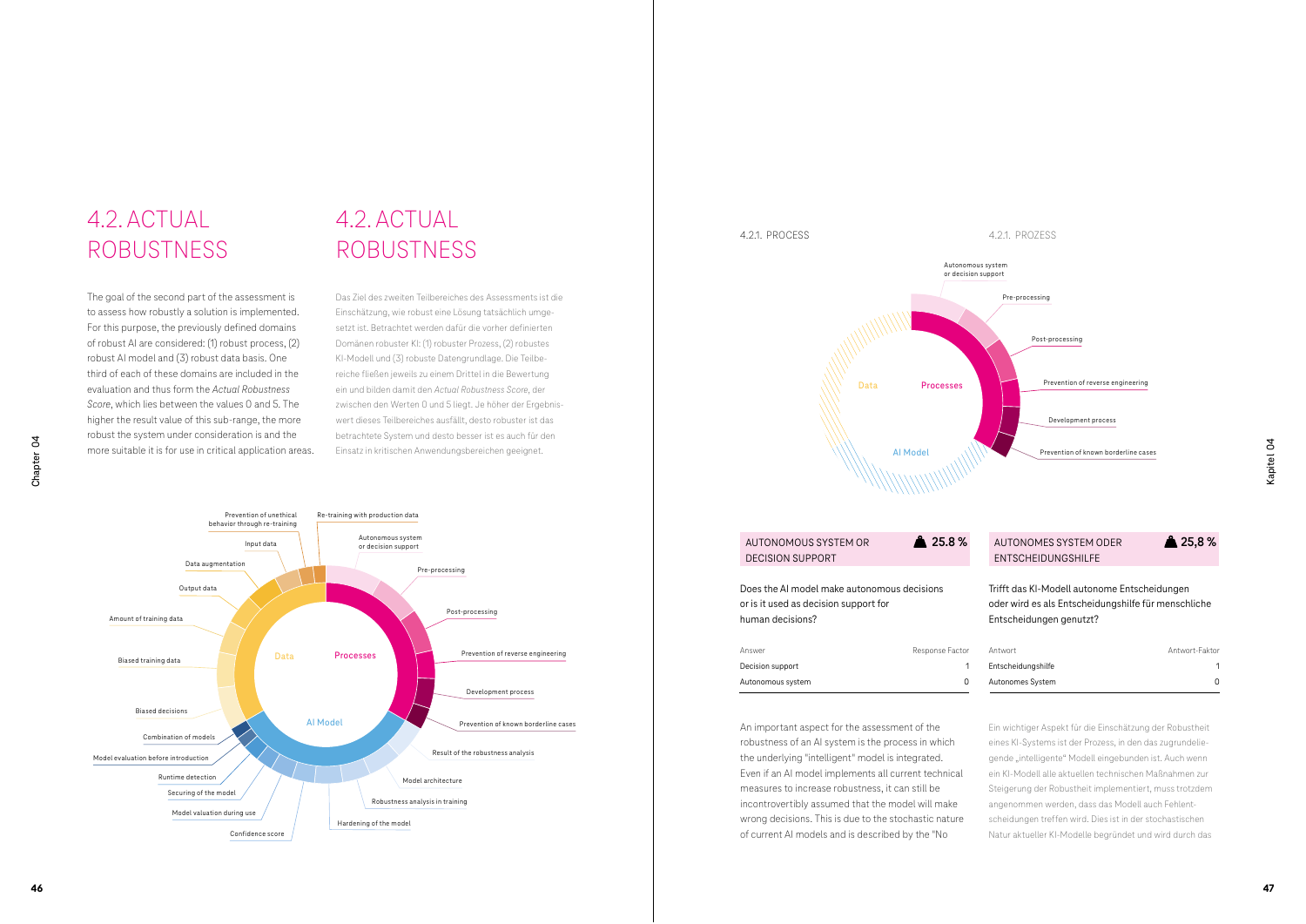# 4.2. ACTUAL ROBUSTNESS

The goal of the second part of the assessment is to assess how robustly a solution is implemented. For this purpose, the previously defined domains of robust AI are considered: (1) robust process, (2) robust AI model and (3) robust data basis. One third of each of these domains are included in the evaluation and thus form the *Actual Robustness Score*, which lies between the values 0 and 5. The higher the result value of this sub-range, the more robust the system under consideration is and the more suitable it is for use in critical application areas.

# 4.2. ACTUAL ROBUSTNESS

Das Ziel des zweiten Teilbereiches des Assessments ist die Einschätzung, wie robust eine Lösung tatsächlich umgesetzt ist. Betrachtet werden dafür die vorher definierten Domänen robuster KI: (1) robuster Prozess, (2) robustes KI-Modell und (3) robuste Datengrundlage. Die Teilbereiche fließen jeweils zu einem Drittel in die Bewertung ein und bilden damit den *Actual Robustness Score*, der zwischen den Werten 0 und 5 liegt. Je höher der Ergebniswert dieses Teilbereiches ausfällt, desto robuster ist das betrachtete System und desto besser ist es auch für den Einsatz in kritischen Anwendungsbereichen geeignet.

Prevention of unethical behavior through re-training · Re-training with production data · Input data · Autonomous system or decision support · Data augmentation · Pre-processing · Output data · Post-processing · Amount of training data · Prevention of reverse engineering · Biased training data · Data · Processes · Development process · Biased decisions · AI Model · Prevention of known borderline cases · Combination of models · Result of the robustness analysis · Model evaluation before introduction · Runtime detection · Model architecture · Securing of the model · Robustness analysis in training · Model valuation during use · Hardening of the model · Confidence score

## 4.2.1. PROCESS

## 4.2.1. PROZESS

Autonomous system or decision support · Pre-processing · Post-processing · Data · Processes · Prevention of reverse engineering · Development process · AI Model · Prevention of known borderline cases

### AUTONOMOUS SYSTEM OR DECISION SUPPORT — 25.8 %

Does the AI model make autonomous decisions or is it used as decision support for human decisions?

| Answer | Response Factor |
|---|---|
| Decision support | 1 |
| Autonomous system | 0 |

An important aspect for the assessment of the robustness of an AI system is the process in which the underlying "intelligent" model is integrated. Even if an AI model implements all current technical measures to increase robustness, it can still be incontrovertibly assumed that the model will make wrong decisions. This is due to the stochastic nature of current AI models and is described by the "No

### AUTONOMES SYSTEM ODER ENTSCHEIDUNGSHILFE — 25,8 %

Trifft das KI-Modell autonome Entscheidungen oder wird es als Entscheidungshilfe für menschliche Entscheidungen genutzt?

| Antwort | Antwort-Faktor |
|---|---|
| Entscheidungshilfe | 1 |
| Autonomes System | 0 |

Ein wichtiger Aspekt für die Einschätzung der Robustheit eines KI-Systems ist der Prozess, in den das zugrundeliegende „intelligente" Modell eingebunden ist. Auch wenn ein KI-Modell alle aktuellen technischen Maßnahmen zur Steigerung der Robustheit implementiert, muss trotzdem angenommen werden, dass das Modell auch Fehlentscheidungen treffen wird. Dies ist in der stochastischen Natur aktueller KI-Modelle begründet und wird durch das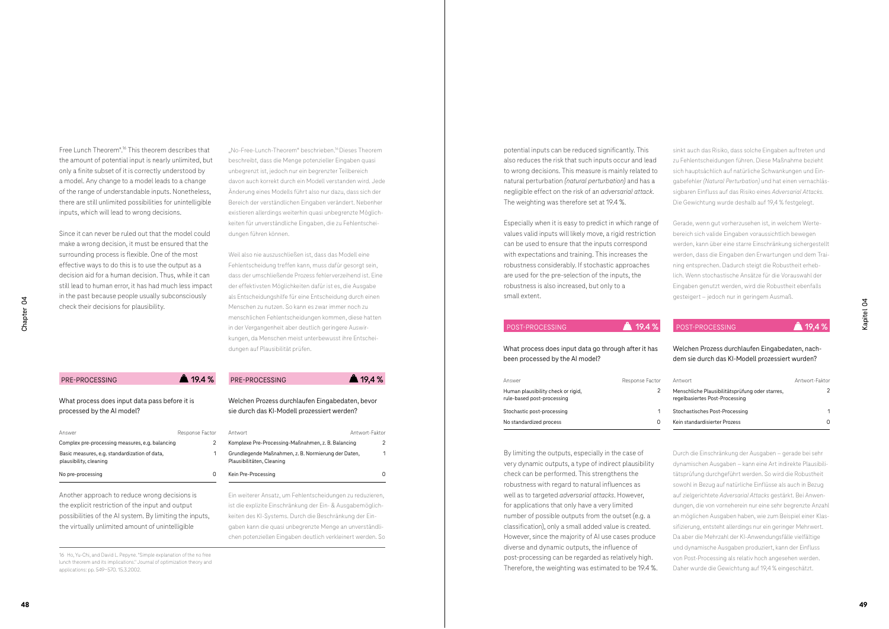Free Lunch Theorem".[16] This theorem describes that the amount of potential input is nearly unlimited, but only a finite subset of it is correctly understood by a model. Any change to a model leads to a change of the range of understandable inputs. Nonetheless, there are still unlimited possibilities for unintelligible inputs, which will lead to wrong decisions.

Since it can never be ruled out that the model could make a wrong decision, it must be ensured that the surrounding process is flexible. One of the most effective ways to do this is to use the output as a decision aid for a human decision. Thus, while it can still lead to human error, it has had much less impact in the past because people usually subconsciously check their decisions for plausibility.

„No-Free-Lunch-Theorem" beschrieben.[16] Dieses Theorem beschreibt, dass die Menge potenzieller Eingaben quasi unbegrenzt ist, jedoch nur ein begrenzter Teilbereich davon auch korrekt durch ein Modell verstanden wird. Jede Änderung eines Modells führt also nur dazu, dass sich der Bereich der verständlichen Eingaben verändert. Nebenher existieren allerdings weiterhin quasi unbegrenzte Möglichkeiten für unverständliche Eingaben, die zu Fehlentscheidungen führen können.

Weil also nie auszuschließen ist, dass das Modell eine Fehlentscheidung treffen kann, muss dafür gesorgt sein, dass der umschließende Prozess fehlerverzeihend ist. Eine der effektivsten Möglichkeiten dafür ist es, die Ausgabe als Entscheidungshilfe für eine Entscheidung durch einen Menschen zu nutzen. So kann es zwar immer noch zu menschlichen Fehlentscheidungen kommen, diese hatten in der Vergangenheit aber deutlich geringere Auswirkungen, da Menschen meist unterbewusst ihre Entscheidungen auf Plausibilität prüfen.

## PRE-PROCESSING — 19.4 %

What process does input data pass before it is processed by the AI model?

| Answer | Response Factor |
|---|---|
| Complex pre-processing measures, e.g. balancing | 2 |
| Basic measures, e.g. standardization of data, plausibility, cleaning | 1 |
| No pre-processing | 0 |

## PRE-PROCESSING — 19,4 %

Welchen Prozess durchlaufen Eingabedaten, bevor sie durch das KI-Modell prozessiert werden?

| Antwort | Antwort-Faktor |
|---|---|
| Komplexe Pre-Processing-Maßnahmen, z. B. Balancing | 2 |
| Grundlegende Maßnahmen, z. B. Normierung der Daten, Plausibilitäten, Cleaning | 1 |
| Kein Pre-Processing | 0 |

Another approach to reduce wrong decisions is the explicit restriction of the input and output possibilities of the AI system. By limiting the inputs, the virtually unlimited amount of unintelligible potential inputs can be reduced significantly. This also reduces the risk that such inputs occur and lead to wrong decisions. This measure is mainly related to natural perturbation *(natural perturbation)* and has a negligible effect on the risk of an *adversarial attack*. The weighting was therefore set at 19.4 %.

Especially when it is easy to predict in which range of values valid inputs will likely move, a rigid restriction can be used to ensure that the inputs correspond with expectations and training. This increases the robustness considerably. If stochastic approaches are used for the pre-selection of the inputs, the robustness is also increased, but only to a small extent.

Ein weiterer Ansatz, um Fehlentscheidungen zu reduzieren, ist die explizite Einschränkung der Ein- & Ausgabemöglichkeiten des KI-Systems. Durch die Beschränkung der Eingaben kann die quasi unbegrenzte Menge an unverständlichen potenziellen Eingaben deutlich verkleinert werden. So sinkt auch das Risiko, dass solche Eingaben auftreten und zu Fehlentscheidungen führen. Diese Maßnahme bezieht sich hauptsächlich auf natürliche Schwankungen und Eingabefehler *(Natural Perturbation)* und hat einen vernachlässigbaren Einfluss auf das Risiko eines *Adversarial Attacks*. Die Gewichtung wurde deshalb auf 19,4 % festgelegt.

Gerade, wenn gut vorherzusehen ist, in welchem Wertebereich sich valide Eingaben voraussichtlich bewegen werden, kann über eine starre Einschränkung sichergestellt werden, dass die Eingaben den Erwartungen und dem Training entsprechen. Dadurch steigt die Robustheit erheblich. Wenn stochastische Ansätze für die Vorauswahl der Eingaben genutzt werden, wird die Robustheit ebenfalls gesteigert – jedoch nur in geringem Ausmaß.

## POST-PROCESSING — 19.4 %

What process does input data go through after it has been processed by the AI model?

| Answer | Response Factor |
|---|---|
| Human plausibility check or rigid, rule-based post-processing | 2 |
| Stochastic post-processing | 1 |
| No standardized process | 0 |

## POST-PROCESSING — 19,4 %

Welchen Prozess durchlaufen Eingabedaten, nachdem sie durch das KI-Modell prozessiert wurden?

| Antwort | Antwort-Faktor |
|---|---|
| Menschliche Plausibilitätsprüfung oder starres, regelbasiertes Post-Processing | 2 |
| Stochastisches Post-Processing | 1 |
| Kein standardisierter Prozess | 0 |

By limiting the outputs, especially in the case of very dynamic outputs, a type of indirect plausibility check can be performed. This strengthens the robustness with regard to natural influences as well as to targeted *adversarial attacks*. However, for applications that only have a very limited number of possible outputs from the outset (e.g. a classification), only a small added value is created. However, since the majority of AI use cases produce diverse and dynamic outputs, the influence of post-processing can be regarded as relatively high. Therefore, the weighting was estimated to be 19.4 %.

Durch die Einschränkung der Ausgaben – gerade bei sehr dynamischen Ausgaben – kann eine Art indirekte Plausibilitätsprüfung durchgeführt werden. So wird die Robustheit sowohl in Bezug auf natürliche Einflüsse als auch in Bezug auf zielgerichtete *Adversarial Attacks* gestärkt. Bei Anwendungen, die von vorneherein nur eine sehr begrenzte Anzahl an möglichen Ausgaben haben, wie zum Beispiel einer Klassifizierung, entsteht allerdings nur ein geringer Mehrwert. Da aber die Mehrzahl der KI-Anwendungsfälle vielfältige und dynamische Ausgaben produziert, kann der Einfluss von Post-Processing als relativ hoch angesehen werden. Daher wurde die Gewichtung auf 19,4 % eingeschätzt.

---

[16] Ho, Yu-Chi, and David L. Pepyne. "Simple explanation of the no free lunch theorem and its implications." Journal of optimization theory and applications: pp. 549–570. 15.3.2002.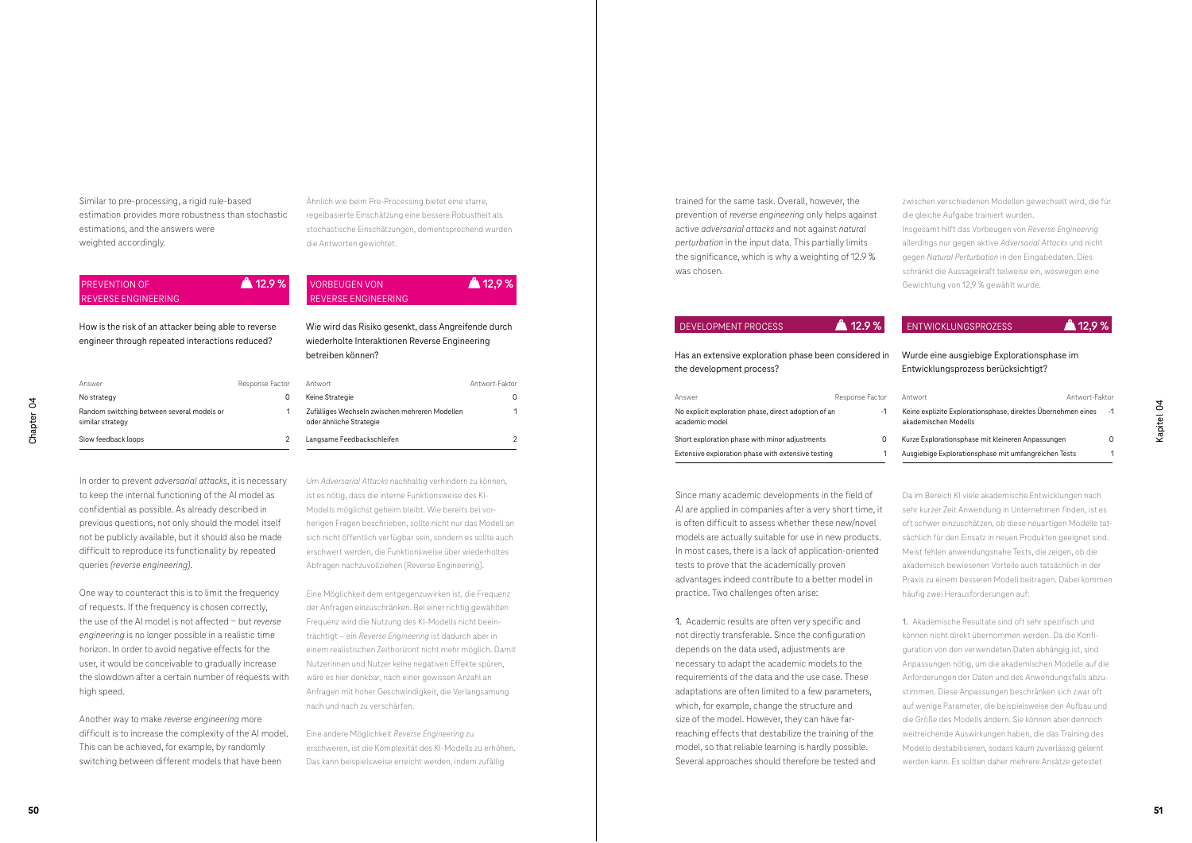Similar to pre-processing, a rigid rule-based estimation provides more robustness than stochastic estimations, and the answers were weighted accordingly.

## PREVENTION OF REVERSE ENGINEERING — 12.9 %

How is the risk of an attacker being able to reverse engineer through repeated interactions reduced?

| Answer | Response Factor |
|---|---|
| No strategy | 0 |
| Random switching between several models or similar strategy | 1 |
| Slow feedback loops | 2 |

In order to prevent *adversarial attacks*, it is necessary to keep the internal functioning of the AI model as confidential as possible. As already described in previous questions, not only should the model itself not be publicly available, but it should also be made difficult to reproduce its functionality by repeated queries *(reverse engineering)*.

One way to counteract this is to limit the frequency of requests. If the frequency is chosen correctly, the use of the AI model is not affected – but *reverse engineering* is no longer possible in a realistic time horizon. In order to avoid negative effects for the user, it would be conceivable to gradually increase the slowdown after a certain number of requests with high speed.

Another way to make *reverse engineering* more difficult is to increase the complexity of the AI model. This can be achieved, for example, by randomly switching between different models that have been trained for the same task. Overall, however, the prevention of *reverse engineering* only helps against active *adversarial attacks* and not against *natural perturbation* in the input data. This partially limits the significance, which is why a weighting of 12.9 % was chosen.

## DEVELOPMENT PROCESS — 12.9 %

Has an extensive exploration phase been considered in the development process?

| Answer | Response Factor |
|---|---|
| No explicit exploration phase, direct adoption of an academic model | -1 |
| Short exploration phase with minor adjustments | 0 |
| Extensive exploration phase with extensive testing | 1 |

Since many academic developments in the field of AI are applied in companies after a very short time, it is often difficult to assess whether these new/novel models are actually suitable for use in new products. In most cases, there is a lack of application-oriented tests to prove that the academically proven advantages indeed contribute to a better model in practice. Two challenges often arise:

1. Academic results are often very specific and not directly transferable. Since the configuration depends on the data used, adjustments are necessary to adapt the academic models to the requirements of the data and the use case. These adaptations are often limited to a few parameters, which, for example, change the structure and size of the model. However, they can have far-reaching effects that destabilize the training of the model, so that reliable learning is hardly possible. Several approaches should therefore be tested and

---

Ähnlich wie beim Pre-Processing bietet eine starre, regelbasierte Einschätzung eine bessere Robustheit als stochastische Einschätzungen, dementsprechend wurden die Antworten gewichtet.

## VORBEUGEN VON REVERSE ENGINEERING — 12,9 %

Wie wird das Risiko gesenkt, dass Angreifende durch wiederholte Interaktionen Reverse Engineering betreiben können?

| Antwort | Antwort-Faktor |
|---|---|
| Keine Strategie | 0 |
| Zufälliges Wechseln zwischen mehreren Modellen oder ähnliche Strategie | 1 |
| Langsame Feedbackschleifen | 2 |

Um *Adversarial Attacks* nachhaltig verhindern zu können, ist es nötig, dass die interne Funktionsweise des KI-Modells möglichst geheim bleibt. Wie bereits bei vorherigen Fragen beschrieben, sollte nicht nur das Modell an sich nicht öffentlich verfügbar sein, sondern es sollte auch erschwert werden, die Funktionsweise über wiederholtes Abfragen nachzuvollziehen (Reverse Engineering).

Eine Möglichkeit dem entgegenzuwirken ist, die Frequenz der Anfragen einzuschränken. Bei einer richtig gewählten Frequenz wird die Nutzung des KI-Modells nicht beeinträchtigt – ein *Reverse Engineering* ist dadurch aber in einem realistischen Zeithorizont nicht mehr möglich. Damit Nutzerinnen und Nutzer keine negativen Effekte spüren, wäre es hier denkbar, nach einer gewissen Anzahl an Anfragen mit hoher Geschwindigkeit, die Verlangsamung nach und nach zu verschärfen.

Eine andere Möglichkeit *Reverse Engineering* zu erschweren, ist die Komplexität des KI-Modells zu erhöhen. Das kann beispielsweise erreicht werden, indem zufällig zwischen verschiedenen Modellen gewechselt wird, die für die gleiche Aufgabe trainiert wurden. Insgesamt hilft das Vorbeugen von *Reverse Engineering* allerdings nur gegen aktive *Adversarial Attacks* und nicht gegen *Natural Perturbation* in den Eingabedaten. Dies schränkt die Aussagekraft teilweise ein, weswegen eine Gewichtung von 12,9 % gewählt wurde.

## ENTWICKLUNGSPROZESS — 12,9 %

Wurde eine ausgiebige Explorationsphase im Entwicklungsprozess berücksichtigt?

| Antwort | Antwort-Faktor |
|---|---|
| Keine explizite Explorationsphase, direktes Übernehmen eines akademischen Modells | -1 |
| Kurze Explorationsphase mit kleineren Anpassungen | 0 |
| Ausgiebige Explorationsphase mit umfangreichen Tests | 1 |

Da im Bereich KI viele akademische Entwicklungen nach sehr kurzer Zeit Anwendung in Unternehmen finden, ist es oft schwer einzuschätzen, ob diese neuartigen Modelle tatsächlich für den Einsatz in neuen Produkten geeignet sind. Meist fehlen anwendungsnahe Tests, die zeigen, ob die akademisch bewiesenen Vorteile auch tatsächlich in der Praxis zu einem besseren Modell beitragen. Dabei kommen häufig zwei Herausforderungen auf:

1. Akademische Resultate sind oft sehr spezifisch und können nicht direkt übernommen werden. Da die Konfiguration von den verwendeten Daten abhängig ist, sind Anpassungen nötig, um die akademischen Modelle auf die Anforderungen der Daten und des Anwendungsfalls abzustimmen. Diese Anpassungen beschränken sich zwar oft auf wenige Parameter, die beispielsweise den Aufbau und die Größe des Modells ändern. Sie können aber dennoch weitreichende Auswirkungen haben, die das Training des Modells destabilisieren, sodass kaum zuverlässig gelernt werden kann. Es sollten daher mehrere Ansätze getestet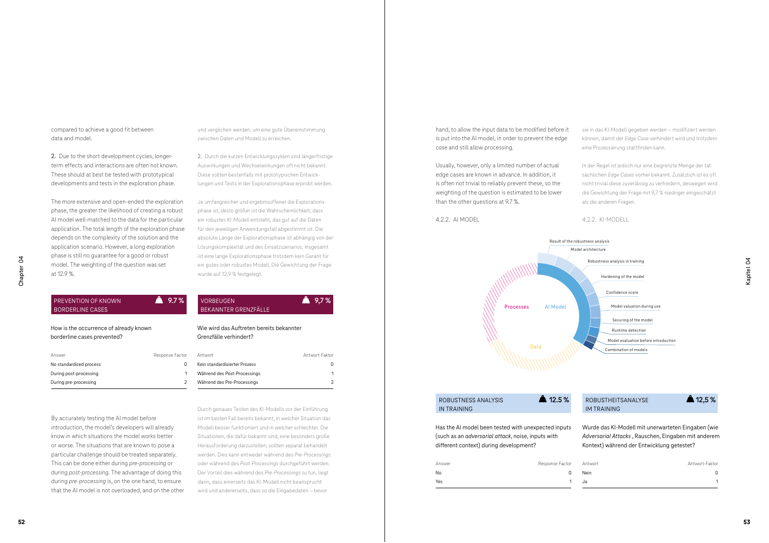compared to achieve a good fit between data and model.

2. Due to the short development cycles, longer-term effects and interactions are often not known. These should at best be tested with prototypical developments and tests in the exploration phase.

The more extensive and open-ended the exploration phase, the greater the likelihood of creating a robust AI model well-matched to the data for the particular application. The total length of the exploration phase depends on the complexity of the solution and the application scenario. However, a long exploration phase is still no guarantee for a good or robust model. The weighting of the question was set at 12.9 %.

und verglichen werden, um eine gute Übereinstimmung zwischen Daten und Modell zu erreichen.

2. Durch die kurzen Entwicklungszyklen sind längerfristige Auswirkungen und Wechselwirkungen oft nicht bekannt. Diese sollten bestenfalls mit prototypischen Entwicklungen und Tests in der Explorationsphase erprobt werden.

Je umfangreicher und ergebnisoffener die Explorationsphase ist, desto größer ist die Wahrscheinlichkeit, dass ein robustes KI-Modell entsteht, das gut auf die Daten für den jeweiligen Anwendungsfall abgestimmt ist. Die absolute Länge der Explorationsphase ist abhängig von der Lösungskomplexität und des Einsatzszenarios. Insgesamt ist eine lange Explorationsphase trotzdem kein Garant für ein gutes oder robustes Modell. Die Gewichtung der Frage wurde auf 12,9 % festgelegt.

### PREVENTION OF KNOWN BORDERLINE CASES — 9.7 %

How is the occurrence of already known borderline cases prevented?

| Answer | Response Factor |
|---|---|
| No standardized process | 0 |
| During post-processing | 1 |
| During pre-processing | 2 |

### VORBEUGEN BEKANNTER GRENZFÄLLE — 9,7 %

Wie wird das Auftreten bereits bekannter Grenzfälle verhindert?

| Antwort | Antwort-Faktor |
|---|---|
| Kein standardisierter Prozess | 0 |
| Während des Post-Processings | 1 |
| Während des Pre-Processings | 2 |

By accurately testing the AI model before introduction, the model's developers will already know in which situations the model works better or worse. The situations that are known to pose a particular challenge should be treated separately. This can be done either during *pre-processing* or during *post-processing*. The advantage of doing this during *pre-processing* is, on the one hand, to ensure that the AI model is not overloaded, and on the other hand, to allow the input data to be modified before it is put into the AI model, in order to prevent the *edge case* and still allow processing.

Usually, however, only a limited number of actual edge cases are known in advance. In addition, it is often not trivial to reliably prevent these, so the weighting of the question is estimated to be lower than the other questions at 9.7 %.

Durch genaues Testen des KI-Modells vor der Einführung ist im besten Fall bereits bekannt, in welcher Situation das Modell besser funktioniert und in welcher schlechter. Die Situationen, die dafür bekannt sind, eine besonders große Herausforderung darzustellen, sollten separat behandelt werden. Dies kann entweder während des *Pre-Processings* oder während des *Post-Processings* durchgeführt werden. Der Vorteil dies während des *Pre-Processings* zu tun, liegt darin, dass einerseits das KI-Modell nicht beansprucht wird und andererseits, dass so die Eingabedaten – bevor sie in das KI-Modell gegeben werden – modifiziert werden können, damit der *Edge Case* verhindert wird und trotzdem eine Prozessierung stattfinden kann.

In der Regel ist jedoch nur eine begrenzte Menge der tatsächlichen *Edge Cases* vorher bekannt. Zusätzlich ist es oft nicht trivial diese zuverlässig zu verhindern, deswegen wird die Gewichtung der Frage mit 9,7 % niedriger eingeschätzt als die anderen Fragen.

## 4.2.2. AI MODEL

## 4.2.2. KI-MODELL

### ROBUSTNESS ANALYSIS IN TRAINING — 12.5 %

Has the AI model been tested with unexpected inputs (such as an *adversarial attack*, noise, inputs with different context) during development?

| Answer | Response Factor |
|---|---|
| No | 0 |
| Yes | 1 |

### ROBUSTHEITSANALYSE IM TRAINING — 12,5 %

Wurde das KI-Modell mit unerwarteten Eingaben (wie *Adversarial Attacks* , Rauschen, Eingaben mit anderem Kontext) während der Entwicklung getestet?

| Antwort | Antwort-Faktor |
|---|---|
| Nein | 0 |
| Ja | 1 |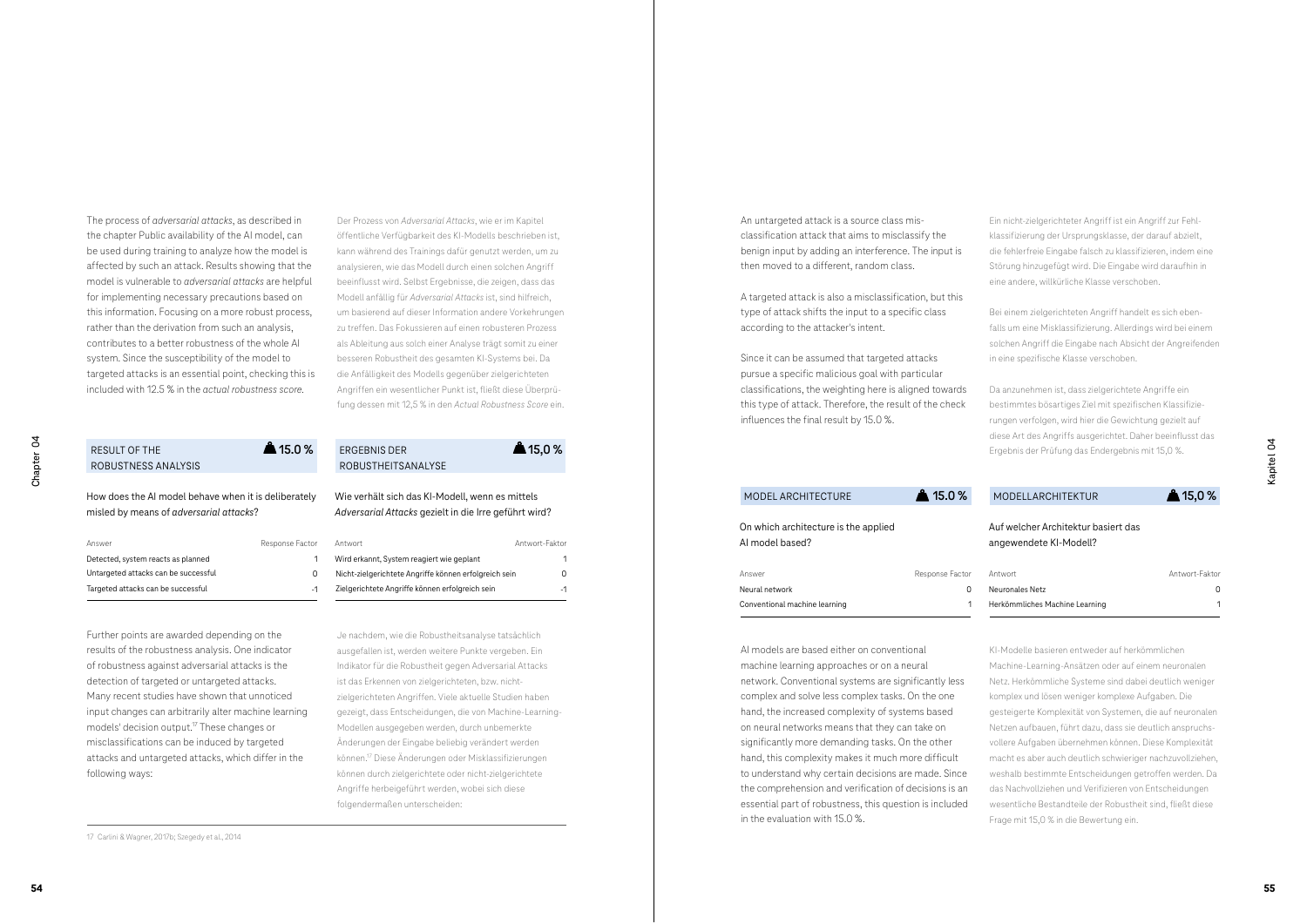The process of *adversarial attacks*, as described in the chapter Public availability of the AI model, can be used during training to analyze how the model is affected by such an attack. Results showing that the model is vulnerable to *adversarial attacks* are helpful for implementing necessary precautions based on this information. Focusing on a more robust process, rather than the derivation from such an analysis, contributes to a better robustness of the whole AI system. Since the susceptibility of the model to targeted attacks is an essential point, checking this is included with 12.5 % in the *actual robustness score*.

Der Prozess von *Adversarial Attacks*, wie er im Kapitel öffentliche Verfügbarkeit des KI-Modells beschrieben ist, kann während des Trainings dafür genutzt werden, um zu analysieren, wie das Modell durch einen solchen Angriff beeinflusst wird. Selbst Ergebnisse, die zeigen, dass das Modell anfällig für *Adversarial Attacks* ist, sind hilfreich, um basierend auf dieser Information andere Vorkehrungen zu treffen. Das Fokussieren auf einen robusteren Prozess als Ableitung aus solch einer Analyse trägt somit zu einer besseren Robustheit des gesamten KI-Systems bei. Da die Anfälligkeit des Modells gegenüber zielgerichteten Angriffen ein wesentlicher Punkt ist, fließt diese Überprüfung dessen mit 12,5 % in den *Actual Robustness Score* ein.

## RESULT OF THE ROBUSTNESS ANALYSIS — 15.0 %

How does the AI model behave when it is deliberately misled by means of *adversarial attacks*?

| Answer | Response Factor |
|---|---|
| Detected, system reacts as planned | 1 |
| Untargeted attacks can be successful | 0 |
| Targeted attacks can be successful | -1 |

## ERGEBNIS DER ROBUSTHEITSANALYSE — 15,0 %

Wie verhält sich das KI-Modell, wenn es mittels *Adversarial Attacks* gezielt in die Irre geführt wird?

| Antwort | Antwort-Faktor |
|---|---|
| Wird erkannt, System reagiert wie geplant | 1 |
| Nicht-zielgerichtete Angriffe können erfolgreich sein | 0 |
| Zielgerichtete Angriffe können erfolgreich sein | -1 |

Further points are awarded depending on the results of the robustness analysis. One indicator of robustness against adversarial attacks is the detection of targeted or untargeted attacks. Many recent studies have shown that unnoticed input changes can arbitrarily alter machine learning models' decision output.[17] These changes or misclassifications can be induced by targeted attacks and untargeted attacks, which differ in the following ways:

Je nachdem, wie die Robustheitsanalyse tatsächlich ausgefallen ist, werden weitere Punkte vergeben. Ein Indikator für die Robustheit gegen Adversarial Attacks ist das Erkennen von zielgerichteten, bzw. nicht-zielgerichteten Angriffen. Viele aktuelle Studien haben gezeigt, dass Entscheidungen, die von Machine-Learning-Modellen ausgegeben werden, durch unbemerkte Änderungen der Eingabe beliebig verändert werden können.[17] Diese Änderungen oder Misklassifizierungen können durch zielgerichtete oder nicht-zielgerichtete Angriffe herbeigeführt werden, wobei sich diese folgendermaßen unterscheiden:

An untargeted attack is a source class misclassification attack that aims to misclassify the benign input by adding an interference. The input is then moved to a different, random class.

A targeted attack is also a misclassification, but this type of attack shifts the input to a specific class according to the attacker's intent.

Since it can be assumed that targeted attacks pursue a specific malicious goal with particular classifications, the weighting here is aligned towards this type of attack. Therefore, the result of the check influences the final result by 15.0 %.

Ein nicht-zielgerichteter Angriff ist ein Angriff zur Fehlklassifizierung der Ursprungsklasse, der darauf abzielt, die fehlerfreie Eingabe falsch zu klassifizieren, indem eine Störung hinzugefügt wird. Die Eingabe wird daraufhin in eine andere, willkürliche Klasse verschoben.

Bei einem zielgerichteten Angriff handelt es sich ebenfalls um eine Misklassifizierung. Allerdings wird bei einem solchen Angriff die Eingabe nach Absicht der Angreifenden in eine spezifische Klasse verschoben.

Da anzunehmen ist, dass zielgerichtete Angriffe ein bestimmtes bösartiges Ziel mit spezifischen Klassifizierungen verfolgen, wird hier die Gewichtung gezielt auf diese Art des Angriffs ausgerichtet. Daher beeinflusst das Ergebnis der Prüfung das Endergebnis mit 15,0 %.

## MODEL ARCHITECTURE — 15.0 %

On which architecture is the applied AI model based?

| Answer | Response Factor |
|---|---|
| Neural network | 0 |
| Conventional machine learning | 1 |

## MODELLARCHITEKTUR — 15,0 %

Auf welcher Architektur basiert das angewendete KI-Modell?

| Antwort | Antwort-Faktor |
|---|---|
| Neuronales Netz | 0 |
| Herkömmliches Machine Learning | 1 |

AI models are based either on conventional machine learning approaches or on a neural network. Conventional systems are significantly less complex and solve less complex tasks. On the one hand, the increased complexity of systems based on neural networks means that they can take on significantly more demanding tasks. On the other hand, this complexity makes it much more difficult to understand why certain decisions are made. Since the comprehension and verification of decisions is an essential part of robustness, this question is included in the evaluation with 15.0 %.

KI-Modelle basieren entweder auf herkömmlichen Machine-Learning-Ansätzen oder auf einem neuronalen Netz. Herkömmliche Systeme sind dabei deutlich weniger komplex und lösen weniger komplexe Aufgaben. Die gesteigerte Komplexität von Systemen, die auf neuronalen Netzen aufbauen, führt dazu, dass sie deutlich anspruchsvollere Aufgaben übernehmen können. Diese Komplexität macht es aber auch deutlich schwieriger nachzuvollziehen, weshalb bestimmte Entscheidungen getroffen werden. Da das Nachvollziehen und Verifizieren von Entscheidungen wesentliche Bestandteile der Robustheit sind, fließt diese Frage mit 15,0 % in die Bewertung ein.

17 Carlini & Wagner, 2017b; Szegedy et al., 2014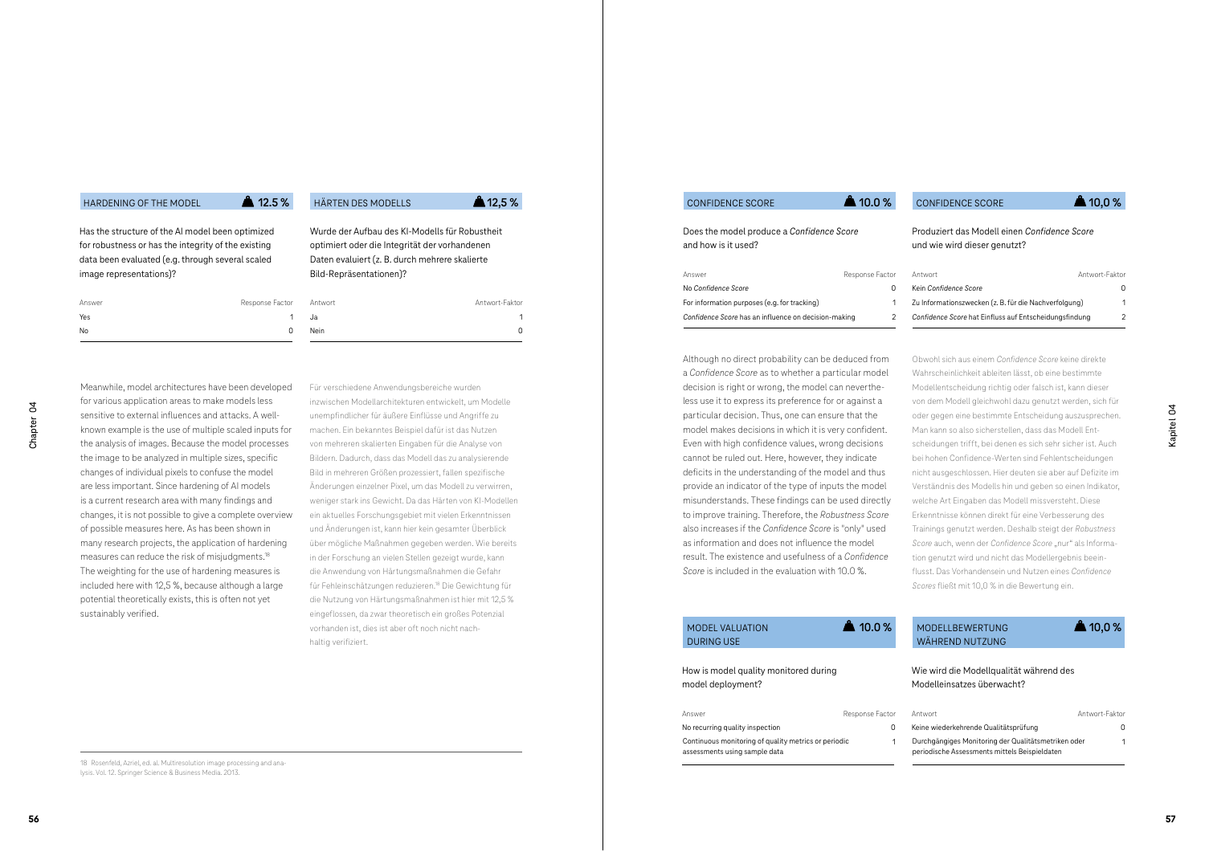## HARDENING OF THE MODEL — 12.5 %

Has the structure of the AI model been optimized for robustness or has the integrity of the existing data been evaluated (e.g. through several scaled image representations)?

| Answer | Response Factor |
|---|---|
| Yes | 1 |
| No | 0 |

Meanwhile, model architectures have been developed for various application areas to make models less sensitive to external influences and attacks. A well-known example is the use of multiple scaled inputs for the analysis of images. Because the model processes the image to be analyzed in multiple sizes, specific changes of individual pixels to confuse the model are less important. Since hardening of AI models is a current research area with many findings and changes, it is not possible to give a complete overview of possible measures here. As has been shown in many research projects, the application of hardening measures can reduce the risk of misjudgments.[18] The weighting for the use of hardening measures is included here with 12,5 %, because although a large potential theoretically exists, this is often not yet sustainably verified.

## HÄRTEN DES MODELLS — 12,5 %

Wurde der Aufbau des KI-Modells für Robustheit optimiert oder die Integrität der vorhandenen Daten evaluiert (z. B. durch mehrere skalierte Bild-Repräsentationen)?

| Antwort | Antwort-Faktor |
|---|---|
| Ja | 1 |
| Nein | 0 |

Für verschiedene Anwendungsbereiche wurden inzwischen Modellarchitekturen entwickelt, um Modelle unempfindlicher für äußere Einflüsse und Angriffe zu machen. Ein bekanntes Beispiel dafür ist das Nutzen von mehreren skalierten Eingaben für die Analyse von Bildern. Dadurch, dass das Modell das zu analysierende Bild in mehreren Größen prozessiert, fallen spezifische Änderungen einzelner Pixel, um das Modell zu verwirren, weniger stark ins Gewicht. Da das Härten von KI-Modellen ein aktuelles Forschungsgebiet mit vielen Erkenntnissen und Änderungen ist, kann hier kein gesamter Überblick über mögliche Maßnahmen gegeben werden. Wie bereits in der Forschung an vielen Stellen gezeigt wurde, kann die Anwendung von Härtungsmaßnahmen die Gefahr für Fehleinschätzungen reduzieren.[18] Die Gewichtung für die Nutzung von Härtungsmaßnahmen ist hier mit 12,5 % eingeflossen, da zwar theoretisch ein großes Potenzial vorhanden ist, dies ist aber oft noch nicht nachhaltig verifiziert.

## CONFIDENCE SCORE — 10.0 %

Does the model produce a *Confidence Score* and how is it used?

| Answer | Response Factor |
|---|---|
| No *Confidence Score* | 0 |
| For information purposes (e.g. for tracking) | 1 |
| *Confidence Score* has an influence on decision-making | 2 |

Although no direct probability can be deduced from a *Confidence Score* as to whether a particular model decision is right or wrong, the model can nevertheless use it to express its preference for or against a particular decision. Thus, one can ensure that the model makes decisions in which it is very confident. Even with high confidence values, wrong decisions cannot be ruled out. Here, however, they indicate deficits in the understanding of the model and thus provide an indicator of the type of inputs the model misunderstands. These findings can be used directly to improve training. Therefore, the *Robustness Score* also increases if the *Confidence Score* is "only" used as information and does not influence the model result. The existence and usefulness of a *Confidence Score* is included in the evaluation with 10.0 %.

## CONFIDENCE SCORE — 10,0 %

Produziert das Modell einen *Confidence Score* und wie wird dieser genutzt?

| Antwort | Antwort-Faktor |
|---|---|
| Kein *Confidence Score* | 0 |
| Zu Informationszwecken (z. B. für die Nachverfolgung) | 1 |
| *Confidence Score* hat Einfluss auf Entscheidungsfindung | 2 |

Obwohl sich aus einem *Confidence Score* keine direkte Wahrscheinlichkeit ableiten lässt, ob eine bestimmte Modellentscheidung richtig oder falsch ist, kann dieser von dem Modell gleichwohl dazu genutzt werden, sich für oder gegen eine bestimmte Entscheidung auszusprechen. Man kann so also sicherstellen, dass das Modell Entscheidungen trifft, bei denen es sich sehr sicher ist. Auch bei hohen Confidence-Werten sind Fehlentscheidungen nicht ausgeschlossen. Hier deuten sie aber auf Defizite im Verständnis des Modells hin und geben so einen Indikator, welche Art Eingaben das Modell missversteht. Diese Erkenntnisse können direkt für eine Verbesserung des Trainings genutzt werden. Deshalb steigt der *Robustness Score* auch, wenn der *Confidence Score* „nur" als Information genutzt wird und nicht das Modellergebnis beeinflusst. Das Vorhandensein und Nutzen eines *Confidence Scores* fließt mit 10,0 % in die Bewertung ein.

## MODEL VALUATION DURING USE — 10.0 %

How is model quality monitored during model deployment?

| Answer | Response Factor |
|---|---|
| No recurring quality inspection | 0 |
| Continuous monitoring of quality metrics or periodic assessments using sample data | 1 |

## MODELLBEWERTUNG WÄHREND NUTZUNG — 10,0 %

Wie wird die Modellqualität während des Modelleinsatzes überwacht?

| Antwort | Antwort-Faktor |
|---|---|
| Keine wiederkehrende Qualitätsprüfung | 0 |
| Durchgängiges Monitoring der Qualitätsmetriken oder periodische Assessments mittels Beispieldaten | 1 |

---

18 Rosenfeld, Azriel, ed. al. Multiresolution image processing and analysis. Vol. 12. Springer Science & Business Media. 2013.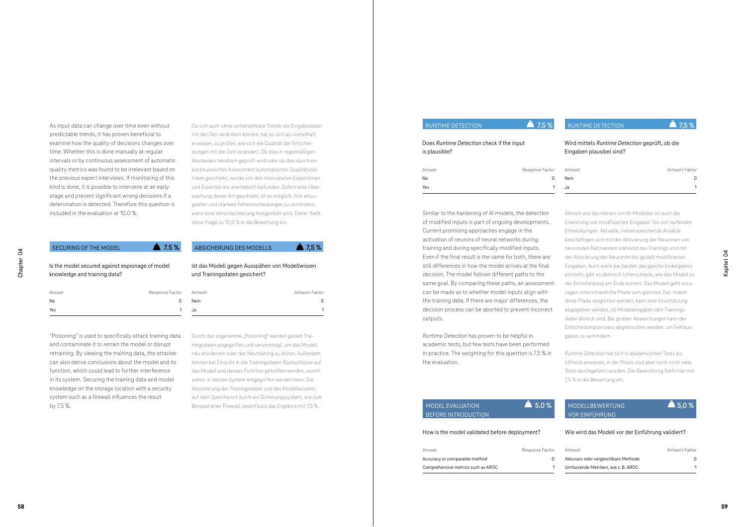As input data can change over time even without predictable trends, it has proven beneficial to examine how the quality of decisions changes over time. Whether this is done manually at regular intervals or by continuous assessment of automatic quality metrics was found to be irrelevant based on the previous expert interviews. If monitoring of this kind is done, it is possible to intervene at an early stage and prevent significant wrong decisions if a deterioration is detected. Therefore this question is included in the evaluation at 10.0 %.

Da sich auch ohne vorhersehbare Trends die Eingabedaten mit der Zeit verändern können, hat es sich als vorteilhaft erwiesen, zu prüfen, wie sich die Qualität der Entscheidungen mit der Zeit verändert. Ob dies in regelmäßigen Abständen händisch geprüft wird oder ob dies durch ein kontinuierliches Assessment automatischer Qualitätsmetriken geschieht, wurde von den interviewten Expertinnen und Experten als unerheblich befunden. Sofern eine Überwachung dieser Art geschieht, ist es möglich, früh einzugreifen und stärkere Fehlentscheidungen zu verhindern, wenn eine Verschlechterung festgestellt wird. Daher fließt diese Frage zu 10,0 % in die Bewertung ein.

## SECURING OF THE MODEL — 7.5 %

Is the model secured against espionage of model knowledge and training data?

| Answer | Response Factor |
| --- | --- |
| No | 0 |
| Yes | 1 |

"Poisoning" is used to specifically attack training data and contaminate it to retrain the model or disrupt retraining. By viewing the training data, the attacker can also derive conclusions about the model and its function, which could lead to further interference in its system. Securing the training data and model knowledge on the storage location with a security system such as a firewall influences the result by 7.5 %.

## ABSICHERUNG DES MODELLS — 7,5 %

Ist das Modell gegen Ausspähen von Modellwissen und Trainingsdaten gesichert?

| Antwort | Antwort-Faktor |
| --- | --- |
| Nein | 0 |
| Ja | 1 |

Durch das sogenannte „Poisoning" werden gezielt Trainingsdaten angegriffen und verunreinigt, um das Modell neu anzulernen oder das Neutraining zu stören. Außerdem können bei Einsicht in die Trainingsdaten Rückschlüsse auf das Modell und dessen Funktion getroffen werden, womit weiter in dessen System eingegriffen werden kann. Die Absicherung der Trainingsdaten und des Modellwissens auf dem Speicherort durch ein Sicherungssystem, wie zum Beispiel einer Firewall, beeinflusst das Ergebnis mit 7,5 %.

## RUNTIME DETECTION — 7.5 %

Does *Runtime Detection* check if the input is plausible?

| Answer | Response Factor |
| --- | --- |
| No | 0 |
| Yes | 1 |

Similar to the hardening of AI models, the detection of modified inputs is part of ongoing developments. Current promising approaches engage in the activation of neurons of neural networks during training and during specifically modified inputs. Even if the final result is the same for both, there are still differences in how the model arrives at the final decision. The model follows different paths to the same goal. By comparing these paths, an assessment can be made as to whether model inputs align with the training data. If there are major differences, the decision process can be aborted to prevent incorrect outputs.

*Runtime Detection* has proven to be helpful in academic tests, but few tests have been performed in practice. The weighting for this question is 7.5 % in the evaluation.

## RUNTIME DETECTION — 7,5 %

Wird mittels *Runtime Detection* geprüft, ob die Eingaben plausibel sind?

| Antwort | Antwort-Faktor |
| --- | --- |
| Nein | 0 |
| Ja | 1 |

Ähnlich wie das Härten von KI-Modellen ist auch die Erkennung von modifizierten Eingaben Teil von laufenden Entwicklungen. Aktuelle, vielversprechende Ansätze beschäftigen sich mit der Aktivierung der Neuronen von neuronalen Netzwerken während des Trainings und mit der Aktivierung der Neuronen bei gezielt modifizierten Eingaben. Auch wenn bei beiden das gleiche Endergebnis entsteht, gibt es dennoch Unterschiede, wie das Modell zu der Entscheidung am Ende kommt. Das Modell geht sozusagen unterschiedliche Pfade zum gleichen Ziel. Indem diese Pfade verglichen werden, kann eine Einschätzung abgegeben werden, ob Modelleingaben den Trainingsdaten ähnlich sind. Bei groben Abweichungen kann der Entscheidungsprozess abgebrochen werden, um Fehlausgaben zu verhindern.

*Runtime Detection* hat sich in akademischen Tests als hilfreich erwiesen, in der Praxis sind aber noch nicht viele Tests durchgeführt worden. Die Gewichtung fließt hier mit 7,5 % in die Bewertung ein.

## MODEL EVALUATION BEFORE INTRODUCTION — 5.0 %

How is the model validated before deployment?

| Answer | Response Factor |
| --- | --- |
| Accuracy or comparable method | 0 |
| Comprehensive metrics such as AROC | 1 |

## MODELLBEWERTUNG VOR EINFÜHRUNG — 5,0 %

Wie wird das Modell vor der Einführung validiert?

| Antwort | Antwort-Faktor |
| --- | --- |
| Akkuranz oder vergleichbare Methode | 0 |
| Umfassende Metriken, wie z. B. AROC | 1 |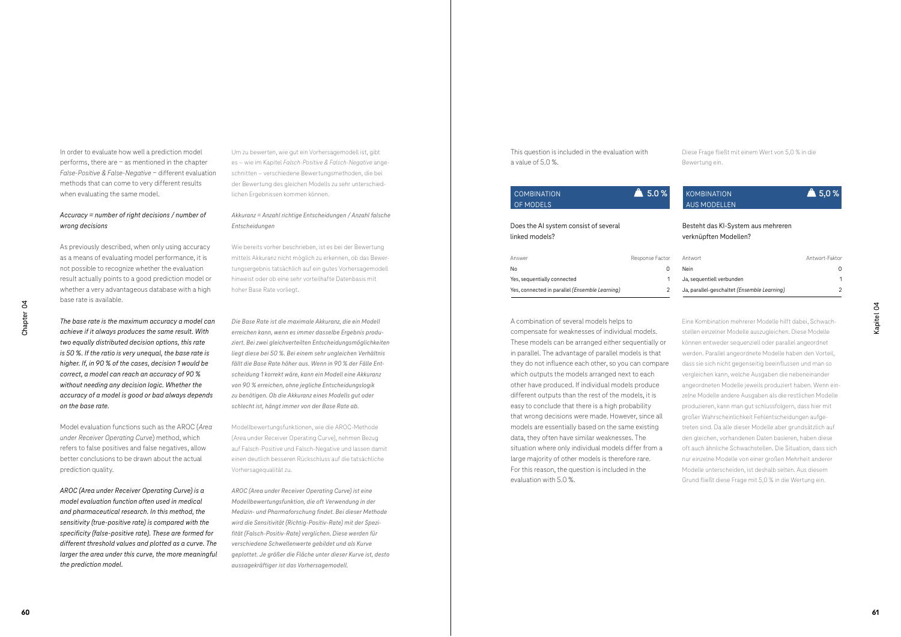In order to evaluate how well a prediction model performs, there are – as mentioned in the chapter *False-Positive & False-Negative* – different evaluation methods that can come to very different results when evaluating the same model.

*Accuracy = number of right decisions / number of wrong decisions*

As previously described, when only using accuracy as a means of evaluating model performance, it is not possible to recognize whether the evaluation result actually points to a good prediction model or whether a very advantageous database with a high base rate is available.

*The base rate is the maximum accuracy a model can achieve if it always produces the same result. With two equally distributed decision options, this rate is 50 %. If the ratio is very unequal, the base rate is higher. If, in 90 % of the cases, decision 1 would be correct, a model can reach an accuracy of 90 % without needing any decision logic. Whether the accuracy of a model is good or bad always depends on the base rate.*

Model evaluation functions such as the AROC (*Area under Receiver Operating Curve*) method, which refers to false positives and false negatives, allow better conclusions to be drawn about the actual prediction quality.

*AROC (Area under Receiver Operating Curve) is a model evaluation function often used in medical and pharmaceutical research. In this method, the sensitivity (true-positive rate) is compared with the specificity (false-positive rate). These are formed for different threshold values and plotted as a curve. The larger the area under this curve, the more meaningful the prediction model.*

Um zu bewerten, wie gut ein Vorhersagemodell ist, gibt es – wie im Kapitel *Falsch-Positive & Falsch-Negative* angeschnitten – verschiedene Bewertungsmethoden, die bei der Bewertung des gleichen Modells zu sehr unterschiedlichen Ergebnissen kommen können.

*Akkuranz = Anzahl richtige Entscheidungen / Anzahl falsche Entscheidungen*

Wie bereits vorher beschrieben, ist es bei der Bewertung mittels Akkuranz nicht möglich zu erkennen, ob das Bewertungsergebnis tatsächlich auf ein gutes Vorhersagemodell hinweist oder ob eine sehr vorteilhafte Datenbasis mit hoher Base Rate vorliegt.

*Die Base Rate ist die maximale Akkuranz, die ein Modell erreichen kann, wenn es immer dasselbe Ergebnis produziert. Bei zwei gleichverteilten Entscheidungsmöglichkeiten liegt diese bei 50 %. Bei einem sehr ungleichen Verhältnis fällt die Base Rate höher aus. Wenn in 90 % der Fälle Entscheidung 1 korrekt wäre, kann ein Modell eine Akkuranz von 90 % erreichen, ohne jegliche Entscheidungslogik zu benötigen. Ob die Akkuranz eines Modells gut oder schlecht ist, hängt immer von der Base Rate ab.*

Modellbewertungsfunktionen, wie die AROC-Methode (Area under Receiver Operating Curve), nehmen Bezug auf Falsch-Positive und Falsch-Negative und lassen damit einen deutlich besseren Rückschluss auf die tatsächliche Vorhersagequalität zu.

*AROC (Area under Receiver Operating Curve) ist eine Modellbewertungsfunktion, die oft Verwendung in der Medizin- und Pharmaforschung findet. Bei dieser Methode wird die Sensitivität (Richtig-Positiv-Rate) mit der Spezifität (Falsch-Positiv-Rate) verglichen. Diese werden für verschiedene Schwellenwerte gebildet und als Kurve geplottet. Je größer die Fläche unter dieser Kurve ist, desto aussagekräftiger ist das Vorhersagemodell.*

This question is included in the evaluation with a value of 5.0 %.

## COMBINATION OF MODELS — 5.0 %

Does the AI system consist of several linked models?

| Answer | Response Factor |
|---|---|
| No | 0 |
| Yes, sequentially connected | 1 |
| Yes, connected in parallel (*Ensemble Learning*) | 2 |

A combination of several models helps to compensate for weaknesses of individual models. These models can be arranged either sequentially or in parallel. The advantage of parallel models is that they do not influence each other, so you can compare which outputs the models arranged next to each other have produced. If individual models produce different outputs than the rest of the models, it is easy to conclude that there is a high probability that wrong decisions were made. However, since all models are essentially based on the same existing data, they often have similar weaknesses. The situation where only individual models differ from a large majority of other models is therefore rare. For this reason, the question is included in the evaluation with 5.0 %.

Diese Frage fließt mit einem Wert von 5,0 % in die Bewertung ein.

## KOMBINATION AUS MODELLEN — 5,0 %

Besteht das KI-System aus mehreren verknüpften Modellen?

| Antwort | Antwort-Faktor |
|---|---|
| Nein | 0 |
| Ja, sequentiell verbunden | 1 |
| Ja, parallel-geschaltet (*Ensemble Learning*) | 2 |

Eine Kombination mehrerer Modelle hilft dabei, Schwachstellen einzelner Modelle auszugleichen. Diese Modelle können entweder sequenziell oder parallel angeordnet werden. Parallel angeordnete Modelle haben den Vorteil, dass sie sich nicht gegenseitig beeinflussen und man so vergleichen kann, welche Ausgaben die nebeneinander angeordneten Modelle jeweils produziert haben. Wenn einzelne Modelle andere Ausgaben als die restlichen Modelle produzieren, kann man gut schlussfolgern, dass hier mit großer Wahrscheinlichkeit Fehlentscheidungen aufgetreten sind. Da alle dieser Modelle aber grundsätzlich auf den gleichen, vorhandenen Daten basieren, haben diese oft auch ähnliche Schwachstellen. Die Situation, dass sich nur einzelne Modelle von einer großen Mehrheit anderer Modelle unterscheiden, ist deshalb selten. Aus diesem Grund fließt diese Frage mit 5,0 % in die Wertung ein.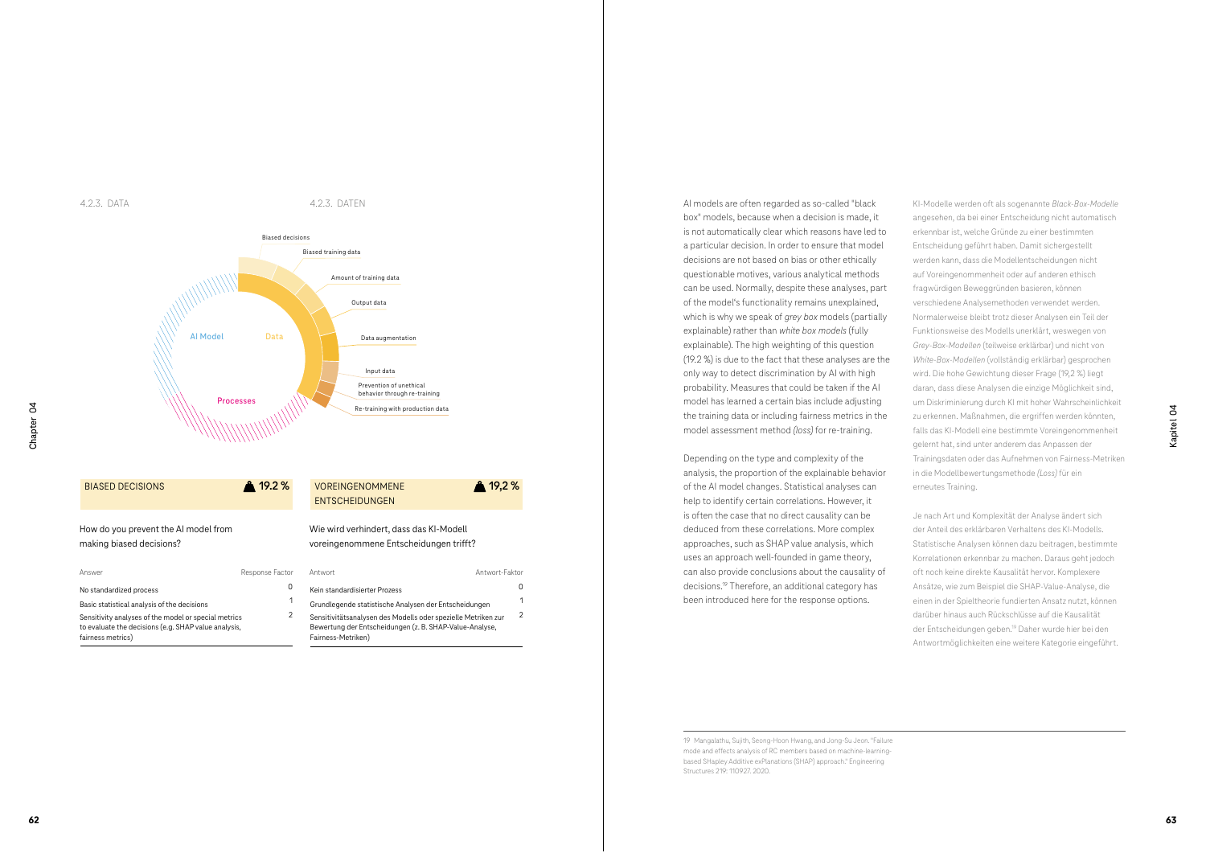4.2.3. DATA

4.2.3. DATEN

Biased decisions

Biased training data

Amount of training data

Output data

Data augmentation

Input data

Prevention of unethical behavior through re-training

Re-training with production data

AI Model

Data

Processes

BIASED DECISIONS ▲ 19.2 %

How do you prevent the AI model from making biased decisions?

| Answer | Response Factor |
| --- | --- |
| No standardized process | 0 |
| Basic statistical analysis of the decisions | 1 |
| Sensitivity analyses of the model or special metrics to evaluate the decisions (e.g. SHAP value analysis, fairness metrics) | 2 |

VOREINGENOMMENE ENTSCHEIDUNGEN ▲ 19,2 %

Wie wird verhindert, dass das KI-Modell voreingenommene Entscheidungen trifft?

| Antwort | Antwort-Faktor |
| --- | --- |
| Kein standardisierter Prozess | 0 |
| Grundlegende statistische Analysen der Entscheidungen | 1 |
| Sensitivitätsanalysen des Modells oder spezielle Metriken zur Bewertung der Entscheidungen (z. B. SHAP-Value-Analyse, Fairness-Metriken) | 2 |

AI models are often regarded as so-called "black box" models, because when a decision is made, it is not automatically clear which reasons have led to a particular decision. In order to ensure that model decisions are not based on bias or other ethically questionable motives, various analytical methods can be used. Normally, despite these analyses, part of the model's functionality remains unexplained, which is why we speak of *grey box* models (partially explainable) rather than *white box models* (fully explainable). The high weighting of this question (19.2 %) is due to the fact that these analyses are the only way to detect discrimination by AI with high probability. Measures that could be taken if the AI model has learned a certain bias include adjusting the training data or including fairness metrics in the model assessment method *(loss)* for re-training.

Depending on the type and complexity of the analysis, the proportion of the explainable behavior of the AI model changes. Statistical analyses can help to identify certain correlations. However, it is often the case that no direct causality can be deduced from these correlations. More complex approaches, such as SHAP value analysis, which uses an approach well-founded in game theory, can also provide conclusions about the causality of decisions.[19] Therefore, an additional category has been introduced here for the response options.

KI-Modelle werden oft als sogenannte *Black-Box-Modelle* angesehen, da bei einer Entscheidung nicht automatisch erkennbar ist, welche Gründe zu einer bestimmten Entscheidung geführt haben. Damit sichergestellt werden kann, dass die Modellentscheidungen nicht auf Voreingenommenheit oder auf anderen ethisch fragwürdigen Beweggründen basieren, können verschiedene Analysemethoden verwendet werden. Normalerweise bleibt trotz dieser Analysen ein Teil der Funktionsweise des Modells unerklärt, weswegen von *Grey-Box-Modellen* (teilweise erklärbar) und nicht von *White-Box-Modellen* (vollständig erklärbar) gesprochen wird. Die hohe Gewichtung dieser Frage (19,2 %) liegt daran, dass diese Analysen die einzige Möglichkeit sind, um Diskriminierung durch KI mit hoher Wahrscheinlichkeit zu erkennen. Maßnahmen, die ergriffen werden könnten, falls das KI-Modell eine bestimmte Voreingenommenheit gelernt hat, sind unter anderem das Anpassen der Trainingsdaten oder das Aufnehmen von Fairness-Metriken in die Modellbewertungsmethode *(Loss)* für ein erneutes Training.

Je nach Art und Komplexität der Analyse ändert sich der Anteil des erklärbaren Verhaltens des KI-Modells. Statistische Analysen können dazu beitragen, bestimmte Korrelationen erkennbar zu machen. Daraus geht jedoch oft noch keine direkte Kausalität hervor. Komplexere Ansätze, wie zum Beispiel die SHAP-Value-Analyse, die einen in der Spieltheorie fundierten Ansatz nutzt, können darüber hinaus auch Rückschlüsse auf die Kausalität der Entscheidungen geben.[19] Daher wurde hier bei den Antwortmöglichkeiten eine weitere Kategorie eingeführt.

19 Mangalathu, Sujith, Seong-Hoon Hwang, and Jong-Su Jeon. "Failure mode and effects analysis of RC members based on machine-learning-based SHapley Additive exPlanations (SHAP) approach." Engineering Structures 219: 110927. 2020.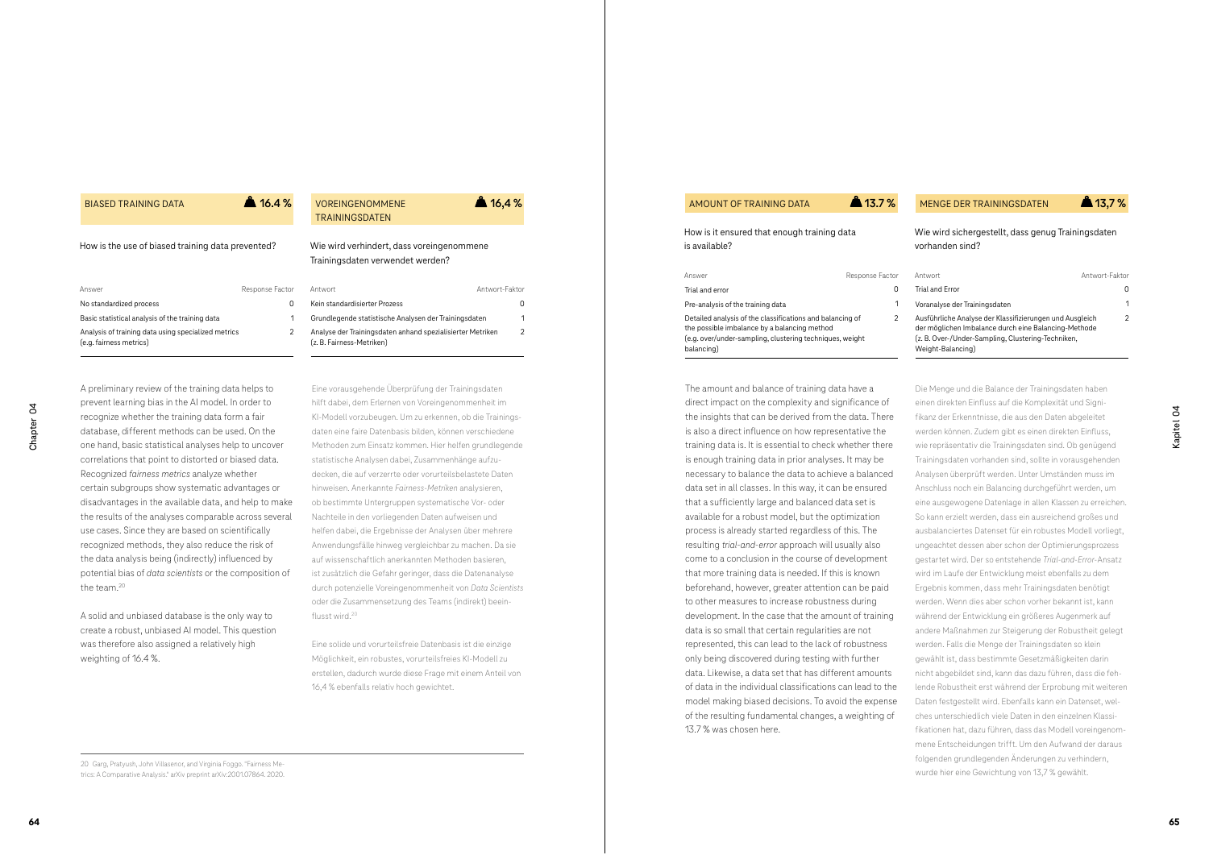## BIASED TRAINING DATA — 16.4 %

How is the use of biased training data prevented?

| Answer | Response Factor |
|---|---|
| No standardized process | 0 |
| Basic statistical analysis of the training data | 1 |
| Analysis of training data using specialized metrics (e.g. fairness metrics) | 2 |

A preliminary review of the training data helps to prevent learning bias in the AI model. In order to recognize whether the training data form a fair database, different methods can be used. On the one hand, basic statistical analyses help to uncover correlations that point to distorted or biased data. Recognized *fairness metrics* analyze whether certain subgroups show systematic advantages or disadvantages in the available data, and help to make the results of the analyses comparable across several use cases. Since they are based on scientifically recognized methods, they also reduce the risk of the data analysis being (indirectly) influenced by potential bias of *data scientists* or the composition of the team.[20]

A solid and unbiased database is the only way to create a robust, unbiased AI model. This question was therefore also assigned a relatively high weighting of 16.4 %.

## VOREINGENOMMENE TRAININGSDATEN — 16,4 %

Wie wird verhindert, dass voreingenommene Trainingsdaten verwendet werden?

| Antwort | Antwort-Faktor |
|---|---|
| Kein standardisierter Prozess | 0 |
| Grundlegende statistische Analysen der Trainingsdaten | 1 |
| Analyse der Trainingsdaten anhand spezialisierter Metriken (z. B. Fairness-Metriken) | 2 |

Eine vorausgehende Überprüfung der Trainingsdaten hilft dabei, dem Erlernen von Voreingenommenheit im KI-Modell vorzubeugen. Um zu erkennen, ob die Trainingsdaten eine faire Datenbasis bilden, können verschiedene Methoden zum Einsatz kommen. Hier helfen grundlegende statistische Analysen dabei, Zusammenhänge aufzudecken, die auf verzerrte oder vorurteilsbelastete Daten hinweisen. Anerkannte *Fairness-Metriken* analysieren, ob bestimmte Untergruppen systematische Vor- oder Nachteile in den vorliegenden Daten aufweisen und helfen dabei, die Ergebnisse der Analysen über mehrere Anwendungsfälle hinweg vergleichbar zu machen. Da sie auf wissenschaftlich anerkannten Methoden basieren, ist zusätzlich die Gefahr geringer, dass die Datenanalyse durch potenzielle Voreingenommenheit von *Data Scientists* oder die Zusammensetzung des Teams (indirekt) beeinflusst wird.[20]

Eine solide und vorurteilsfreie Datenbasis ist die einzige Möglichkeit, ein robustes, vorurteilsfreies KI-Modell zu erstellen, dadurch wurde diese Frage mit einem Anteil von 16,4 % ebenfalls relativ hoch gewichtet.

[20] Garg, Pratyush, John Villasenor, and Virginia Foggo. "Fairness Metrics: A Comparative Analysis." arXiv preprint arXiv:2001.07864. 2020.

## AMOUNT OF TRAINING DATA — 13.7 %

How is it ensured that enough training data is available?

| Answer | Response Factor |
|---|---|
| Trial and error | 0 |
| Pre-analysis of the training data | 1 |
| Detailed analysis of the classifications and balancing of the possible imbalance by a balancing method (e.g. over/under-sampling, clustering techniques, weight balancing) | 2 |

The amount and balance of training data have a direct impact on the complexity and significance of the insights that can be derived from the data. There is also a direct influence on how representative the training data is. It is essential to check whether there is enough training data in prior analyses. It may be necessary to balance the data to achieve a balanced data set in all classes. In this way, it can be ensured that a sufficiently large and balanced data set is available for a robust model, but the optimization process is already started regardless of this. The resulting *trial-and-error* approach will usually also come to a conclusion in the course of development that more training data is needed. If this is known beforehand, however, greater attention can be paid to other measures to increase robustness during development. In the case that the amount of training data is so small that certain regularities are not represented, this can lead to the lack of robustness only being discovered during testing with further data. Likewise, a data set that has different amounts of data in the individual classifications can lead to the model making biased decisions. To avoid the expense of the resulting fundamental changes, a weighting of 13.7 % was chosen here.

## MENGE DER TRAININGSDATEN — 13,7 %

Wie wird sichergestellt, dass genug Trainingsdaten vorhanden sind?

| Antwort | Antwort-Faktor |
|---|---|
| Trial and Error | 0 |
| Voranalyse der Trainingsdaten | 1 |
| Ausführliche Analyse der Klassifizierungen und Ausgleich der möglichen Imbalance durch eine Balancing-Methode (z. B. Over-/Under-Sampling, Clustering-Techniken, Weight-Balancing) | 2 |

Die Menge und die Balance der Trainingsdaten haben einen direkten Einfluss auf die Komplexität und Signifikanz der Erkenntnisse, die aus den Daten abgeleitet werden können. Zudem gibt es einen direkten Einfluss, wie repräsentativ die Trainingsdaten sind. Ob genügend Trainingsdaten vorhanden sind, sollte in vorausgehenden Analysen überprüft werden. Unter Umständen muss im Anschluss noch ein Balancing durchgeführt werden, um eine ausgewogene Datenlage in allen Klassen zu erreichen. So kann erzielt werden, dass ein ausreichend großes und ausbalanciertes Datenset für ein robustes Modell vorliegt, ungeachtet dessen aber schon der Optimierungsprozess gestartet wird. Der so entstehende *Trial-and-Error*-Ansatz wird im Laufe der Entwicklung meist ebenfalls zu dem Ergebnis kommen, dass mehr Trainingsdaten benötigt werden. Wenn dies aber schon vorher bekannt ist, kann während der Entwicklung ein größeres Augenmerk auf andere Maßnahmen zur Steigerung der Robustheit gelegt werden. Falls die Menge der Trainingsdaten so klein gewählt ist, dass bestimmte Gesetzmäßigkeiten darin nicht abgebildet sind, kann das dazu führen, dass die fehlende Robustheit erst während der Erprobung mit weiteren Daten festgestellt wird. Ebenfalls kann ein Datenset, welches unterschiedlich viele Daten in den einzelnen Klassifikationen hat, dazu führen, dass das Modell voreingenommene Entscheidungen trifft. Um den Aufwand der daraus folgenden grundlegenden Änderungen zu verhindern, wurde hier eine Gewichtung von 13,7 % gewählt.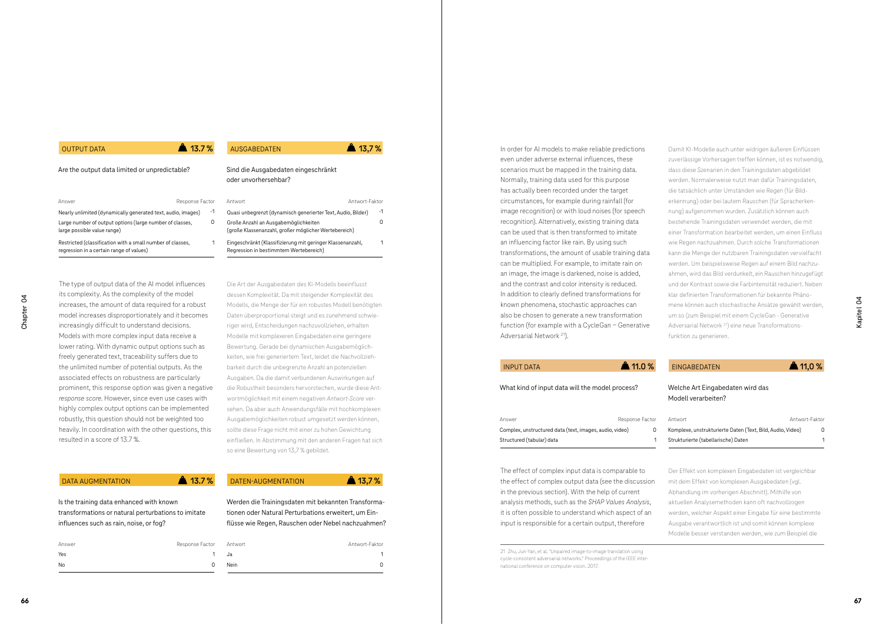## OUTPUT DATA — 13.7 %

Are the output data limited or unpredictable?

| Answer | Response Factor |
|---|---|
| Nearly unlimited (dynamically generated text, audio, images) | -1 |
| Large number of output options (large number of classes, large possible value range) | 0 |
| Restricted (classification with a small number of classes, regression in a certain range of values) | 1 |

The type of output data of the AI model influences its complexity. As the complexity of the model increases, the amount of data required for a robust model increases disproportionately and it becomes increasingly difficult to understand decisions. Models with more complex input data receive a lower rating. With dynamic output options such as freely generated text, traceability suffers due to the unlimited number of potential outputs. As the associated effects on robustness are particularly prominent, this response option was given a negative *response score*. However, since even use cases with highly complex output options can be implemented robustly, this question should not be weighted too heavily. In coordination with the other questions, this resulted in a score of 13.7 %.

## AUSGABEDATEN — 13,7 %

Sind die Ausgabedaten eingeschränkt oder unvorhersehbar?

| Antwort | Antwort-Faktor |
|---|---|
| Quasi unbegrenzt (dynamisch generierter Text, Audio, Bilder) | -1 |
| Große Anzahl an Ausgabemöglichkeiten (große Klassenanzahl, großer möglicher Wertebereich) | 0 |
| Eingeschränkt (Klassifizierung mit geringer Klassenanzahl, Regression in bestimmtem Wertebereich) | 1 |

Die Art der Ausgabedaten des KI-Modells beeinflusst dessen Komplexität. Da mit steigender Komplexität des Modells, die Menge der für ein robustes Modell benötigten Daten überproportional steigt und es zunehmend schwieriger wird, Entscheidungen nachzuvollziehen, erhalten Modelle mit komplexeren Eingabedaten eine geringere Bewertung. Gerade bei dynamischen Ausgabemöglichkeiten, wie frei generiertem Text, leidet die Nachvollziehbarkeit durch die unbegrenzte Anzahl an potenziellen Ausgaben. Da die damit verbundenen Auswirkungen auf die Robustheit besonders hervorstechen, wurde diese Antwortmöglichkeit mit einem negativen *Antwort-Score* versehen. Da aber auch Anwendungsfälle mit hochkomplexen Ausgabemöglichkeiten robust umgesetzt werden können, sollte diese Frage nicht mit einer zu hohen Gewichtung einfließen. In Abstimmung mit den anderen Fragen hat sich so eine Bewertung von 13,7 % gebildet.

## DATA AUGMENTATION — 13.7 %

Is the training data enhanced with known transformations or natural perturbations to imitate influences such as rain, noise, or fog?

| Answer | Response Factor |
|---|---|
| Yes | 1 |
| No | 0 |

In order for AI models to make reliable predictions even under adverse external influences, these scenarios must be mapped in the training data. Normally, training data used for this purpose has actually been recorded under the target circumstances, for example during rainfall (for image recognition) or with loud noises (for speech recognition). Alternatively, existing training data can be used that is then transformed to imitate an influencing factor like rain. By using such transformations, the amount of usable training data can be multiplied. For example, to imitate rain on an image, the image is darkened, noise is added, and the contrast and color intensity is reduced. In addition to clearly defined transformations for known phenomena, stochastic approaches can also be chosen to generate a new transformation function (for example with a CycleGan – Generative Adversarial Network [21]).

## DATEN-AUGMENTATION — 13,7 %

Werden die Trainingsdaten mit bekannten Transformationen oder Natural Perturbations erweitert, um Einflüsse wie Regen, Rauschen oder Nebel nachzuahmen?

| Antwort | Antwort-Faktor |
|---|---|
| Ja | 1 |
| Nein | 0 |

Damit KI-Modelle auch unter widrigen äußeren Einflüssen zuverlässige Vorhersagen treffen können, ist es notwendig, dass diese Szenarien in den Trainingsdaten abgebildet werden. Normalerweise nutzt man dafür Trainingsdaten, die tatsächlich unter Umständen wie Regen (für Bilderkennung) oder bei lautem Rauschen (für Spracherkennung) aufgenommen wurden. Zusätzlich können auch bestehende Trainingsdaten verwendet werden, die mit einer Transformation bearbeitet werden, um einen Einfluss wie Regen nachzuahmen. Durch solche Transformationen kann die Menge der nutzbaren Trainingsdaten vervielfacht werden. Um beispielsweise Regen auf einem Bild nachzuahmen, wird das Bild verdunkelt, ein Rauschen hinzugefügt und der Kontrast sowie die Farbintensität reduziert. Neben klar definierten Transformationen für bekannte Phänomene können auch stochastische Ansätze gewählt werden, um so (zum Beispiel mit einem CycleGan - Generative Adversarial Network [21]) eine neue Transformationsfunktion zu generieren.

## INPUT DATA — 11.0 %

What kind of input data will the model process?

| Answer | Response Factor |
|---|---|
| Complex, unstructured data (text, images, audio, video) | 0 |
| Structured (tabular) data | 1 |

The effect of complex input data is comparable to the effect of complex output data (see the discussion in the previous section). With the help of current analysis methods, such as the *SHAP Values Analysis*, it is often possible to understand which aspect of an input is responsible for a certain output, therefore

## EINGABEDATEN — 11,0 %

Welche Art Eingabedaten wird das Modell verarbeiten?

| Antwort | Antwort-Faktor |
|---|---|
| Komplexe, unstrukturierte Daten (Text, Bild, Audio, Video) | 0 |
| Strukturierte (tabellarische) Daten | 1 |

Der Effekt von komplexen Eingabedaten ist vergleichbar mit dem Effekt von komplexen Ausgabedaten (vgl. Abhandlung im vorherigen Abschnitt). Mithilfe von aktuellen Analysemethoden kann oft nachvollzogen werden, welcher Aspekt einer Eingabe für eine bestimmte Ausgabe verantwortlich ist und somit können komplexe Modelle besser verstanden werden, wie zum Beispiel die

[21] Zhu, Jun-Yan, et al. "Unpaired image-to-image translation using cycle-consistent adversarial networks." Proceedings of the IEEE international conference on computer vision. 2017.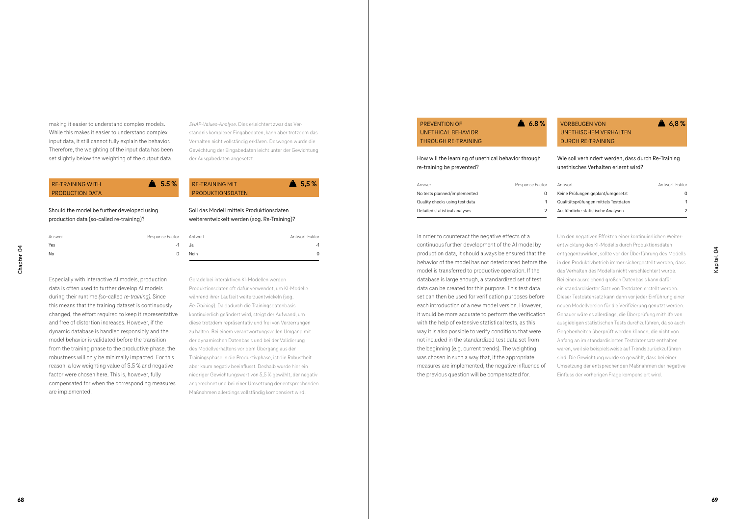making it easier to understand complex models. While this makes it easier to understand complex input data, it still cannot fully explain the behavior. Therefore, the weighting of the input data has been set slightly below the weighting of the output data.

*SHAP-Values-Analyse*. Dies erleichtert zwar das Verständnis komplexer Eingabedaten, kann aber trotzdem das Verhalten nicht vollständig erklären. Deswegen wurde die Gewichtung der Eingabedaten leicht unter der Gewichtung der Ausgabedaten angesetzt.

### RE-TRAINING WITH PRODUCTION DATA — 5.5 %

Should the model be further developed using production data (so-called re-training)?

| Answer | Response Factor |
|---|---|
| Yes | -1 |
| No | 0 |

Especially with interactive AI models, production data is often used to further develop AI models during their runtime (so-called *re-training*). Since this means that the training dataset is continuously changed, the effort required to keep it representative and free of distortion increases. However, if the dynamic database is handled responsibly and the model behavior is validated before the transition from the training phase to the productive phase, the robustness will only be minimally impacted. For this reason, a low weighting value of 5.5 % and negative factor were chosen here. This is, however, fully compensated for when the corresponding measures are implemented.

### RE-TRAINING MIT PRODUKTIONSDATEN — 5,5 %

Soll das Modell mittels Produktionsdaten weiterentwickelt werden (sog. Re-Training)?

| Antwort | Antwort-Faktor |
|---|---|
| Ja | -1 |
| Nein | 0 |

Gerade bei interaktiven KI-Modellen werden Produktionsdaten oft dafür verwendet, um KI-Modelle während ihrer Laufzeit weiterzuentwickeln (sog. *Re-Training*). Da dadurch die Trainingsdatenbasis kontinuierlich geändert wird, steigt der Aufwand, um diese trotzdem repräsentativ und frei von Verzerrungen zu halten. Bei einem verantwortungsvollen Umgang mit der dynamischen Datenbasis und bei der Validierung des Modellverhaltens vor dem Übergang aus der Trainingsphase in die Produktivphase, ist die Robustheit aber kaum negativ beeinflusst. Deshalb wurde hier ein niedriger Gewichtungswert von 5,5 % gewählt, der negativ angerechnet und bei einer Umsetzung der entsprechenden Maßnahmen allerdings vollständig kompensiert wird.

### PREVENTION OF UNETHICAL BEHAVIOR THROUGH RE-TRAINING — 6.8 %

How will the learning of unethical behavior through re-training be prevented?

| Answer | Response Factor |
|---|---|
| No tests planned/implemented | 0 |
| Quality checks using test data | 1 |
| Detailed statistical analyses | 2 |

In order to counteract the negative effects of a continuous further development of the AI model by production data, it should always be ensured that the behavior of the model has not deteriorated before the model is transferred to productive operation. If the database is large enough, a standardized set of test data can be created for this purpose. This test data set can then be used for verification purposes before each introduction of a new model version. However, it would be more accurate to perform the verification with the help of extensive statistical tests, as this way it is also possible to verify conditions that were not included in the standardized test data set from the beginning (e.g. current trends). The weighting was chosen in such a way that, if the appropriate measures are implemented, the negative influence of the previous question will be compensated for.

### VORBEUGEN VON UNETHISCHEM VERHALTEN DURCH RE-TRAINING — 6,8 %

Wie soll verhindert werden, dass durch Re-Training unethisches Verhalten erlernt wird?

| Antwort | Antwort-Faktor |
|---|---|
| Keine Prüfungen geplant/umgesetzt | 0 |
| Qualitätsprüfungen mittels Testdaten | 1 |
| Ausführliche statistische Analysen | 2 |

Um den negativen Effekten einer kontinuierlichen Weiterentwicklung des KI-Modells durch Produktionsdaten entgegenzuwirken, sollte vor der Überführung des Modells in den Produktivbetrieb immer sichergestellt werden, dass das Verhalten des Modells nicht verschlechtert wurde. Bei einer ausreichend großen Datenbasis kann dafür ein standardisierter Satz von Testdaten erstellt werden. Dieser Testdatensatz kann dann vor jeder Einführung einer neuen Modellversion für die Verifizierung genutzt werden. Genauer wäre es allerdings, die Überprüfung mithilfe von ausgiebigen statistischen Tests durchzuführen, da so auch Gegebenheiten überprüft werden können, die nicht von Anfang an im standardisierten Testdatensatz enthalten waren, weil sie beispielsweise auf Trends zurückzuführen sind. Die Gewichtung wurde so gewählt, dass bei einer Umsetzung der entsprechenden Maßnahmen der negative Einfluss der vorherigen Frage kompensiert wird.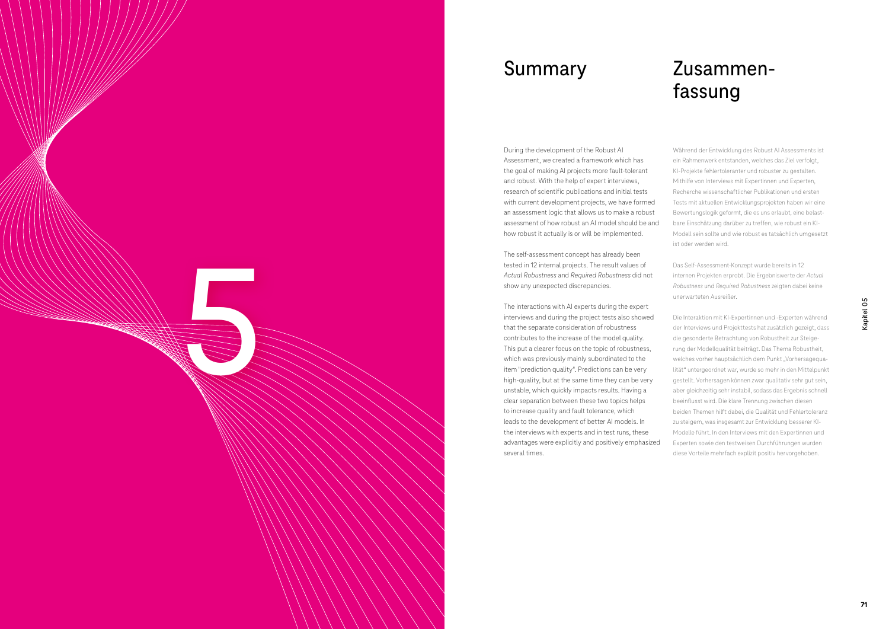5

# Summary

During the development of the Robust AI Assessment, we created a framework which has the goal of making AI projects more fault-tolerant and robust. With the help of expert interviews, research of scientific publications and initial tests with current development projects, we have formed an assessment logic that allows us to make a robust assessment of how robust an AI model should be and how robust it actually is or will be implemented.

The self-assessment concept has already been tested in 12 internal projects. The result values of *Actual Robustness* and *Required Robustness* did not show any unexpected discrepancies.

The interactions with AI experts during the expert interviews and during the project tests also showed that the separate consideration of robustness contributes to the increase of the model quality. This put a clearer focus on the topic of robustness, which was previously mainly subordinated to the item "prediction quality". Predictions can be very high-quality, but at the same time they can be very unstable, which quickly impacts results. Having a clear separation between these two topics helps to increase quality and fault tolerance, which leads to the development of better AI models. In the interviews with experts and in test runs, these advantages were explicitly and positively emphasized several times.

# Zusammenfassung

Während der Entwicklung des Robust AI Assessments ist ein Rahmenwerk entstanden, welches das Ziel verfolgt, KI-Projekte fehlertoleranter und robuster zu gestalten. Mithilfe von Interviews mit Expertinnen und Experten, Recherche wissenschaftlicher Publikationen und ersten Tests mit aktuellen Entwicklungsprojekten haben wir eine Bewertungslogik geformt, die es uns erlaubt, eine belastbare Einschätzung darüber zu treffen, wie robust ein KI-Modell sein sollte und wie robust es tatsächlich umgesetzt ist oder werden wird.

Das Self-Assessment-Konzept wurde bereits in 12 internen Projekten erprobt. Die Ergebniswerte der *Actual Robustness* und *Required Robustness* zeigten dabei keine unerwarteten Ausreißer.

Die Interaktion mit KI-Expertinnen und -Experten während der Interviews und Projekttests hat zusätzlich gezeigt, dass die gesonderte Betrachtung von Robustheit zur Steigerung der Modellqualität beiträgt. Das Thema Robustheit, welches vorher hauptsächlich dem Punkt „Vorhersagequalität" untergeordnet war, wurde so mehr in den Mittelpunkt gestellt. Vorhersagen können zwar qualitativ sehr gut sein, aber gleichzeitig sehr instabil, sodass das Ergebnis schnell beeinflusst wird. Die klare Trennung zwischen diesen beiden Themen hilft dabei, die Qualität und Fehlertoleranz zu steigern, was insgesamt zur Entwicklung besserer KI-Modelle führt. In den Interviews mit den Expertinnen und Experten sowie den testweisen Durchführungen wurden diese Vorteile mehrfach explizit positiv hervorgehoben.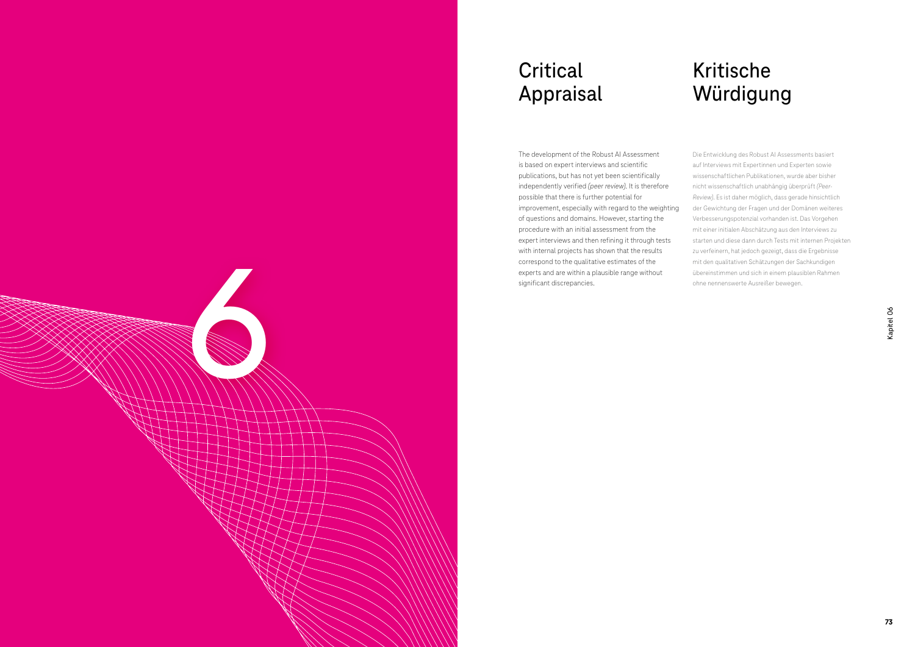# Critical Appraisal

The development of the Robust AI Assessment is based on expert interviews and scientific publications, but has not yet been scientifically independently verified *(peer review)*. It is therefore possible that there is further potential for improvement, especially with regard to the weighting of questions and domains. However, starting the procedure with an initial assessment from the expert interviews and then refining it through tests with internal projects has shown that the results correspond to the qualitative estimates of the experts and are within a plausible range without significant discrepancies.

# Kritische Würdigung

Die Entwicklung des Robust AI Assessments basiert auf Interviews mit Expertinnen und Experten sowie wissenschaftlichen Publikationen, wurde aber bisher nicht wissenschaftlich unabhängig überprüft *(Peer-Review)*. Es ist daher möglich, dass gerade hinsichtlich der Gewichtung der Fragen und der Domänen weiteres Verbesserungspotenzial vorhanden ist. Das Vorgehen mit einer initialen Abschätzung aus den Interviews zu starten und diese dann durch Tests mit internen Projekten zu verfeinern, hat jedoch gezeigt, dass die Ergebnisse mit den qualitativen Schätzungen der Sachkundigen übereinstimmen und sich in einem plausiblen Rahmen ohne nennenswerte Ausreißer bewegen.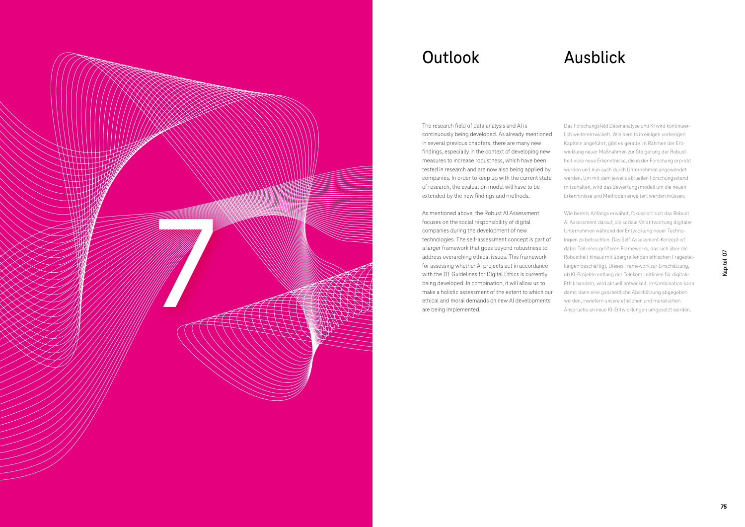# Outlook

The research field of data analysis and AI is continuously being developed. As already mentioned in several previous chapters, there are many new findings, especially in the context of developing new measures to increase robustness, which have been tested in research and are now also being applied by companies. In order to keep up with the current state of research, the evaluation model will have to be extended by the new findings and methods.

As mentioned above, the Robust AI Assessment focuses on the social responsibility of digital companies during the development of new technologies. The self-assessment concept is part of a larger framework that goes beyond robustness to address overarching ethical issues. This framework for assessing whether AI projects act in accordance with the DT Guidelines for Digital Ethics is currently being developed. In combination, it will allow us to make a holistic assessment of the extent to which our ethical and moral demands on new AI developments are being implemented.

# Ausblick

Das Forschungsfeld Datenanalyse und KI wird kontinuierlich weiterentwickelt. Wie bereits in einigen vorherigen Kapiteln angeführt, gibt es gerade im Rahmen der Entwicklung neuer Maßnahmen zur Steigerung der Robustheit viele neue Erkenntnisse, die in der Forschung erprobt wurden und nun auch durch Unternehmen angewendet werden. Um mit dem jeweils aktuellen Forschungsstand mitzuhalten, wird das Bewertungsmodell um die neuen Erkenntnisse und Methoden erweitert werden müssen.

Wie bereits Anfangs erwähnt, fokussiert sich das Robust AI Assessment darauf, die soziale Verantwortung digitaler Unternehmen während der Entwicklung neuer Technologien zu betrachten. Das Self-Assessment-Konzept ist dabei Teil eines größeren Frameworks, das sich über die Robustheit hinaus mit übergreifenden ethischen Fragestellungen beschäftigt. Dieses Framework zur Einschätzung, ob KI-Projekte entlang der Telekom Leitlinien für digitale Ethik handeln, wird aktuell entwickelt. In Kombination kann damit dann eine ganzheitliche Abschätzung abgegeben werden, inwiefern unsere ethischen und moralischen Ansprüche an neue KI-Entwicklungen umgesetzt werden.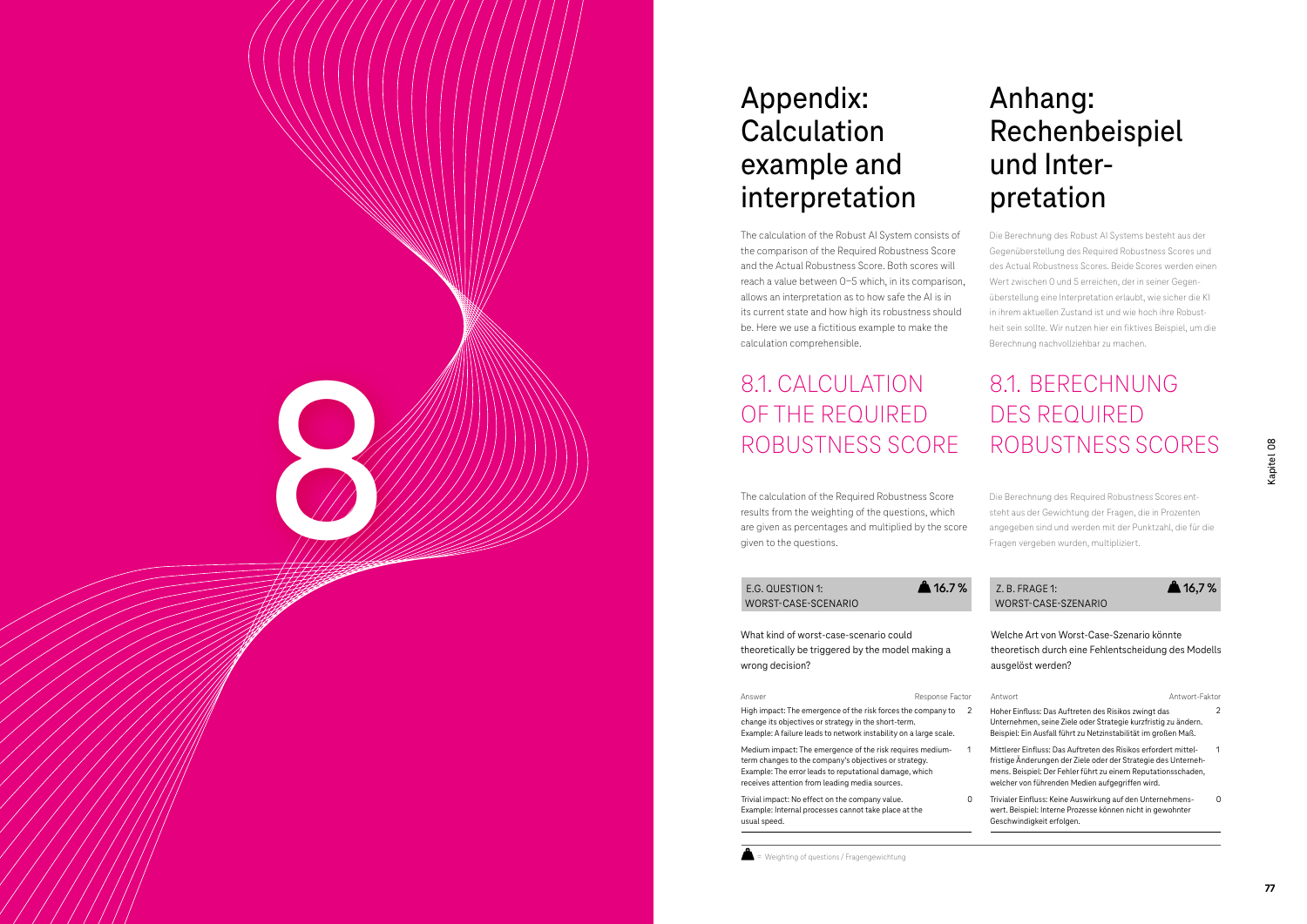# Appendix: Calculation example and interpretation

The calculation of the Robust AI System consists of the comparison of the Required Robustness Score and the Actual Robustness Score. Both scores will reach a value between 0–5 which, in its comparison, allows an interpretation as to how safe the AI is in its current state and how high its robustness should be. Here we use a fictitious example to make the calculation comprehensible.

## 8.1. CALCULATION OF THE REQUIRED ROBUSTNESS SCORE

The calculation of the Required Robustness Score results from the weighting of the questions, which are given as percentages and multiplied by the score given to the questions.

**E.G. QUESTION 1: WORST-CASE-SCENARIO** — 16.7 %

What kind of worst-case-scenario could theoretically be triggered by the model making a wrong decision?

| Answer | Response Factor |
| --- | --- |
| High impact: The emergence of the risk forces the company to change its objectives or strategy in the short-term. Example: A failure leads to network instability on a large scale. | 2 |
| Medium impact: The emergence of the risk requires medium-term changes to the company's objectives or strategy. Example: The error leads to reputational damage, which receives attention from leading media sources. | 1 |
| Trivial impact: No effect on the company value. Example: Internal processes cannot take place at the usual speed. | 0 |

# Anhang: Rechenbeispiel und Interpretation

Die Berechnung des Robust AI Systems besteht aus der Gegenüberstellung des Required Robustness Scores und des Actual Robustness Scores. Beide Scores werden einen Wert zwischen 0 und 5 erreichen, der in seiner Gegenüberstellung eine Interpretation erlaubt, wie sicher die KI in ihrem aktuellen Zustand ist und wie hoch ihre Robustheit sein sollte. Wir nutzen hier ein fiktives Beispiel, um die Berechnung nachvollziehbar zu machen.

## 8.1. BERECHNUNG DES REQUIRED ROBUSTNESS SCORES

Die Berechnung des Required Robustness Scores entsteht aus der Gewichtung der Fragen, die in Prozenten angegeben sind und werden mit der Punktzahl, die für die Fragen vergeben wurden, multipliziert.

**Z. B. FRAGE 1: WORST-CASE-SZENARIO** — 16,7 %

Welche Art von Worst-Case-Szenario könnte theoretisch durch eine Fehlentscheidung des Modells ausgelöst werden?

| Antwort | Antwort-Faktor |
| --- | --- |
| Hoher Einfluss: Das Auftreten des Risikos zwingt das Unternehmen, seine Ziele oder Strategie kurzfristig zu ändern. Beispiel: Ein Ausfall führt zu Netzinstabilität im großen Maß. | 2 |
| Mittlerer Einfluss: Das Auftreten des Risikos erfordert mittelfristige Änderungen der Ziele oder der Strategie des Unternehmens. Beispiel: Der Fehler führt zu einem Reputationsschaden, welcher von führenden Medien aufgegriffen wird. | 1 |
| Trivialer Einfluss: Keine Auswirkung auf den Unternehmenswert. Beispiel: Interne Prozesse können nicht in gewohnter Geschwindigkeit erfolgen. | 0 |

= Weighting of questions / Fragengewichtung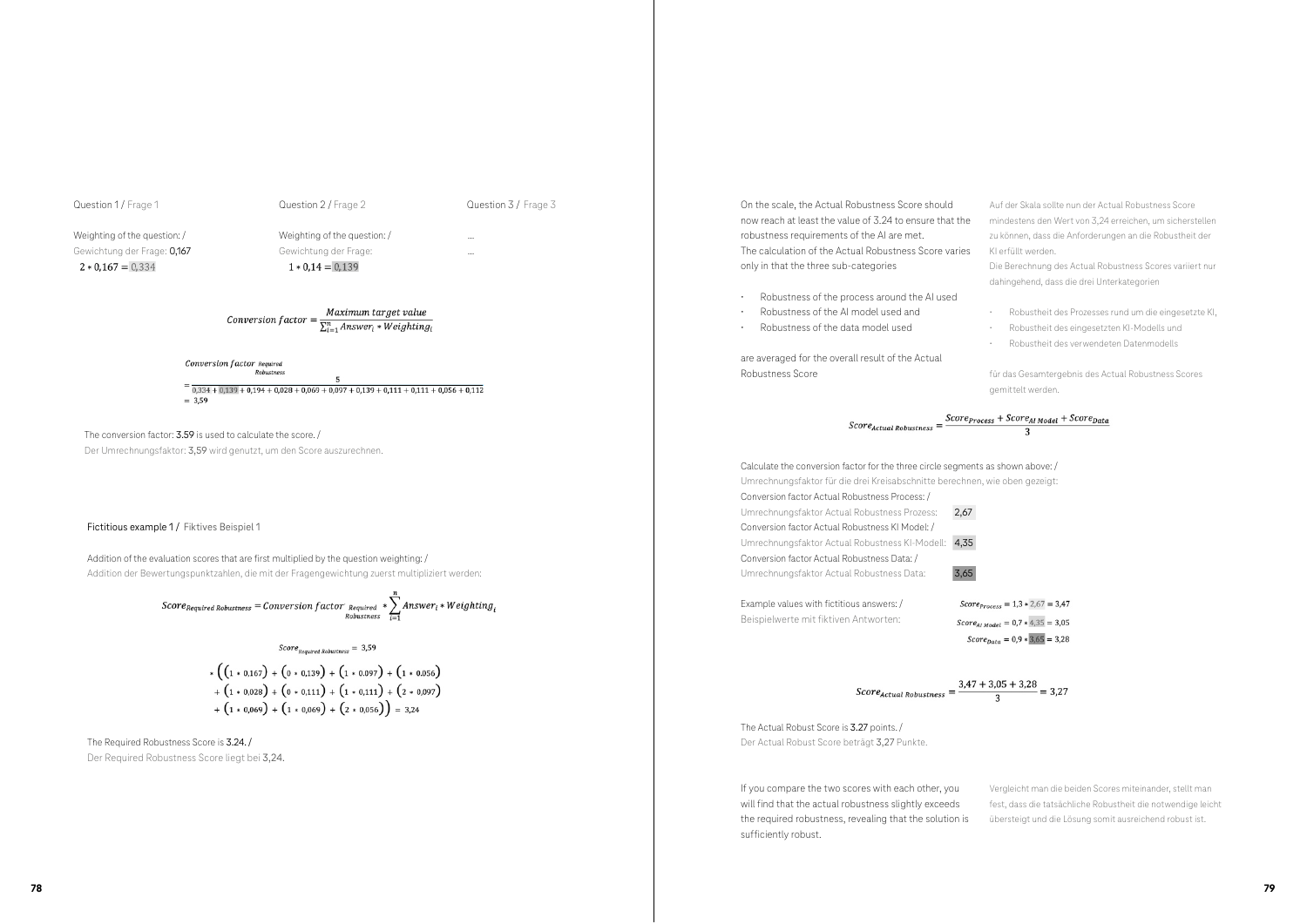Question 1 / Frage 1

Weighting of the question: /
Gewichtung der Frage: 0,167

$2 * 0{,}167 = 0{,}334$

Question 2 / Frage 2

Weighting of the question: /
Gewichtung der Frage:

$1 * 0{,}14 = 0{,}139$

Question 3 / Frage 3

...

...

$$Conversion\ factor = \frac{Maximum\ target\ value}{\sum_{i=1}^{n} Answer_i * Weighting_i}$$

$$Conversion\ factor_{\substack{Required \\ Robustness}} = \frac{5}{0{,}334 + 0{,}139 + 0{,}194 + 0{,}028 + 0{,}069 + 0{,}097 + 0{,}139 + 0{,}111 + 0{,}111 + 0{,}056 + 0{,}112} = 3{,}59$$

The conversion factor: 3.59 is used to calculate the score. /
Der Umrechnungsfaktor: 3,59 wird genutzt, um den Score auszurechnen.

Fictitious example 1 / Fiktives Beispiel 1

Addition of the evaluation scores that are first multiplied by the question weighting: /
Addition der Bewertungspunktzahlen, die mit der Fragengewichtung zuerst multipliziert werden:

$$Score_{Required\ Robustness} = Conversion\ factor_{\substack{Required \\ Robustness}} * \sum_{i=1}^{n} Answer_i * Weighting_i$$

$$Score_{Required\ Robustness} = 3{,}59 * \Big( (1 * 0{,}167) + (0 * 0{,}139) + (1 * 0.097) + (1 * 0.056) + (1 * 0{,}028) + (0 * 0{,}111) + (1 * 0{,}111) + (2 * 0{,}097) + (1 * 0{,}069) + (1 * 0{,}069) + (2 * 0{,}056) \Big) = 3{,}24$$

The Required Robustness Score is 3.24. /
Der Required Robustness Score liegt bei 3,24.

On the scale, the Actual Robustness Score should now reach at least the value of 3.24 to ensure that the robustness requirements of the AI are met.
The calculation of the Actual Robustness Score varies only in that the three sub-categories

- Robustness of the process around the AI used
- Robustness of the AI model used and
- Robustness of the data model used

are averaged for the overall result of the Actual Robustness Score

Auf der Skala sollte nun der Actual Robustness Score mindestens den Wert von 3,24 erreichen, um sicherstellen zu können, dass die Anforderungen an die Robustheit der KI erfüllt werden.
Die Berechnung des Actual Robustness Scores variiert nur dahingehend, dass die drei Unterkategorien

- Robustheit des Prozesses rund um die eingesetzte KI,
- Robustheit des eingesetzten KI-Modells und
- Robustheit des verwendeten Datenmodells

für das Gesamtergebnis des Actual Robustness Scores gemittelt werden.

$$Score_{Actual\ Robustness} = \frac{Score_{Process} + Score_{AI\ Model} + Score_{Data}}{3}$$

Calculate the conversion factor for the three circle segments as shown above: /
Umrechnungsfaktor für die drei Kreisabschnitte berechnen, wie oben gezeigt:

Conversion factor Actual Robustness Process: /
Umrechnungsfaktor Actual Robustness Prozess: 2,67

Conversion factor Actual Robustness KI Model: /
Umrechnungsfaktor Actual Robustness KI-Modell: 4,35

Conversion factor Actual Robustness Data: /
Umrechnungsfaktor Actual Robustness Data: 3,65

Example values with fictitious answers: /
Beispielwerte mit fiktiven Antworten:

$Score_{Process} = 1{,}3 * 2{,}67 = 3{,}47$

$Score_{AI\ Model} = 0{,}7 * 4{,}35 = 3{,}05$

$Score_{Data} = 0{,}9 * 3{,}65 = 3{,}28$

$$Score_{Actual\ Robustness} = \frac{3{,}47 + 3{,}05 + 3{,}28}{3} = 3{,}27$$

The Actual Robust Score is 3.27 points. /
Der Actual Robust Score beträgt 3,27 Punkte.

If you compare the two scores with each other, you will find that the actual robustness slightly exceeds the required robustness, revealing that the solution is sufficiently robust.

Vergleicht man die beiden Scores miteinander, stellt man fest, dass die tatsächliche Robustheit die notwendige leicht übersteigt und die Lösung somit ausreichend robust ist.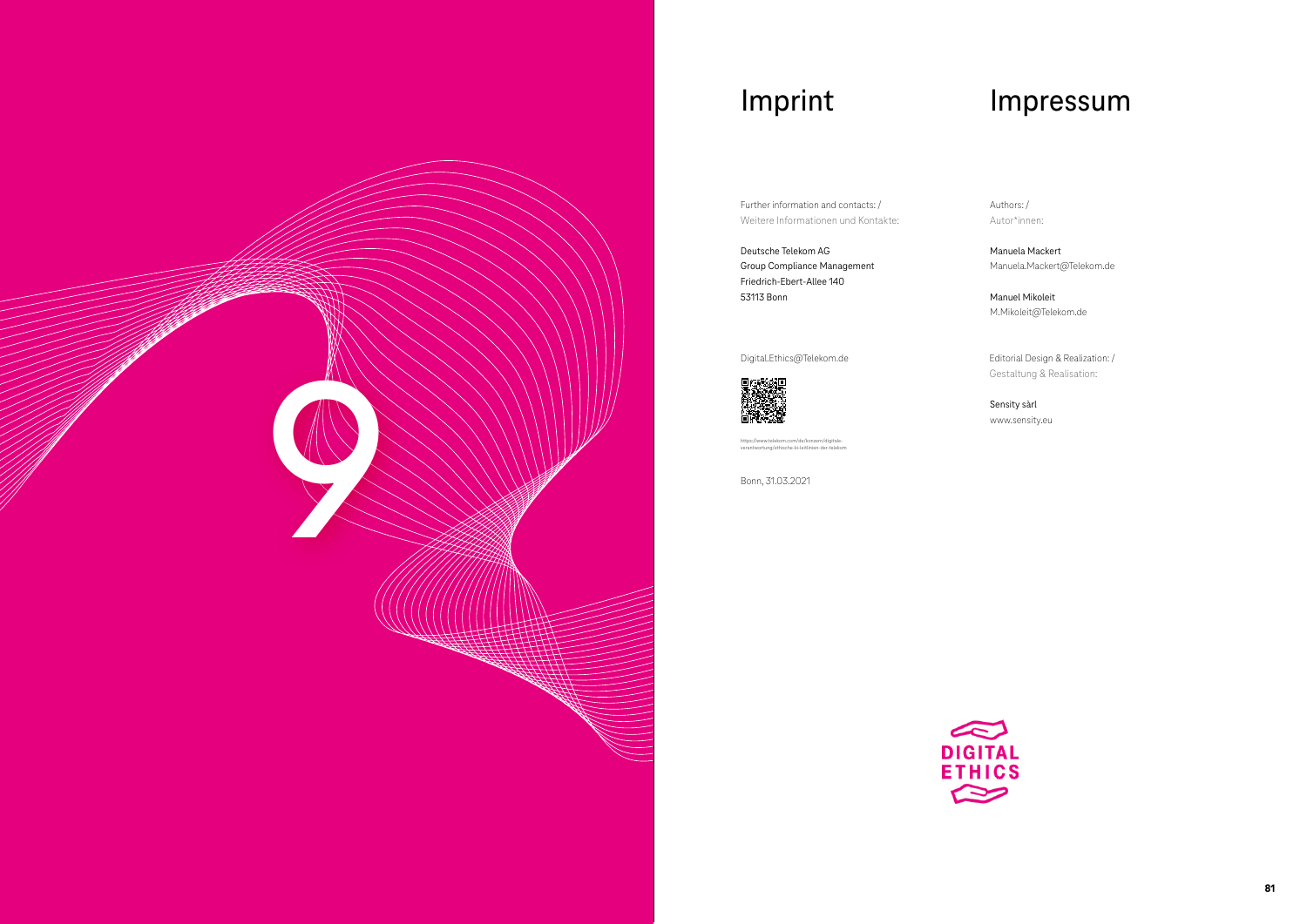9

# Imprint

# Impressum

Further information and contacts: /
Weitere Informationen und Kontakte:

Deutsche Telekom AG
Group Compliance Management
Friedrich-Ebert-Allee 140
53113 Bonn

Digital.Ethics@Telekom.de

https://www.telekom.com/de/konzern/digitale-verantwortung/ethische-ki-leitlinien-der-telekom

Bonn, 31.03.2021

Authors: /
Autor*innen:

Manuela Mackert
Manuela.Mackert@Telekom.de

Manuel Mikoleit
M.Mikoleit@Telekom.de

Editorial Design & Realization: /
Gestaltung & Realisation:

Sensity sàrl
www.sensity.eu

DIGITAL ETHICS